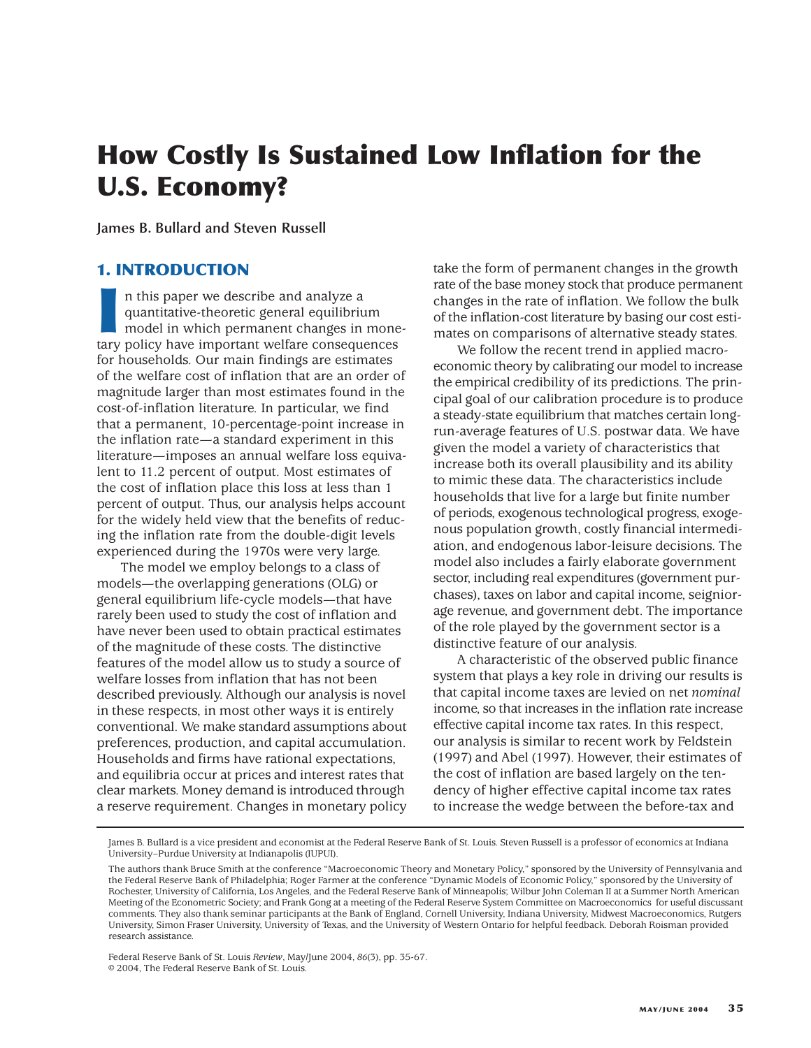# How Costly Is Sustained Low Inflation for the U.S. Economy?

**James B. Bullard and Steven Russell**

## 1. INTRODUCTION

In this paper we describe and analyze a quantitative-theoretic general equilibrium model in which permanent changes in monetary policy have important welfare consequences for households. Our main findings are estimates of the welfare cost of inflation that are an order of magnitude larger than most estimates found in the cost-of-inflation literature. In particular, we find that a permanent, 10-percentage-point increase in the inflation rate—a standard experiment in this literature—imposes an annual welfare loss equivalent to 11.2 percent of output. Most estimates of the cost of inflation place this loss at less than 1 percent of output. Thus, our analysis helps account for the widely held view that the benefits of reducing the inflation rate from the double-digit levels experienced during the 1970s were very large.

The model we employ belongs to a class of models—the overlapping generations (OLG) or general equilibrium life-cycle models—that have rarely been used to study the cost of inflation and have never been used to obtain practical estimates of the magnitude of these costs. The distinctive features of the model allow us to study a source of welfare losses from inflation that has not been described previously. Although our analysis is novel in these respects, in most other ways it is entirely conventional. We make standard assumptions about preferences, production, and capital accumulation. Households and firms have rational expectations, and equilibria occur at prices and interest rates that clear markets. Money demand is introduced through a reserve requirement. Changes in monetary policy take the form of permanent changes in the growth rate of the base money stock that produce permanent changes in the rate of inflation. We follow the bulk of the inflation-cost literature by basing our cost estimates on comparisons of alternative steady states.

We follow the recent trend in applied macroeconomic theory by calibrating our model to increase the empirical credibility of its predictions. The principal goal of our calibration procedure is to produce a steady-state equilibrium that matches certain long-run-average features of U.S. postwar data. We have given the model a variety of characteristics that increase both its overall plausibility and its ability to mimic these data. The characteristics include households that live for a large but finite number of periods, exogenous technological progress, exogenous population growth, costly financial intermediation, and endogenous labor-leisure decisions. The model also includes a fairly elaborate government sector, including real expenditures (government purchases), taxes on labor and capital income, seigniorage revenue, and government debt. The importance of the role played by the government sector is a distinctive feature of our analysis.

A characteristic of the observed public finance system that plays a key role in driving our results is that capital income taxes are levied on net *nominal* income, so that increases in the inflation rate increase effective capital income tax rates. In this respect, our analysis is similar to recent work by Feldstein (1997) and Abel (1997). However, their estimates of the cost of inflation are based largely on the tendency of higher effective capital income tax rates to increase the wedge between the before-tax and

---

James B. Bullard is a vice president and economist at the Federal Reserve Bank of St. Louis. Steven Russell is a professor of economics at Indiana University–Purdue University at Indianapolis (IUPUI).

The authors thank Bruce Smith at the conference "Macroeconomic Theory and Monetary Policy," sponsored by the University of Pennsylvania and the Federal Reserve Bank of Philadelphia; Roger Farmer at the conference "Dynamic Models of Economic Policy," sponsored by the University of Rochester, University of California, Los Angeles, and the Federal Reserve Bank of Minneapolis; Wilbur John Coleman II at a Summer North American Meeting of the Econometric Society; and Frank Gong at a meeting of the Federal Reserve System Committee on Macroeconomics for useful discussant comments. They also thank seminar participants at the Bank of England, Cornell University, Indiana University, Midwest Macroeconomics, Rutgers University, Simon Fraser University, University of Texas, and the University of Western Ontario for helpful feedback. Deborah Roisman provided research assistance.

Federal Reserve Bank of St. Louis *Review*, May/June 2004, *86*(3), pp. 35-67.
© 2004, The Federal Reserve Bank of St. Louis.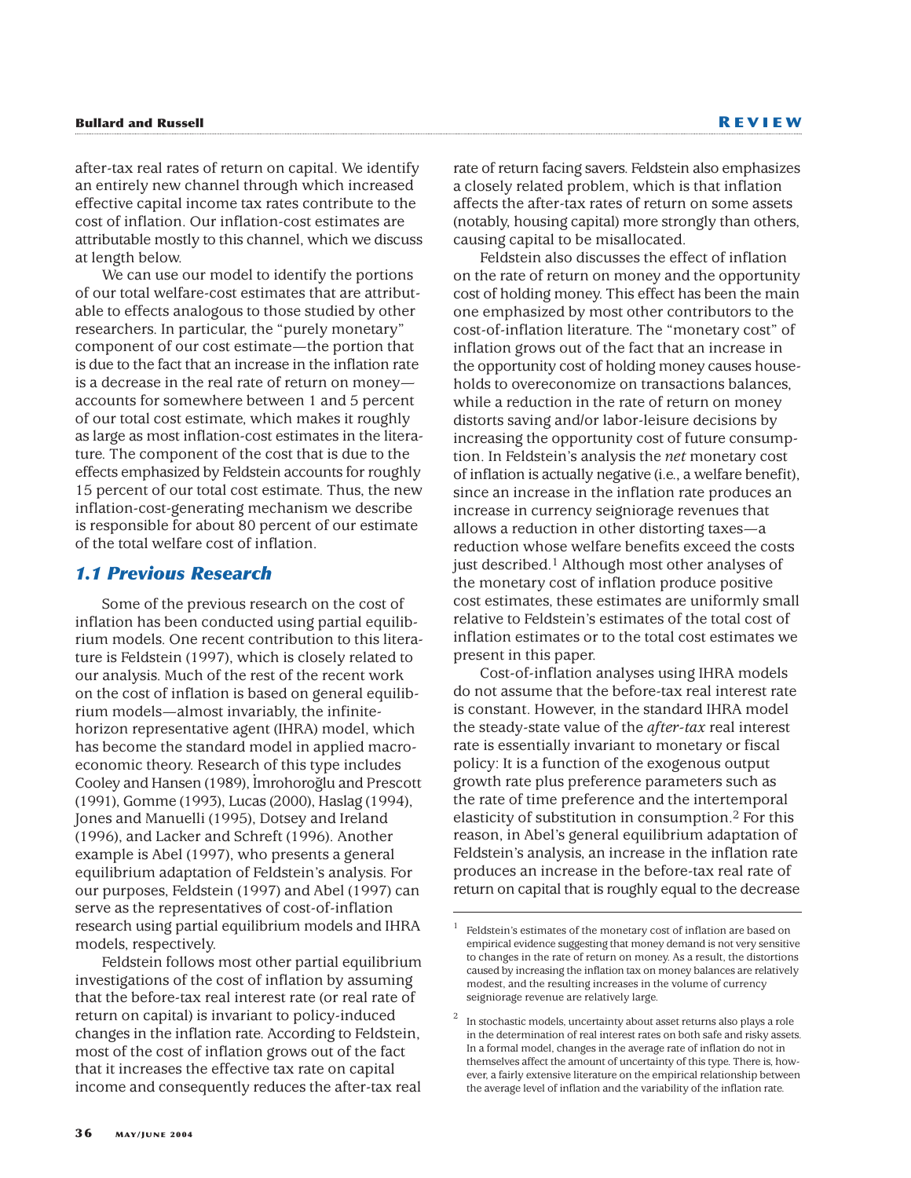after-tax real rates of return on capital. We identify an entirely new channel through which increased effective capital income tax rates contribute to the cost of inflation. Our inflation-cost estimates are attributable mostly to this channel, which we discuss at length below.

We can use our model to identify the portions of our total welfare-cost estimates that are attributable to effects analogous to those studied by other researchers. In particular, the "purely monetary" component of our cost estimate—the portion that is due to the fact that an increase in the inflation rate is a decrease in the real rate of return on money—accounts for somewhere between 1 and 5 percent of our total cost estimate, which makes it roughly as large as most inflation-cost estimates in the literature. The component of the cost that is due to the effects emphasized by Feldstein accounts for roughly 15 percent of our total cost estimate. Thus, the new inflation-cost-generating mechanism we describe is responsible for about 80 percent of our estimate of the total welfare cost of inflation.

## 1.1 Previous Research

Some of the previous research on the cost of inflation has been conducted using partial equilibrium models. One recent contribution to this literature is Feldstein (1997), which is closely related to our analysis. Much of the rest of the recent work on the cost of inflation is based on general equilibrium models—almost invariably, the infinite-horizon representative agent (IHRA) model, which has become the standard model in applied macroeconomic theory. Research of this type includes Cooley and Hansen (1989), İmrohoroğlu and Prescott (1991), Gomme (1993), Lucas (2000), Haslag (1994), Jones and Manuelli (1995), Dotsey and Ireland (1996), and Lacker and Schreft (1996). Another example is Abel (1997), who presents a general equilibrium adaptation of Feldstein's analysis. For our purposes, Feldstein (1997) and Abel (1997) can serve as the representatives of cost-of-inflation research using partial equilibrium models and IHRA models, respectively.

Feldstein follows most other partial equilibrium investigations of the cost of inflation by assuming that the before-tax real interest rate (or real rate of return on capital) is invariant to policy-induced changes in the inflation rate. According to Feldstein, most of the cost of inflation grows out of the fact that it increases the effective tax rate on capital income and consequently reduces the after-tax real rate of return facing savers. Feldstein also emphasizes a closely related problem, which is that inflation affects the after-tax rates of return on some assets (notably, housing capital) more strongly than others, causing capital to be misallocated.

Feldstein also discusses the effect of inflation on the rate of return on money and the opportunity cost of holding money. This effect has been the main one emphasized by most other contributors to the cost-of-inflation literature. The "monetary cost" of inflation grows out of the fact that an increase in the opportunity cost of holding money causes households to overeconomize on transactions balances, while a reduction in the rate of return on money distorts saving and/or labor-leisure decisions by increasing the opportunity cost of future consumption. In Feldstein's analysis the *net* monetary cost of inflation is actually negative (i.e., a welfare benefit), since an increase in the inflation rate produces an increase in currency seigniorage revenues that allows a reduction in other distorting taxes—a reduction whose welfare benefits exceed the costs just described.[1] Although most other analyses of the monetary cost of inflation produce positive cost estimates, these estimates are uniformly small relative to Feldstein's estimates of the total cost of inflation estimates or to the total cost estimates we present in this paper.

Cost-of-inflation analyses using IHRA models do not assume that the before-tax real interest rate is constant. However, in the standard IHRA model the steady-state value of the *after-tax* real interest rate is essentially invariant to monetary or fiscal policy: It is a function of the exogenous output growth rate plus preference parameters such as the rate of time preference and the intertemporal elasticity of substitution in consumption.[2] For this reason, in Abel's general equilibrium adaptation of Feldstein's analysis, an increase in the inflation rate produces an increase in the before-tax real rate of return on capital that is roughly equal to the decrease

---

[1] Feldstein's estimates of the monetary cost of inflation are based on empirical evidence suggesting that money demand is not very sensitive to changes in the rate of return on money. As a result, the distortions caused by increasing the inflation tax on money balances are relatively modest, and the resulting increases in the volume of currency seigniorage revenue are relatively large.

[2] In stochastic models, uncertainty about asset returns also plays a role in the determination of real interest rates on both safe and risky assets. In a formal model, changes in the average rate of inflation do not in themselves affect the amount of uncertainty of this type. There is, however, a fairly extensive literature on the empirical relationship between the average level of inflation and the variability of the inflation rate.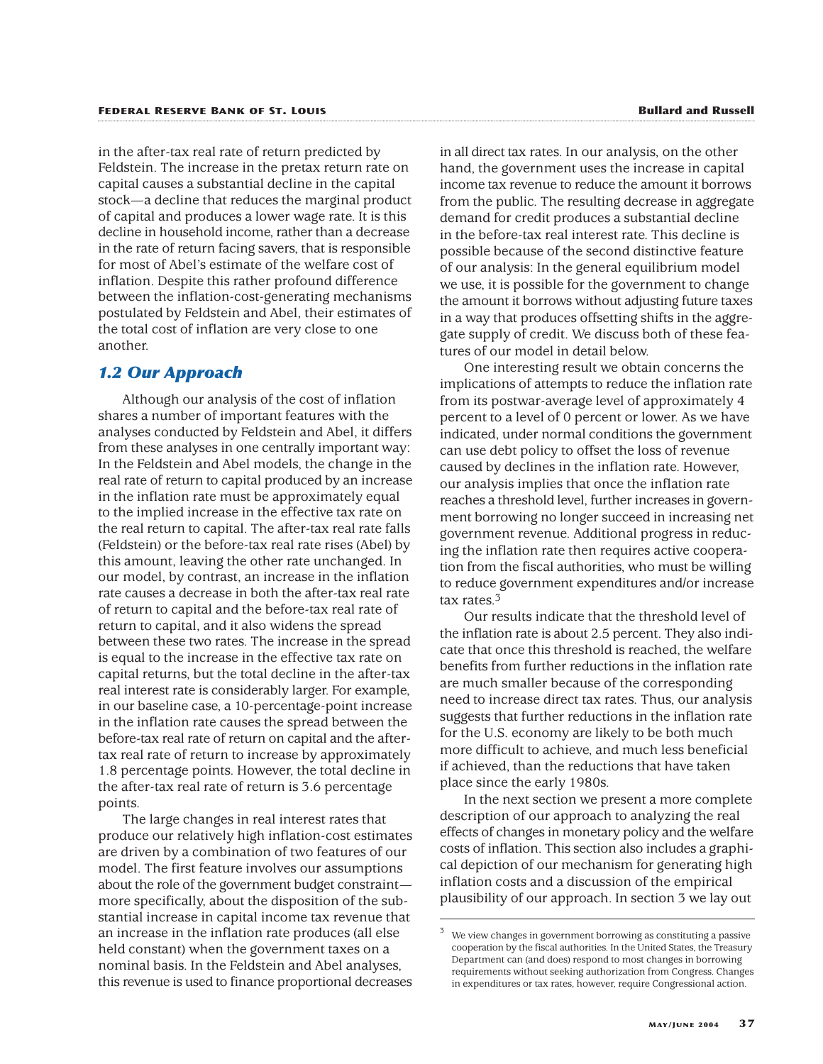in the after-tax real rate of return predicted by Feldstein. The increase in the pretax return rate on capital causes a substantial decline in the capital stock—a decline that reduces the marginal product of capital and produces a lower wage rate. It is this decline in household income, rather than a decrease in the rate of return facing savers, that is responsible for most of Abel's estimate of the welfare cost of inflation. Despite this rather profound difference between the inflation-cost-generating mechanisms postulated by Feldstein and Abel, their estimates of the total cost of inflation are very close to one another.

## *1.2 Our Approach*

Although our analysis of the cost of inflation shares a number of important features with the analyses conducted by Feldstein and Abel, it differs from these analyses in one centrally important way: In the Feldstein and Abel models, the change in the real rate of return to capital produced by an increase in the inflation rate must be approximately equal to the implied increase in the effective tax rate on the real return to capital. The after-tax real rate falls (Feldstein) or the before-tax real rate rises (Abel) by this amount, leaving the other rate unchanged. In our model, by contrast, an increase in the inflation rate causes a decrease in both the after-tax real rate of return to capital and the before-tax real rate of return to capital, and it also widens the spread between these two rates. The increase in the spread is equal to the increase in the effective tax rate on capital returns, but the total decline in the after-tax real interest rate is considerably larger. For example, in our baseline case, a 10-percentage-point increase in the inflation rate causes the spread between the before-tax real rate of return on capital and the after-tax real rate of return to increase by approximately 1.8 percentage points. However, the total decline in the after-tax real rate of return is 3.6 percentage points.

The large changes in real interest rates that produce our relatively high inflation-cost estimates are driven by a combination of two features of our model. The first feature involves our assumptions about the role of the government budget constraint—more specifically, about the disposition of the substantial increase in capital income tax revenue that an increase in the inflation rate produces (all else held constant) when the government taxes on a nominal basis. In the Feldstein and Abel analyses, this revenue is used to finance proportional decreases in all direct tax rates. In our analysis, on the other hand, the government uses the increase in capital income tax revenue to reduce the amount it borrows from the public. The resulting decrease in aggregate demand for credit produces a substantial decline in the before-tax real interest rate. This decline is possible because of the second distinctive feature of our analysis: In the general equilibrium model we use, it is possible for the government to change the amount it borrows without adjusting future taxes in a way that produces offsetting shifts in the aggregate supply of credit. We discuss both of these features of our model in detail below.

One interesting result we obtain concerns the implications of attempts to reduce the inflation rate from its postwar-average level of approximately 4 percent to a level of 0 percent or lower. As we have indicated, under normal conditions the government can use debt policy to offset the loss of revenue caused by declines in the inflation rate. However, our analysis implies that once the inflation rate reaches a threshold level, further increases in government borrowing no longer succeed in increasing net government revenue. Additional progress in reducing the inflation rate then requires active cooperation from the fiscal authorities, who must be willing to reduce government expenditures and/or increase tax rates.[3]

Our results indicate that the threshold level of the inflation rate is about 2.5 percent. They also indicate that once this threshold is reached, the welfare benefits from further reductions in the inflation rate are much smaller because of the corresponding need to increase direct tax rates. Thus, our analysis suggests that further reductions in the inflation rate for the U.S. economy are likely to be both much more difficult to achieve, and much less beneficial if achieved, than the reductions that have taken place since the early 1980s.

In the next section we present a more complete description of our approach to analyzing the real effects of changes in monetary policy and the welfare costs of inflation. This section also includes a graphical depiction of our mechanism for generating high inflation costs and a discussion of the empirical plausibility of our approach. In section 3 we lay out

[3] We view changes in government borrowing as constituting a passive cooperation by the fiscal authorities. In the United States, the Treasury Department can (and does) respond to most changes in borrowing requirements without seeking authorization from Congress. Changes in expenditures or tax rates, however, require Congressional action.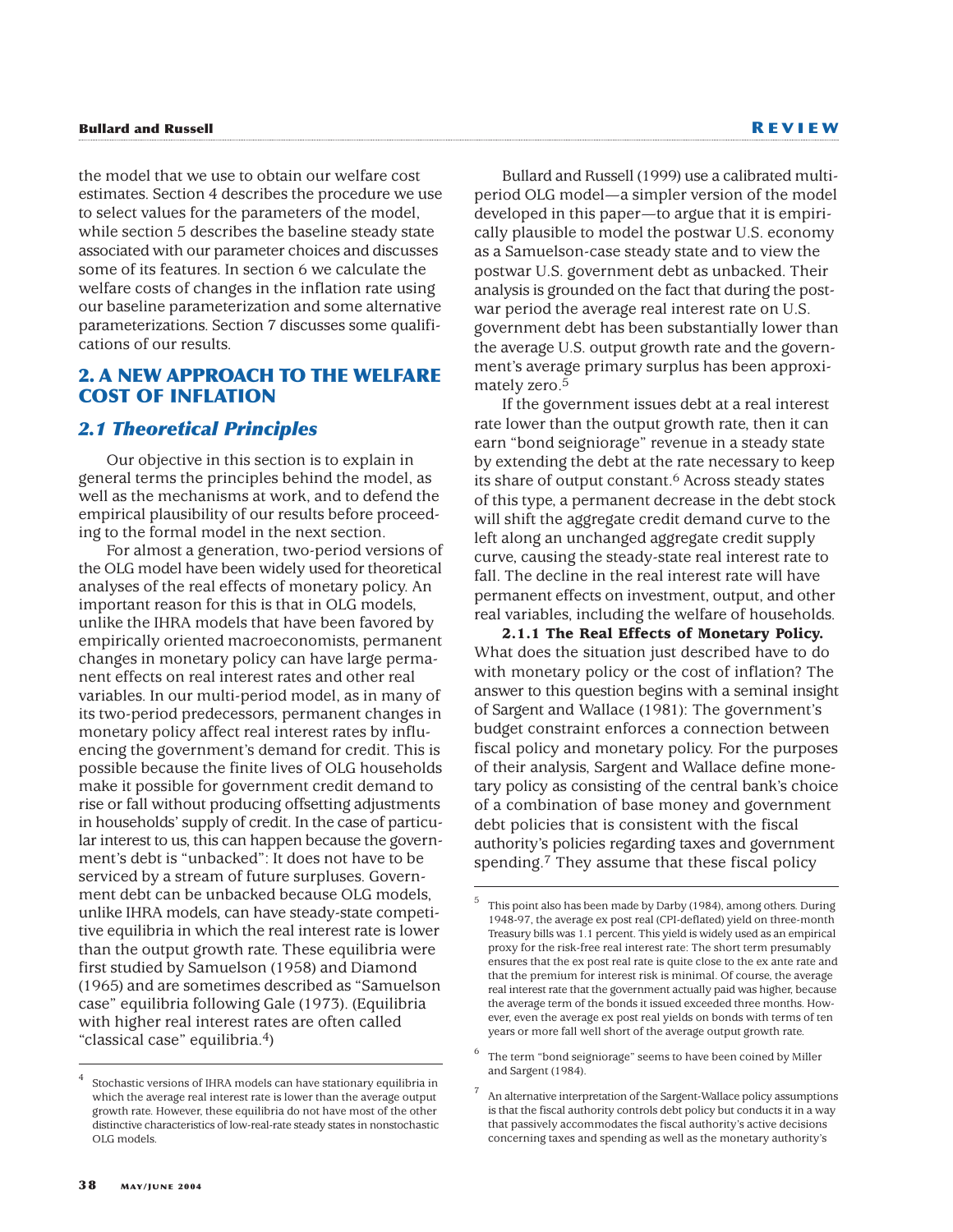the model that we use to obtain our welfare cost estimates. Section 4 describes the procedure we use to select values for the parameters of the model, while section 5 describes the baseline steady state associated with our parameter choices and discusses some of its features. In section 6 we calculate the welfare costs of changes in the inflation rate using our baseline parameterization and some alternative parameterizations. Section 7 discusses some qualifications of our results.

## 2. A NEW APPROACH TO THE WELFARE COST OF INFLATION

### 2.1 Theoretical Principles

Our objective in this section is to explain in general terms the principles behind the model, as well as the mechanisms at work, and to defend the empirical plausibility of our results before proceeding to the formal model in the next section.

For almost a generation, two-period versions of the OLG model have been widely used for theoretical analyses of the real effects of monetary policy. An important reason for this is that in OLG models, unlike the IHRA models that have been favored by empirically oriented macroeconomists, permanent changes in monetary policy can have large permanent effects on real interest rates and other real variables. In our multi-period model, as in many of its two-period predecessors, permanent changes in monetary policy affect real interest rates by influencing the government's demand for credit. This is possible because the finite lives of OLG households make it possible for government credit demand to rise or fall without producing offsetting adjustments in households' supply of credit. In the case of particular interest to us, this can happen because the government's debt is "unbacked": It does not have to be serviced by a stream of future surpluses. Government debt can be unbacked because OLG models, unlike IHRA models, can have steady-state competitive equilibria in which the real interest rate is lower than the output growth rate. These equilibria were first studied by Samuelson (1958) and Diamond (1965) and are sometimes described as "Samuelson case" equilibria following Gale (1973). (Equilibria with higher real interest rates are often called "classical case" equilibria.[4])

Bullard and Russell (1999) use a calibrated multiperiod OLG model—a simpler version of the model developed in this paper—to argue that it is empirically plausible to model the postwar U.S. economy as a Samuelson-case steady state and to view the postwar U.S. government debt as unbacked. Their analysis is grounded on the fact that during the postwar period the average real interest rate on U.S. government debt has been substantially lower than the average U.S. output growth rate and the government's average primary surplus has been approximately zero.[5]

If the government issues debt at a real interest rate lower than the output growth rate, then it can earn "bond seigniorage" revenue in a steady state by extending the debt at the rate necessary to keep its share of output constant.[6] Across steady states of this type, a permanent decrease in the debt stock will shift the aggregate credit demand curve to the left along an unchanged aggregate credit supply curve, causing the steady-state real interest rate to fall. The decline in the real interest rate will have permanent effects on investment, output, and other real variables, including the welfare of households.

**2.1.1 The Real Effects of Monetary Policy.** What does the situation just described have to do with monetary policy or the cost of inflation? The answer to this question begins with a seminal insight of Sargent and Wallace (1981): The government's budget constraint enforces a connection between fiscal policy and monetary policy. For the purposes of their analysis, Sargent and Wallace define monetary policy as consisting of the central bank's choice of a combination of base money and government debt policies that is consistent with the fiscal authority's policies regarding taxes and government spending.[7] They assume that these fiscal policy

---

[4] Stochastic versions of IHRA models can have stationary equilibria in which the average real interest rate is lower than the average output growth rate. However, these equilibria do not have most of the other distinctive characteristics of low-real-rate steady states in nonstochastic OLG models.

[5] This point also has been made by Darby (1984), among others. During 1948-97, the average ex post real (CPI-deflated) yield on three-month Treasury bills was 1.1 percent. This yield is widely used as an empirical proxy for the risk-free real interest rate: The short term presumably ensures that the ex post real rate is quite close to the ex ante rate and that the premium for interest risk is minimal. Of course, the average real interest rate that the government actually paid was higher, because the average term of the bonds it issued exceeded three months. However, even the average ex post real yields on bonds with terms of ten years or more fall well short of the average output growth rate.

[6] The term "bond seigniorage" seems to have been coined by Miller and Sargent (1984).

[7] An alternative interpretation of the Sargent-Wallace policy assumptions is that the fiscal authority controls debt policy but conducts it in a way that passively accommodates the fiscal authority's active decisions concerning taxes and spending as well as the monetary authority's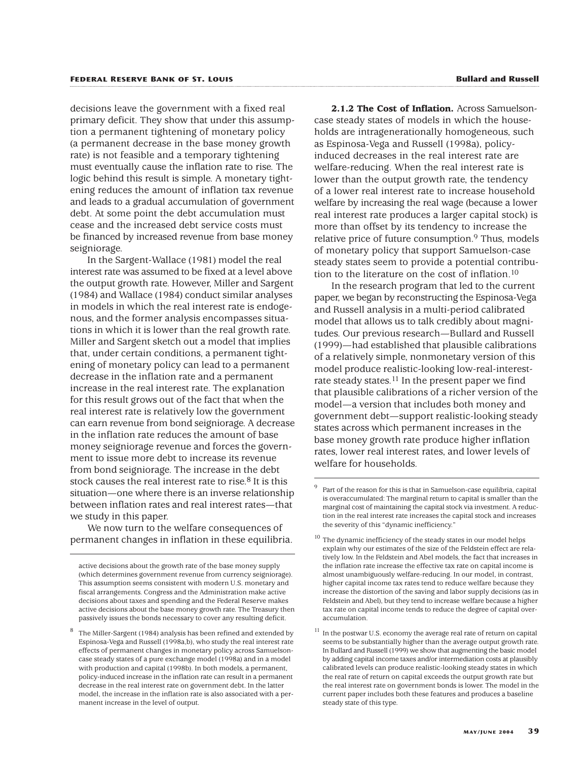decisions leave the government with a fixed real primary deficit. They show that under this assumption a permanent tightening of monetary policy (a permanent decrease in the base money growth rate) is not feasible and a temporary tightening must eventually cause the inflation rate to rise. The logic behind this result is simple. A monetary tightening reduces the amount of inflation tax revenue and leads to a gradual accumulation of government debt. At some point the debt accumulation must cease and the increased debt service costs must be financed by increased revenue from base money seigniorage.

In the Sargent-Wallace (1981) model the real interest rate was assumed to be fixed at a level above the output growth rate. However, Miller and Sargent (1984) and Wallace (1984) conduct similar analyses in models in which the real interest rate is endogenous, and the former analysis encompasses situations in which it is lower than the real growth rate. Miller and Sargent sketch out a model that implies that, under certain conditions, a permanent tightening of monetary policy can lead to a permanent decrease in the inflation rate and a permanent increase in the real interest rate. The explanation for this result grows out of the fact that when the real interest rate is relatively low the government can earn revenue from bond seigniorage. A decrease in the inflation rate reduces the amount of base money seigniorage revenue and forces the government to issue more debt to increase its revenue from bond seigniorage. The increase in the debt stock causes the real interest rate to rise.[8] It is this situation—one where there is an inverse relationship between inflation rates and real interest rates—that we study in this paper.

We now turn to the welfare consequences of permanent changes in inflation in these equilibria.

**2.1.2 The Cost of Inflation.** Across Samuelson-case steady states of models in which the households are intragenerationally homogeneous, such as Espinosa-Vega and Russell (1998a), policy-induced decreases in the real interest rate are welfare-reducing. When the real interest rate is lower than the output growth rate, the tendency of a lower real interest rate to increase household welfare by increasing the real wage (because a lower real interest rate produces a larger capital stock) is more than offset by its tendency to increase the relative price of future consumption.[9] Thus, models of monetary policy that support Samuelson-case steady states seem to provide a potential contribution to the literature on the cost of inflation.[10]

In the research program that led to the current paper, we began by reconstructing the Espinosa-Vega and Russell analysis in a multi-period calibrated model that allows us to talk credibly about magnitudes. Our previous research—Bullard and Russell (1999)—had established that plausible calibrations of a relatively simple, nonmonetary version of this model produce realistic-looking low-real-interest-rate steady states.[11] In the present paper we find that plausible calibrations of a richer version of the model—a version that includes both money and government debt—support realistic-looking steady states across which permanent increases in the base money growth rate produce higher inflation rates, lower real interest rates, and lower levels of welfare for households.

---

active decisions about the growth rate of the base money supply (which determines government revenue from currency seigniorage). This assumption seems consistent with modern U.S. monetary and fiscal arrangements. Congress and the Administration make active decisions about taxes and spending and the Federal Reserve makes active decisions about the base money growth rate. The Treasury then passively issues the bonds necessary to cover any resulting deficit.

[8] The Miller-Sargent (1984) analysis has been refined and extended by Espinosa-Vega and Russell (1998a,b), who study the real interest rate effects of permanent changes in monetary policy across Samuelson-case steady states of a pure exchange model (1998a) and in a model with production and capital (1998b). In both models, a permanent, policy-induced increase in the inflation rate can result in a permanent decrease in the real interest rate on government debt. In the latter model, the increase in the inflation rate is also associated with a permanent increase in the level of output.

[9] Part of the reason for this is that in Samuelson-case equilibria, capital is overaccumulated: The marginal return to capital is smaller than the marginal cost of maintaining the capital stock via investment. A reduction in the real interest rate increases the capital stock and increases the severity of this "dynamic inefficiency."

[10] The dynamic inefficiency of the steady states in our model helps explain why our estimates of the size of the Feldstein effect are relatively low. In the Feldstein and Abel models, the fact that increases in the inflation rate increase the effective tax rate on capital income is almost unambiguously welfare-reducing. In our model, in contrast, higher capital income tax rates tend to reduce welfare because they increase the distortion of the saving and labor supply decisions (as in Feldstein and Abel), but they tend to increase welfare because a higher tax rate on capital income tends to reduce the degree of capital overaccumulation.

[11] In the postwar U.S. economy the average real rate of return on capital seems to be substantially higher than the average output growth rate. In Bullard and Russell (1999) we show that augmenting the basic model by adding capital income taxes and/or intermediation costs at plausibly calibrated levels can produce realistic-looking steady states in which the real rate of return on capital exceeds the output growth rate but the real interest rate on government bonds is lower. The model in the current paper includes both these features and produces a baseline steady state of this type.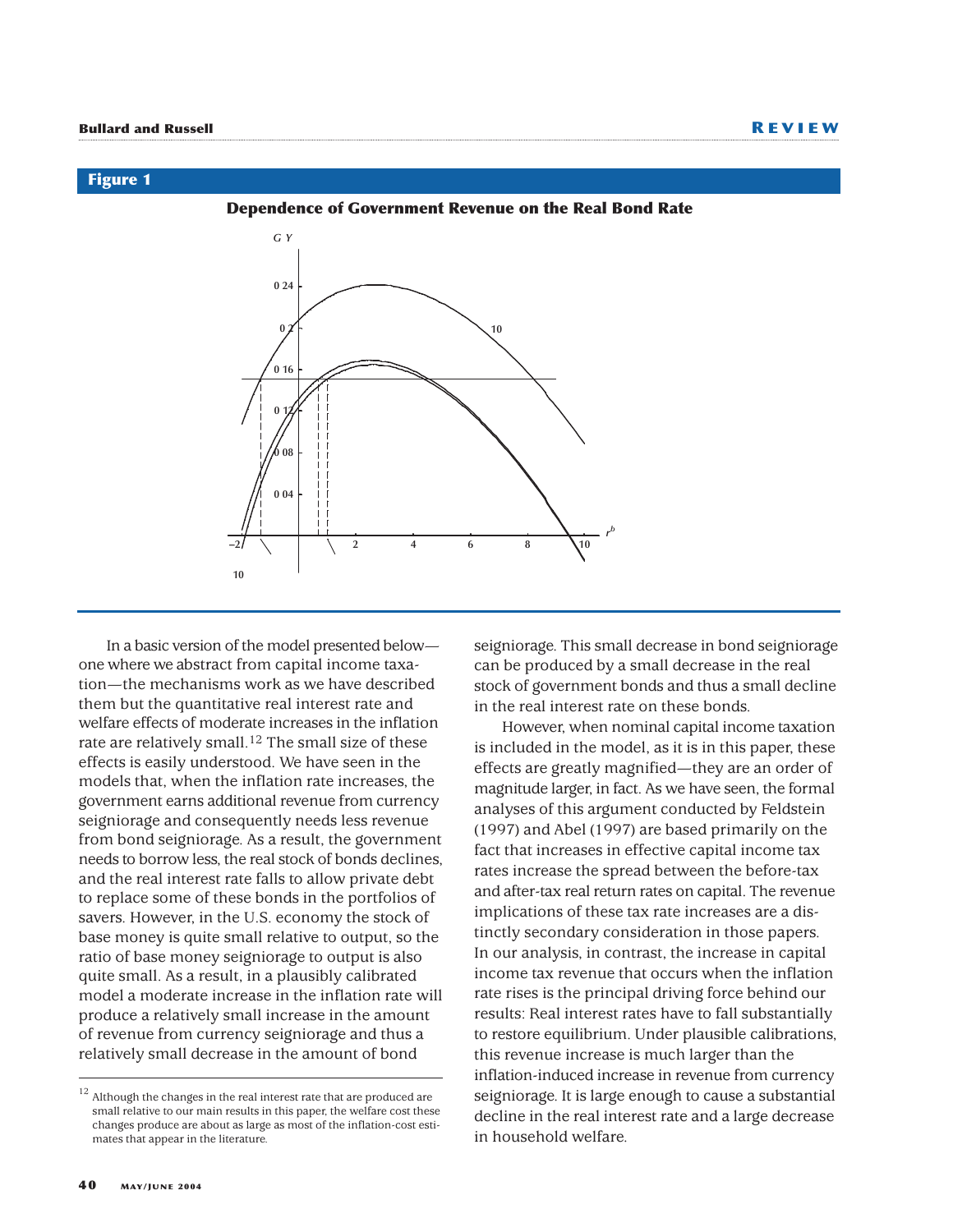## Figure 1

**Dependence of Government Revenue on the Real Bond Rate**

In a basic version of the model presented below—one where we abstract from capital income taxation—the mechanisms work as we have described them but the quantitative real interest rate and welfare effects of moderate increases in the inflation rate are relatively small.[12] The small size of these effects is easily understood. We have seen in the models that, when the inflation rate increases, the government earns additional revenue from currency seigniorage and consequently needs less revenue from bond seigniorage. As a result, the government needs to borrow less, the real stock of bonds declines, and the real interest rate falls to allow private debt to replace some of these bonds in the portfolios of savers. However, in the U.S. economy the stock of base money is quite small relative to output, so the ratio of base money seigniorage to output is also quite small. As a result, in a plausibly calibrated model a moderate increase in the inflation rate will produce a relatively small increase in the amount of revenue from currency seigniorage and thus a relatively small decrease in the amount of bond seigniorage. This small decrease in bond seigniorage can be produced by a small decrease in the real stock of government bonds and thus a small decline in the real interest rate on these bonds.

However, when nominal capital income taxation is included in the model, as it is in this paper, these effects are greatly magnified—they are an order of magnitude larger, in fact. As we have seen, the formal analyses of this argument conducted by Feldstein (1997) and Abel (1997) are based primarily on the fact that increases in effective capital income tax rates increase the spread between the before-tax and after-tax real return rates on capital. The revenue implications of these tax rate increases are a distinctly secondary consideration in those papers. In our analysis, in contrast, the increase in capital income tax revenue that occurs when the inflation rate rises is the principal driving force behind our results: Real interest rates have to fall substantially to restore equilibrium. Under plausible calibrations, this revenue increase is much larger than the inflation-induced increase in revenue from currency seigniorage. It is large enough to cause a substantial decline in the real interest rate and a large decrease in household welfare.

[12] Although the changes in the real interest rate that are produced are small relative to our main results in this paper, the welfare cost these changes produce are about as large as most of the inflation-cost estimates that appear in the literature.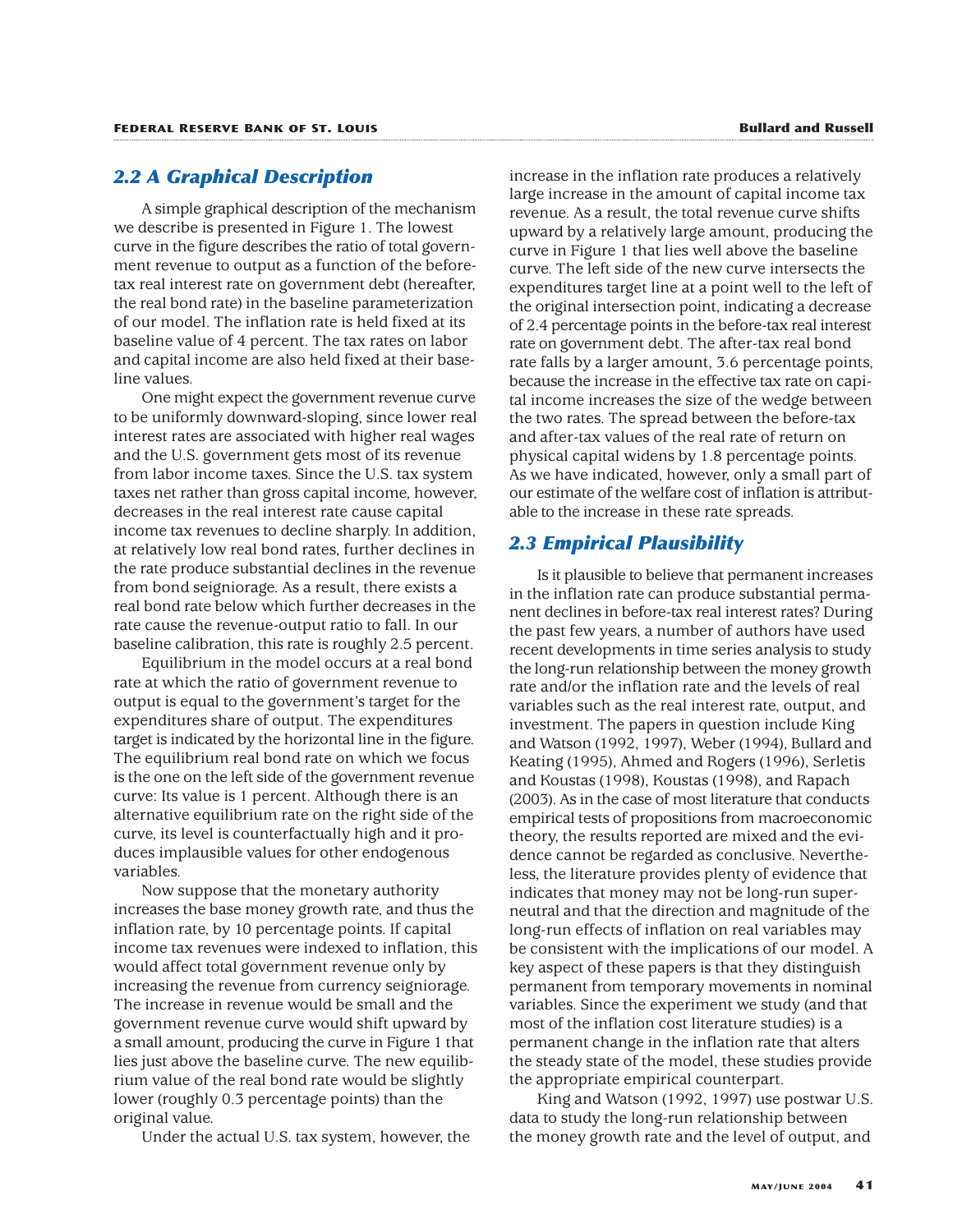## 2.2 A Graphical Description

A simple graphical description of the mechanism we describe is presented in Figure 1. The lowest curve in the figure describes the ratio of total government revenue to output as a function of the before-tax real interest rate on government debt (hereafter, the real bond rate) in the baseline parameterization of our model. The inflation rate is held fixed at its baseline value of 4 percent. The tax rates on labor and capital income are also held fixed at their baseline values.

One might expect the government revenue curve to be uniformly downward-sloping, since lower real interest rates are associated with higher real wages and the U.S. government gets most of its revenue from labor income taxes. Since the U.S. tax system taxes net rather than gross capital income, however, decreases in the real interest rate cause capital income tax revenues to decline sharply. In addition, at relatively low real bond rates, further declines in the rate produce substantial declines in the revenue from bond seigniorage. As a result, there exists a real bond rate below which further decreases in the rate cause the revenue-output ratio to fall. In our baseline calibration, this rate is roughly 2.5 percent.

Equilibrium in the model occurs at a real bond rate at which the ratio of government revenue to output is equal to the government's target for the expenditures share of output. The expenditures target is indicated by the horizontal line in the figure. The equilibrium real bond rate on which we focus is the one on the left side of the government revenue curve: Its value is 1 percent. Although there is an alternative equilibrium rate on the right side of the curve, its level is counterfactually high and it produces implausible values for other endogenous variables.

Now suppose that the monetary authority increases the base money growth rate, and thus the inflation rate, by 10 percentage points. If capital income tax revenues were indexed to inflation, this would affect total government revenue only by increasing the revenue from currency seigniorage. The increase in revenue would be small and the government revenue curve would shift upward by a small amount, producing the curve in Figure 1 that lies just above the baseline curve. The new equilibrium value of the real bond rate would be slightly lower (roughly 0.3 percentage points) than the original value.

Under the actual U.S. tax system, however, the increase in the inflation rate produces a relatively large increase in the amount of capital income tax revenue. As a result, the total revenue curve shifts upward by a relatively large amount, producing the curve in Figure 1 that lies well above the baseline curve. The left side of the new curve intersects the expenditures target line at a point well to the left of the original intersection point, indicating a decrease of 2.4 percentage points in the before-tax real interest rate on government debt. The after-tax real bond rate falls by a larger amount, 3.6 percentage points, because the increase in the effective tax rate on capital income increases the size of the wedge between the two rates. The spread between the before-tax and after-tax values of the real rate of return on physical capital widens by 1.8 percentage points. As we have indicated, however, only a small part of our estimate of the welfare cost of inflation is attributable to the increase in these rate spreads.

## 2.3 Empirical Plausibility

Is it plausible to believe that permanent increases in the inflation rate can produce substantial permanent declines in before-tax real interest rates? During the past few years, a number of authors have used recent developments in time series analysis to study the long-run relationship between the money growth rate and/or the inflation rate and the levels of real variables such as the real interest rate, output, and investment. The papers in question include King and Watson (1992, 1997), Weber (1994), Bullard and Keating (1995), Ahmed and Rogers (1996), Serletis and Koustas (1998), Koustas (1998), and Rapach (2003). As in the case of most literature that conducts empirical tests of propositions from macroeconomic theory, the results reported are mixed and the evidence cannot be regarded as conclusive. Nevertheless, the literature provides plenty of evidence that indicates that money may not be long-run superneutral and that the direction and magnitude of the long-run effects of inflation on real variables may be consistent with the implications of our model. A key aspect of these papers is that they distinguish permanent from temporary movements in nominal variables. Since the experiment we study (and that most of the inflation cost literature studies) is a permanent change in the inflation rate that alters the steady state of the model, these studies provide the appropriate empirical counterpart.

King and Watson (1992, 1997) use postwar U.S. data to study the long-run relationship between the money growth rate and the level of output, and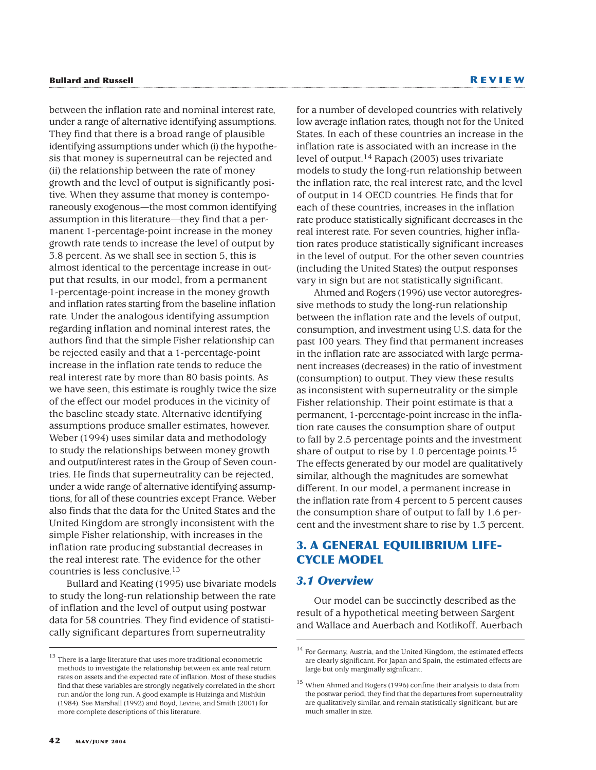between the inflation rate and nominal interest rate, under a range of alternative identifying assumptions. They find that there is a broad range of plausible identifying assumptions under which (i) the hypothesis that money is superneutral can be rejected and (ii) the relationship between the rate of money growth and the level of output is significantly positive. When they assume that money is contemporaneously exogenous—the most common identifying assumption in this literature—they find that a permanent 1-percentage-point increase in the money growth rate tends to increase the level of output by 3.8 percent. As we shall see in section 5, this is almost identical to the percentage increase in output that results, in our model, from a permanent 1-percentage-point increase in the money growth and inflation rates starting from the baseline inflation rate. Under the analogous identifying assumption regarding inflation and nominal interest rates, the authors find that the simple Fisher relationship can be rejected easily and that a 1-percentage-point increase in the inflation rate tends to reduce the real interest rate by more than 80 basis points. As we have seen, this estimate is roughly twice the size of the effect our model produces in the vicinity of the baseline steady state. Alternative identifying assumptions produce smaller estimates, however. Weber (1994) uses similar data and methodology to study the relationships between money growth and output/interest rates in the Group of Seven countries. He finds that superneutrality can be rejected, under a wide range of alternative identifying assumptions, for all of these countries except France. Weber also finds that the data for the United States and the United Kingdom are strongly inconsistent with the simple Fisher relationship, with increases in the inflation rate producing substantial decreases in the real interest rate. The evidence for the other countries is less conclusive.[13]

Bullard and Keating (1995) use bivariate models to study the long-run relationship between the rate of inflation and the level of output using postwar data for 58 countries. They find evidence of statistically significant departures from superneutrality for a number of developed countries with relatively low average inflation rates, though not for the United States. In each of these countries an increase in the inflation rate is associated with an increase in the level of output.[14] Rapach (2003) uses trivariate models to study the long-run relationship between the inflation rate, the real interest rate, and the level of output in 14 OECD countries. He finds that for each of these countries, increases in the inflation rate produce statistically significant decreases in the real interest rate. For seven countries, higher inflation rates produce statistically significant increases in the level of output. For the other seven countries (including the United States) the output responses vary in sign but are not statistically significant.

Ahmed and Rogers (1996) use vector autoregressive methods to study the long-run relationship between the inflation rate and the levels of output, consumption, and investment using U.S. data for the past 100 years. They find that permanent increases in the inflation rate are associated with large permanent increases (decreases) in the ratio of investment (consumption) to output. They view these results as inconsistent with superneutrality or the simple Fisher relationship. Their point estimate is that a permanent, 1-percentage-point increase in the inflation rate causes the consumption share of output to fall by 2.5 percentage points and the investment share of output to rise by 1.0 percentage points.[15] The effects generated by our model are qualitatively similar, although the magnitudes are somewhat different. In our model, a permanent increase in the inflation rate from 4 percent to 5 percent causes the consumption share of output to fall by 1.6 percent and the investment share to rise by 1.3 percent.

## 3. A GENERAL EQUILIBRIUM LIFE-CYCLE MODEL

### 3.1 Overview

Our model can be succinctly described as the result of a hypothetical meeting between Sargent and Wallace and Auerbach and Kotlikoff. Auerbach

---

[13] There is a large literature that uses more traditional econometric methods to investigate the relationship between ex ante real return rates on assets and the expected rate of inflation. Most of these studies find that these variables are strongly negatively correlated in the short run and/or the long run. A good example is Huizinga and Mishkin (1984). See Marshall (1992) and Boyd, Levine, and Smith (2001) for more complete descriptions of this literature.

[14] For Germany, Austria, and the United Kingdom, the estimated effects are clearly significant. For Japan and Spain, the estimated effects are large but only marginally significant.

[15] When Ahmed and Rogers (1996) confine their analysis to data from the postwar period, they find that the departures from superneutrality are qualitatively similar, and remain statistically significant, but are much smaller in size.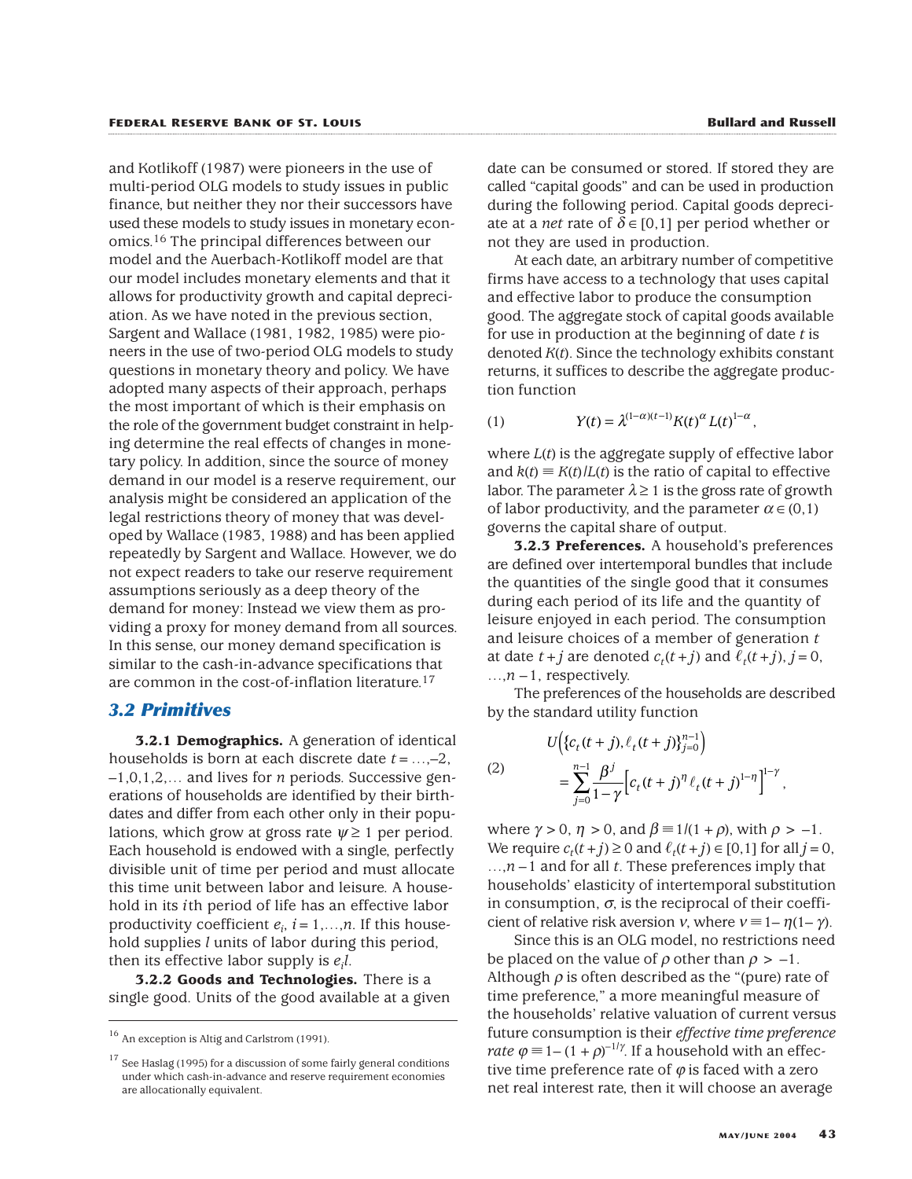and Kotlikoff (1987) were pioneers in the use of multi-period OLG models to study issues in public finance, but neither they nor their successors have used these models to study issues in monetary economics.[16] The principal differences between our model and the Auerbach-Kotlikoff model are that our model includes monetary elements and that it allows for productivity growth and capital depreciation. As we have noted in the previous section, Sargent and Wallace (1981, 1982, 1985) were pioneers in the use of two-period OLG models to study questions in monetary theory and policy. We have adopted many aspects of their approach, perhaps the most important of which is their emphasis on the role of the government budget constraint in helping determine the real effects of changes in monetary policy. In addition, since the source of money demand in our model is a reserve requirement, our analysis might be considered an application of the legal restrictions theory of money that was developed by Wallace (1983, 1988) and has been applied repeatedly by Sargent and Wallace. However, we do not expect readers to take our reserve requirement assumptions seriously as a deep theory of the demand for money: Instead we view them as providing a proxy for money demand from all sources. In this sense, our money demand specification is similar to the cash-in-advance specifications that are common in the cost-of-inflation literature.[17]

## 3.2 Primitives

**3.2.1 Demographics.** A generation of identical households is born at each discrete date $t = \ldots, -2, -1, 0, 1, 2, \ldots$ and lives for $n$ periods. Successive generations of households are identified by their birthdates and differ from each other only in their populations, which grow at gross rate $\psi \geq 1$ per period. Each household is endowed with a single, perfectly divisible unit of time per period and must allocate this time unit between labor and leisure. A household in its $i$th period of life has an effective labor productivity coefficient $e_i$, $i = 1, \ldots, n$. If this household supplies $l$ units of labor during this period, then its effective labor supply is $e_i l$.

**3.2.2 Goods and Technologies.** There is a single good. Units of the good available at a given date can be consumed or stored. If stored they are called "capital goods" and can be used in production during the following period. Capital goods depreciate at a *net* rate of $\delta \in [0,1]$ per period whether or not they are used in production.

At each date, an arbitrary number of competitive firms have access to a technology that uses capital and effective labor to produce the consumption good. The aggregate stock of capital goods available for use in production at the beginning of date $t$ is denoted $K(t)$. Since the technology exhibits constant returns, it suffices to describe the aggregate production function

$$Y(t) = \lambda^{(1-\alpha)(t-1)} K(t)^{\alpha} L(t)^{1-\alpha}, \tag{1}$$

where $L(t)$ is the aggregate supply of effective labor and $k(t) \equiv K(t)/L(t)$ is the ratio of capital to effective labor. The parameter $\lambda \geq 1$ is the gross rate of growth of labor productivity, and the parameter $\alpha \in (0,1)$ governs the capital share of output.

**3.2.3 Preferences.** A household's preferences are defined over intertemporal bundles that include the quantities of the single good that it consumes during each period of its life and the quantity of leisure enjoyed in each period. The consumption and leisure choices of a member of generation $t$ at date $t+j$ are denoted $c_t(t+j)$ and $\ell_t(t+j)$, $j = 0, \ldots, n-1$, respectively.

The preferences of the households are described by the standard utility function

$$U\left(\{c_t(t+j), \ell_t(t+j)\}_{j=0}^{n-1}\right) = \sum_{j=0}^{n-1} \frac{\beta^j}{1-\gamma}\left[c_t(t+j)^{\eta}\, \ell_t(t+j)^{1-\eta}\right]^{1-\gamma}, \tag{2}$$

where $\gamma > 0$, $\eta > 0$, and $\beta \equiv 1/(1+\rho)$, with $\rho > -1$. We require $c_t(t+j) \geq 0$ and $\ell_t(t+j) \in [0,1]$ for all $j = 0, \ldots, n-1$ and for all $t$. These preferences imply that households' elasticity of intertemporal substitution in consumption, $\sigma$, is the reciprocal of their coefficient of relative risk aversion $\nu$, where $\nu \equiv 1 - \eta(1-\gamma)$.

Since this is an OLG model, no restrictions need be placed on the value of $\rho$ other than $\rho > -1$. Although $\rho$ is often described as the "(pure) rate of time preference," a more meaningful measure of the households' relative valuation of current versus future consumption is their *effective time preference rate* $\varphi \equiv 1 - (1+\rho)^{-1/\gamma}$. If a household with an effective time preference rate of $\varphi$ is faced with a zero net real interest rate, then it will choose an average

---

[16] An exception is Altig and Carlstrom (1991).

[17] See Haslag (1995) for a discussion of some fairly general conditions under which cash-in-advance and reserve requirement economies are allocationally equivalent.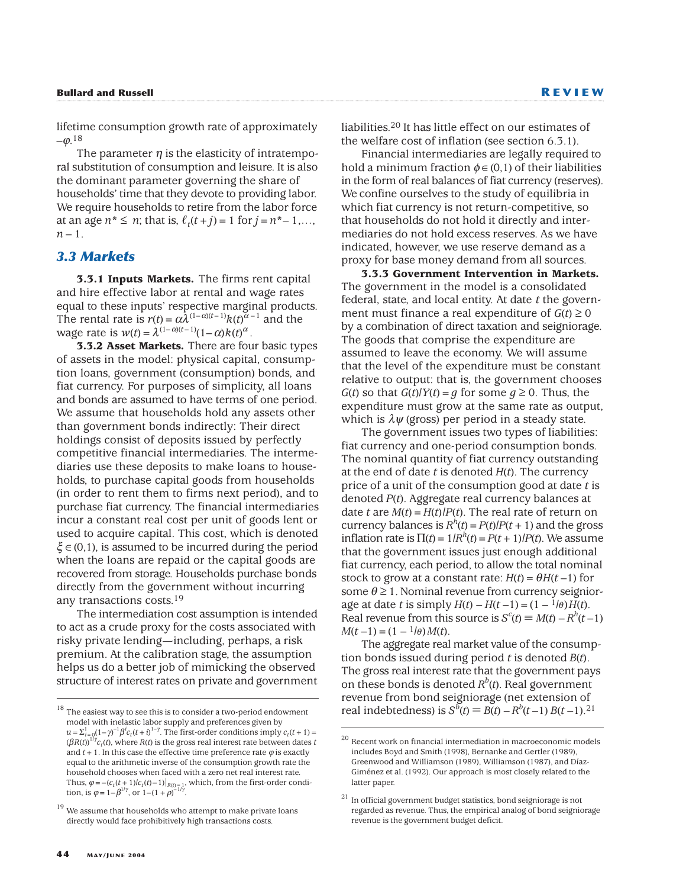lifetime consumption growth rate of approximately $-\varphi$.[18]

The parameter $\eta$ is the elasticity of intratemporal substitution of consumption and leisure. It is also the dominant parameter governing the share of households' time that they devote to providing labor. We require households to retire from the labor force at an age $n^* \leq n$; that is, $\ell_t(t+j) = 1$ for $j = n^* - 1, \ldots, n-1$.

## 3.3 Markets

**3.3.1 Inputs Markets.** The firms rent capital and hire effective labor at rental and wage rates equal to these inputs' respective marginal products. The rental rate is $r(t) = \alpha\lambda^{(1-\alpha)(t-1)}k(t)^{\alpha-1}$ and the wage rate is $w(t) = \lambda^{(1-\alpha)(t-1)}(1-\alpha)k(t)^{\alpha}$.

**3.3.2 Asset Markets.** There are four basic types of assets in the model: physical capital, consumption loans, government (consumption) bonds, and fiat currency. For purposes of simplicity, all loans and bonds are assumed to have terms of one period. We assume that households hold any assets other than government bonds indirectly: Their direct holdings consist of deposits issued by perfectly competitive financial intermediaries. The intermediaries use these deposits to make loans to households, to purchase capital goods from households (in order to rent them to firms next period), and to purchase fiat currency. The financial intermediaries incur a constant real cost per unit of goods lent or used to acquire capital. This cost, which is denoted $\xi \in (0,1)$, is assumed to be incurred during the period when the loans are repaid or the capital goods are recovered from storage. Households purchase bonds directly from the government without incurring any transactions costs.[19]

The intermediation cost assumption is intended to act as a crude proxy for the costs associated with risky private lending—including, perhaps, a risk premium. At the calibration stage, the assumption helps us do a better job of mimicking the observed structure of interest rates on private and government liabilities.[20] It has little effect on our estimates of the welfare cost of inflation (see section 6.3.1).

Financial intermediaries are legally required to hold a minimum fraction $\phi \in (0,1)$ of their liabilities in the form of real balances of fiat currency (reserves). We confine ourselves to the study of equilibria in which fiat currency is not return-competitive, so that households do not hold it directly and intermediaries do not hold excess reserves. As we have indicated, however, we use reserve demand as a proxy for base money demand from all sources.

**3.3.3 Government Intervention in Markets.** The government in the model is a consolidated federal, state, and local entity. At date $t$ the government must finance a real expenditure of $G(t) \geq 0$ by a combination of direct taxation and seigniorage. The goods that comprise the expenditure are assumed to leave the economy. We will assume that the level of the expenditure must be constant relative to output: that is, the government chooses $G(t)$ so that $G(t)/Y(t) = g$ for some $g \geq 0$. Thus, the expenditure must grow at the same rate as output, which is $\lambda\psi$ (gross) per period in a steady state.

The government issues two types of liabilities: fiat currency and one-period consumption bonds. The nominal quantity of fiat currency outstanding at the end of date $t$ is denoted $H(t)$. The currency price of a unit of the consumption good at date $t$ is denoted $P(t)$. Aggregate real currency balances at date $t$ are $M(t) = H(t)/P(t)$. The real rate of return on currency balances is $R^h(t) = P(t)/P(t+1)$ and the gross inflation rate is $\Pi(t) = 1/R^h(t) = P(t+1)/P(t)$. We assume that the government issues just enough additional fiat currency, each period, to allow the total nominal stock to grow at a constant rate: $H(t) = \theta H(t-1)$ for some $\theta \geq 1$. Nominal revenue from currency seigniorage at date $t$ is simply $H(t) - H(t-1) = (1 - {}^1/\theta)H(t)$. Real revenue from this source is $S^c(t) \equiv M(t) - R^h(t-1)M(t-1) = (1 - {}^1/\theta)M(t)$.

The aggregate real market value of the consumption bonds issued during period $t$ is denoted $B(t)$. The gross real interest rate that the government pays on these bonds is denoted $R^b(t)$. Real government revenue from bond seigniorage (net extension of real indebtedness) is $S^b(t) \equiv B(t) - R^b(t-1)B(t-1)$.[21]

---

[18] The easiest way to see this is to consider a two-period endowment model with inelastic labor supply and preferences given by $u = \Sigma_{i=0}^{1}(1-\gamma)^{-1}\beta^i c_t(t+i)^{1-\gamma}$. The first-order conditions imply $c_t(t+1) = (\beta R(t))^{1/\gamma}c_t(t)$, where $R(t)$ is the gross real interest rate between dates $t$ and $t+1$. In this case the effective time preference rate $\varphi$ is exactly equal to the arithmetic inverse of the consumption growth rate the household chooses when faced with a zero net real interest rate. Thus, $\varphi = -(c_t(t+1)/c_t(t) - 1)|_{R(t)=1}$, which, from the first-order condition, is $\varphi = 1 - \beta^{1/\gamma}$, or $1 - (1+\rho)^{-1/\gamma}$.

[19] We assume that households who attempt to make private loans directly would face prohibitively high transactions costs.

[20] Recent work on financial intermediation in macroeconomic models includes Boyd and Smith (1998), Bernanke and Gertler (1989), Greenwood and Williamson (1989), Williamson (1987), and Díaz-Giménez et al. (1992). Our approach is most closely related to the latter paper.

[21] In official government budget statistics, bond seigniorage is not regarded as revenue. Thus, the empirical analog of bond seigniorage revenue is the government budget deficit.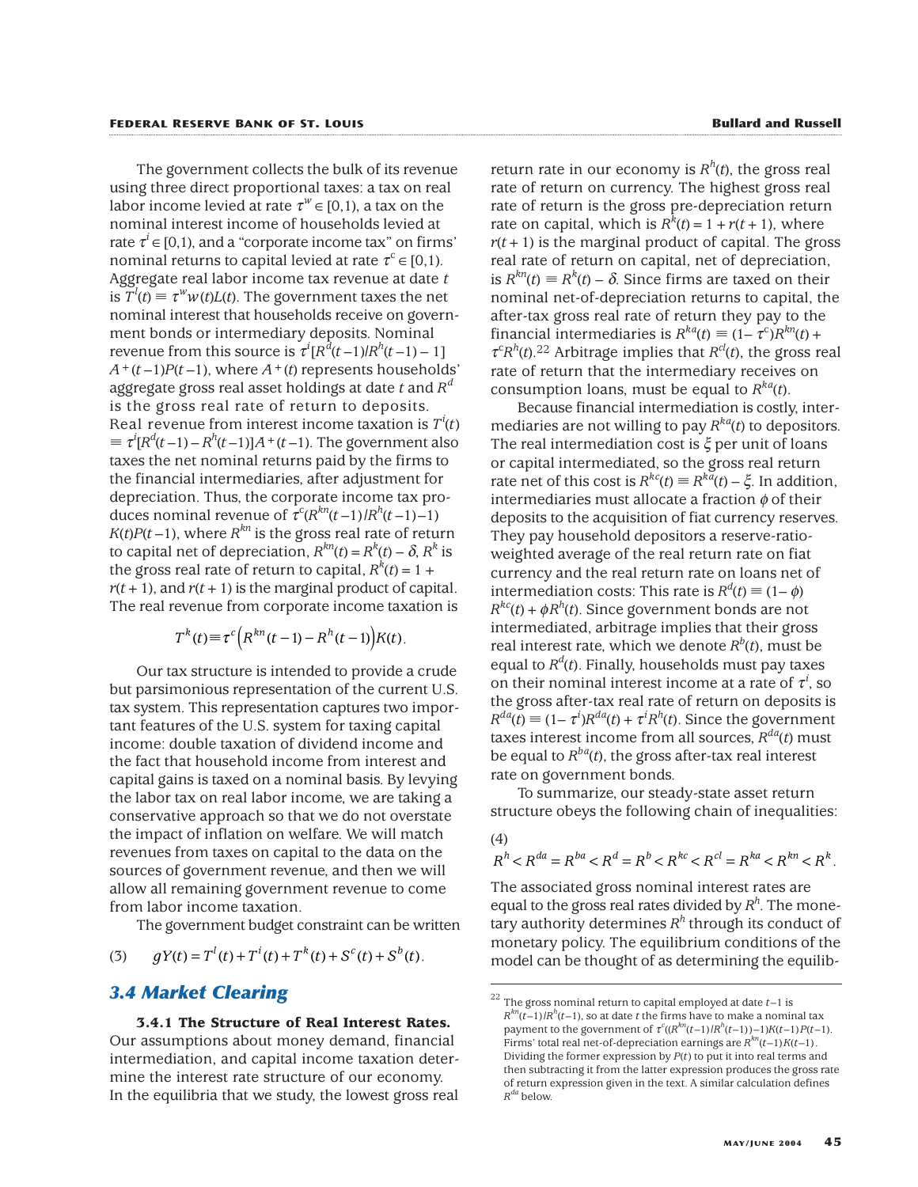The government collects the bulk of its revenue using three direct proportional taxes: a tax on real labor income levied at rate $\tau^w \in [0,1)$, a tax on the nominal interest income of households levied at rate $\tau^i \in [0,1)$, and a "corporate income tax" on firms' nominal returns to capital levied at rate $\tau^c \in [0,1)$. Aggregate real labor income tax revenue at date $t$ is $T^l(t) \equiv \tau^w w(t)L(t)$. The government taxes the net nominal interest that households receive on government bonds or intermediary deposits. Nominal revenue from this source is $\tau^i[R^d(t-1)/R^h(t-1) - 1]$ $A^+(t-1)P(t-1)$, where $A^+(t)$ represents households' aggregate gross real asset holdings at date $t$ and $R^d$ is the gross real rate of return to deposits. Real revenue from interest income taxation is $T^i(t) \equiv \tau^i[R^d(t-1) - R^h(t-1)]A^+(t-1)$. The government also taxes the net nominal returns paid by the firms to the financial intermediaries, after adjustment for depreciation. Thus, the corporate income tax produces nominal revenue of $\tau^c(R^{kn}(t-1)/R^h(t-1)-1)$ $K(t)P(t-1)$, where $R^{kn}$ is the gross real rate of return to capital net of depreciation, $R^{kn}(t) = R^k(t) - \delta$, $R^k$ is the gross real rate of return to capital, $R^k(t) = 1 + r(t+1)$, and $r(t+1)$ is the marginal product of capital. The real revenue from corporate income taxation is

$$T^k(t) \equiv \tau^c\left(R^{kn}(t-1) - R^h(t-1)\right)K(t).$$

Our tax structure is intended to provide a crude but parsimonious representation of the current U.S. tax system. This representation captures two important features of the U.S. system for taxing capital income: double taxation of dividend income and the fact that household income from interest and capital gains is taxed on a nominal basis. By levying the labor tax on real labor income, we are taking a conservative approach so that we do not overstate the impact of inflation on welfare. We will match revenues from taxes on capital to the data on the sources of government revenue, and then we will allow all remaining government revenue to come from labor income taxation.

The government budget constraint can be written

$$(3) \qquad gY(t) = T^l(t) + T^i(t) + T^k(t) + S^c(t) + S^b(t).$$

## 3.4 Market Clearing

**3.4.1 The Structure of Real Interest Rates.** Our assumptions about money demand, financial intermediation, and capital income taxation determine the interest rate structure of our economy. In the equilibria that we study, the lowest gross real return rate in our economy is $R^h(t)$, the gross real rate of return on currency. The highest gross real rate of return is the gross pre-depreciation return rate on capital, which is $R^k(t) = 1 + r(t+1)$, where $r(t+1)$ is the marginal product of capital. The gross real rate of return on capital, net of depreciation, is $R^{kn}(t) \equiv R^k(t) - \delta$. Since firms are taxed on their nominal net-of-depreciation returns to capital, the after-tax gross real rate of return they pay to the financial intermediaries is $R^{ka}(t) \equiv (1-\tau^c)R^{kn}(t) + \tau^c R^h(t)$.[22] Arbitrage implies that $R^{cl}(t)$, the gross real rate of return that the intermediary receives on consumption loans, must be equal to $R^{ka}(t)$.

Because financial intermediation is costly, intermediaries are not willing to pay $R^{ka}(t)$ to depositors. The real intermediation cost is $\xi$ per unit of loans or capital intermediated, so the gross real return rate net of this cost is $R^{kc}(t) \equiv R^{ka}(t) - \xi$. In addition, intermediaries must allocate a fraction $\phi$ of their deposits to the acquisition of fiat currency reserves. They pay household depositors a reserve-ratio-weighted average of the real return rate on fiat currency and the real return rate on loans net of intermediation costs: This rate is $R^d(t) \equiv (1-\phi)$ $R^{kc}(t) + \phi R^h(t)$. Since government bonds are not intermediated, arbitrage implies that their gross real interest rate, which we denote $R^b(t)$, must be equal to $R^d(t)$. Finally, households must pay taxes on their nominal interest income at a rate of $\tau^i$, so the gross after-tax real rate of return on deposits is $R^{da}(t) \equiv (1-\tau^i)R^{da}(t) + \tau^i R^h(t)$. Since the government taxes interest income from all sources, $R^{da}(t)$ must be equal to $R^{ba}(t)$, the gross after-tax real interest rate on government bonds.

To summarize, our steady-state asset return structure obeys the following chain of inequalities:

$$(4) \qquad R^h < R^{da} = R^{ba} < R^d = R^b < R^{kc} < R^{cl} = R^{ka} < R^{kn} < R^k.$$

The associated gross nominal interest rates are equal to the gross real rates divided by $R^h$. The monetary authority determines $R^h$ through its conduct of monetary policy. The equilibrium conditions of the model can be thought of as determining the equilib-

[22] The gross nominal return to capital employed at date $t-1$ is $R^{kn}(t-1)/R^h(t-1)$, so at date $t$ the firms have to make a nominal tax payment to the government of $\tau^c((R^{kn}(t-1)/R^h(t-1))-1)K(t-1)P(t-1)$. Firms' total real net-of-depreciation earnings are $R^{kn}(t-1)K(t-1)$. Dividing the former expression by $P(t)$ to put it into real terms and then subtracting it from the latter expression produces the gross rate of return expression given in the text. A similar calculation defines $R^{da}$ below.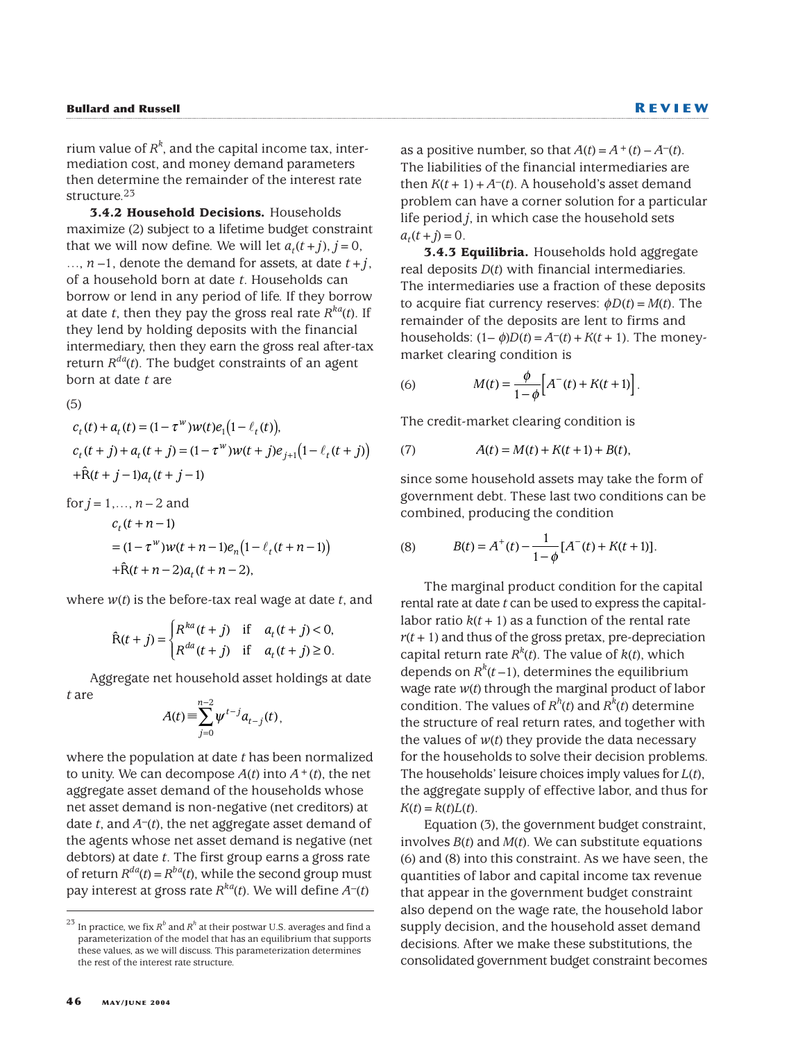rium value of $R^k$, and the capital income tax, intermediation cost, and money demand parameters then determine the remainder of the interest rate structure.[23]

**3.4.2 Household Decisions.** Households maximize (2) subject to a lifetime budget constraint that we will now define. We will let $a_t(t+j)$, $j = 0, \ldots, n-1$, denote the demand for assets, at date $t+j$, of a household born at date $t$. Households can borrow or lend in any period of life. If they borrow at date $t$, then they pay the gross real rate $R^{ka}(t)$. If they lend by holding deposits with the financial intermediary, then they earn the gross real after-tax return $R^{da}(t)$. The budget constraints of an agent born at date $t$ are

(5)

$$c_t(t) + a_t(t) = (1-\tau^w)w(t)e_1\left(1-\ell_t(t)\right),$$

$$c_t(t+j) + a_t(t+j) = (1-\tau^w)w(t+j)e_{j+1}\left(1-\ell_t(t+j)\right) + \hat{\mathrm{R}}(t+j-1)a_t(t+j-1)$$

for $j = 1, \ldots, n-2$ and

$$c_t(t+n-1) = (1-\tau^w)w(t+n-1)e_n\left(1-\ell_t(t+n-1)\right) + \hat{\mathrm{R}}(t+n-2)a_t(t+n-2),$$

where $w(t)$ is the before-tax real wage at date $t$, and

$$\hat{\mathrm{R}}(t+j) = \begin{cases} R^{ka}(t+j) & \text{if} \quad a_t(t+j) < 0, \\ R^{da}(t+j) & \text{if} \quad a_t(t+j) \geq 0. \end{cases}$$

Aggregate net household asset holdings at date $t$ are

$$A(t) \equiv \sum_{j=0}^{n-2} \psi^{t-j} a_{t-j}(t),$$

where the population at date $t$ has been normalized to unity. We can decompose $A(t)$ into $A^+(t)$, the net aggregate asset demand of the households whose net asset demand is non-negative (net creditors) at date $t$, and $A^-(t)$, the net aggregate asset demand of the agents whose net asset demand is negative (net debtors) at date $t$. The first group earns a gross rate of return $R^{da}(t) = R^{ba}(t)$, while the second group must pay interest at gross rate $R^{ka}(t)$. We will define $A^-(t)$ as a positive number, so that $A(t) = A^+(t) - A^-(t)$. The liabilities of the financial intermediaries are then $K(t+1) + A^-(t)$. A household's asset demand problem can have a corner solution for a particular life period $j$, in which case the household sets $a_t(t+j) = 0$.

**3.4.3 Equilibria.** Households hold aggregate real deposits $D(t)$ with financial intermediaries. The intermediaries use a fraction of these deposits to acquire fiat currency reserves: $\phi D(t) = M(t)$. The remainder of the deposits are lent to firms and households: $(1-\phi)D(t) = A^-(t) + K(t+1)$. The money-market clearing condition is

$$M(t) = \frac{\phi}{1-\phi}\left[A^-(t) + K(t+1)\right]. \tag{6}$$

The credit-market clearing condition is

$$A(t) = M(t) + K(t+1) + B(t), \tag{7}$$

since some household assets may take the form of government debt. These last two conditions can be combined, producing the condition

$$B(t) = A^+(t) - \frac{1}{1-\phi}[A^-(t) + K(t+1)]. \tag{8}$$

The marginal product condition for the capital rental rate at date $t$ can be used to express the capital-labor ratio $k(t+1)$ as a function of the rental rate $r(t+1)$ and thus of the gross pretax, pre-depreciation capital return rate $R^k(t)$. The value of $k(t)$, which depends on $R^k(t-1)$, determines the equilibrium wage rate $w(t)$ through the marginal product of labor condition. The values of $R^h(t)$ and $R^k(t)$ determine the structure of real return rates, and together with the values of $w(t)$ they provide the data necessary for the households to solve their decision problems. The households' leisure choices imply values for $L(t)$, the aggregate supply of effective labor, and thus for $K(t) = k(t)L(t)$.

Equation (3), the government budget constraint, involves $B(t)$ and $M(t)$. We can substitute equations (6) and (8) into this constraint. As we have seen, the quantities of labor and capital income tax revenue that appear in the government budget constraint also depend on the wage rate, the household labor supply decision, and the household asset demand decisions. After we make these substitutions, the consolidated government budget constraint becomes

[23] In practice, we fix $R^b$ and $R^h$ at their postwar U.S. averages and find a parameterization of the model that has an equilibrium that supports these values, as we will discuss. This parameterization determines the rest of the interest rate structure.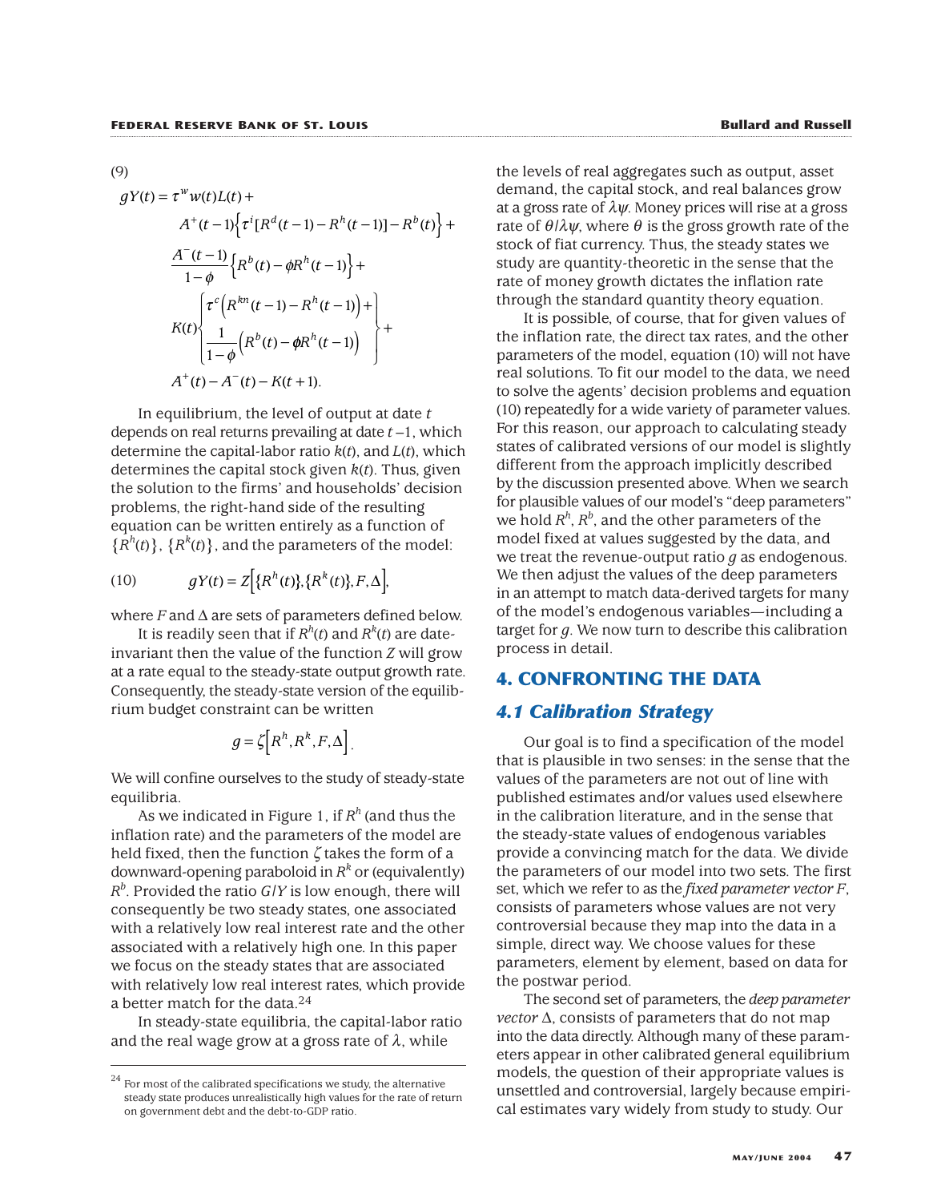(9)

$$
\begin{aligned}
gY(t) = {} & \tau^{w} w(t) L(t) + \\
& A^{+}(t-1)\left\{\tau^{i}[R^{d}(t-1) - R^{h}(t-1)] - R^{b}(t)\right\} + \\
& \frac{A^{-}(t-1)}{1-\phi}\left\{R^{b}(t) - \phi R^{h}(t-1)\right\} + \\
& K(t)\left\{\begin{array}{l} \tau^{c}\left(R^{kn}(t-1) - R^{h}(t-1)\right) + \\ \dfrac{1}{1-\phi}\left(R^{b}(t) - \phi R^{h}(t-1)\right) \end{array}\right\} + \\
& A^{+}(t) - A^{-}(t) - K(t+1).
\end{aligned}
$$

In equilibrium, the level of output at date $t$ depends on real returns prevailing at date $t-1$, which determine the capital-labor ratio $k(t)$, and $L(t)$, which determines the capital stock given $k(t)$. Thus, given the solution to the firms' and households' decision problems, the right-hand side of the resulting equation can be written entirely as a function of $\{R^h(t)\}$, $\{R^k(t)\}$, and the parameters of the model:

$$
(10) \qquad gY(t) = Z\left[\{R^{h}(t)\}, \{R^{k}(t)\}, F, \Delta\right],
$$

where $F$ and $\Delta$ are sets of parameters defined below.

It is readily seen that if $R^h(t)$ and $R^k(t)$ are date-invariant then the value of the function $Z$ will grow at a rate equal to the steady-state output growth rate. Consequently, the steady-state version of the equilibrium budget constraint can be written

$$
g = \zeta\left[R^{h}, R^{k}, F, \Delta\right].
$$

We will confine ourselves to the study of steady-state equilibria.

As we indicated in Figure 1, if $R^h$ (and thus the inflation rate) and the parameters of the model are held fixed, then the function $\zeta$ takes the form of a downward-opening paraboloid in $R^k$ or (equivalently) $R^b$. Provided the ratio $G/Y$ is low enough, there will consequently be two steady states, one associated with a relatively low real interest rate and the other associated with a relatively high one. In this paper we focus on the steady states that are associated with relatively low real interest rates, which provide a better match for the data.[24]

In steady-state equilibria, the capital-labor ratio and the real wage grow at a gross rate of $\lambda$, while the levels of real aggregates such as output, asset demand, the capital stock, and real balances grow at a gross rate of $\lambda\psi$. Money prices will rise at a gross rate of $\theta/\lambda\psi$, where $\theta$ is the gross growth rate of the stock of fiat currency. Thus, the steady states we study are quantity-theoretic in the sense that the rate of money growth dictates the inflation rate through the standard quantity theory equation.

It is possible, of course, that for given values of the inflation rate, the direct tax rates, and the other parameters of the model, equation (10) will not have real solutions. To fit our model to the data, we need to solve the agents' decision problems and equation (10) repeatedly for a wide variety of parameter values. For this reason, our approach to calculating steady states of calibrated versions of our model is slightly different from the approach implicitly described by the discussion presented above. When we search for plausible values of our model's "deep parameters" we hold $R^h$, $R^b$, and the other parameters of the model fixed at values suggested by the data, and we treat the revenue-output ratio $g$ as endogenous. We then adjust the values of the deep parameters in an attempt to match data-derived targets for many of the model's endogenous variables—including a target for $g$. We now turn to describe this calibration process in detail.

## 4. CONFRONTING THE DATA

### 4.1 Calibration Strategy

Our goal is to find a specification of the model that is plausible in two senses: in the sense that the values of the parameters are not out of line with published estimates and/or values used elsewhere in the calibration literature, and in the sense that the steady-state values of endogenous variables provide a convincing match for the data. We divide the parameters of our model into two sets. The first set, which we refer to as the *fixed parameter vector F*, consists of parameters whose values are not very controversial because they map into the data in a simple, direct way. We choose values for these parameters, element by element, based on data for the postwar period.

The second set of parameters, the *deep parameter vector* $\Delta$, consists of parameters that do not map into the data directly. Although many of these parameters appear in other calibrated general equilibrium models, the question of their appropriate values is unsettled and controversial, largely because empirical estimates vary widely from study to study. Our

[24] For most of the calibrated specifications we study, the alternative steady state produces unrealistically high values for the rate of return on government debt and the debt-to-GDP ratio.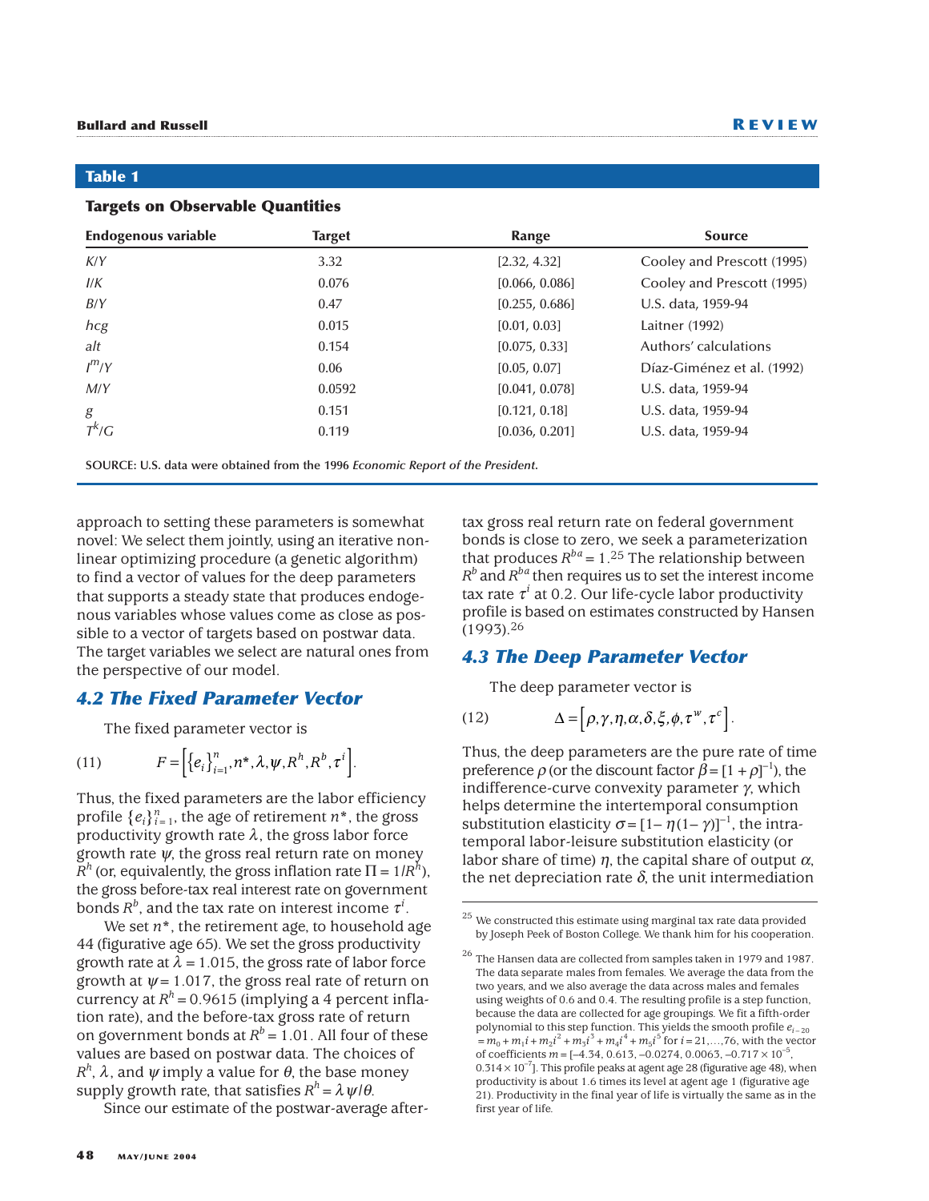**Table 1**

**Targets on Observable Quantities**

| Endogenous variable | Target | Range | Source |
|---|---|---|---|
| $K/Y$ | 3.32 | [2.32, 4.32] | Cooley and Prescott (1995) |
| $I/K$ | 0.076 | [0.066, 0.086] | Cooley and Prescott (1995) |
| $B/Y$ | 0.47 | [0.255, 0.686] | U.S. data, 1959-94 |
| $hcg$ | 0.015 | [0.01, 0.03] | Laitner (1992) |
| $alt$ | 0.154 | [0.075, 0.33] | Authors' calculations |
| $I^m/Y$ | 0.06 | [0.05, 0.07] | Díaz-Giménez et al. (1992) |
| $M/Y$ | 0.0592 | [0.041, 0.078] | U.S. data, 1959-94 |
| $g$ | 0.151 | [0.121, 0.18] | U.S. data, 1959-94 |
| $T^k/G$ | 0.119 | [0.036, 0.201] | U.S. data, 1959-94 |

SOURCE: U.S. data were obtained from the 1996 *Economic Report of the President*.

approach to setting these parameters is somewhat novel: We select them jointly, using an iterative nonlinear optimizing procedure (a genetic algorithm) to find a vector of values for the deep parameters that supports a steady state that produces endogenous variables whose values come as close as possible to a vector of targets based on postwar data. The target variables we select are natural ones from the perspective of our model.

### 4.2 The Fixed Parameter Vector

The fixed parameter vector is

$$F = \left[\{e_i\}_{i=1}^{n}, n^*, \lambda, \psi, R^h, R^b, \tau^i\right]. \tag{11}$$

Thus, the fixed parameters are the labor efficiency profile $\{e_i\}_{i=1}^{n}$, the age of retirement $n^*$, the gross productivity growth rate $\lambda$, the gross labor force growth rate $\psi$, the gross real return rate on money $R^h$ (or, equivalently, the gross inflation rate $\Pi = 1/R^h$), the gross before-tax real interest rate on government bonds $R^b$, and the tax rate on interest income $\tau^i$.

We set $n^*$, the retirement age, to household age 44 (figurative age 65). We set the gross productivity growth rate at $\lambda = 1.015$, the gross rate of labor force growth at $\psi = 1.017$, the gross real rate of return on currency at $R^h = 0.9615$ (implying a 4 percent inflation rate), and the before-tax gross rate of return on government bonds at $R^b = 1.01$. All four of these values are based on postwar data. The choices of $R^h$, $\lambda$, and $\psi$ imply a value for $\theta$, the base money supply growth rate, that satisfies $R^h = \lambda\psi/\theta$.

Since our estimate of the postwar-average after-tax gross real return rate on federal government bonds is close to zero, we seek a parameterization that produces $R^{ba} = 1$.[25] The relationship between $R^b$ and $R^{ba}$ then requires us to set the interest income tax rate $\tau^i$ at 0.2. Our life-cycle labor productivity profile is based on estimates constructed by Hansen (1993).[26]

### 4.3 The Deep Parameter Vector

The deep parameter vector is

$$\Delta = \left[\rho, \gamma, \eta, \alpha, \delta, \xi, \phi, \tau^w, \tau^c\right]. \tag{12}$$

Thus, the deep parameters are the pure rate of time preference $\rho$ (or the discount factor $\beta = [1 + \rho]^{-1}$), the indifference-curve convexity parameter $\gamma$, which helps determine the intertemporal consumption substitution elasticity $\sigma = [1 - \eta(1 - \gamma)]^{-1}$, the intratemporal labor-leisure substitution elasticity (or labor share of time) $\eta$, the capital share of output $\alpha$, the net depreciation rate $\delta$, the unit intermediation

---

[25] We constructed this estimate using marginal tax rate data provided by Joseph Peek of Boston College. We thank him for his cooperation.

[26] The Hansen data are collected from samples taken in 1979 and 1987. The data separate males from females. We average the data from the two years, and we also average the data across males and females using weights of 0.6 and 0.4. The resulting profile is a step function, because the data are collected for age groupings. We fit a fifth-order polynomial to this step function. This yields the smooth profile $e_{i-20} = m_0 + m_1 i + m_2 i^2 + m_3 i^3 + m_4 i^4 + m_5 i^5$ for $i = 21, \ldots, 76$, with the vector of coefficients $m = [-4.34, 0.613, -0.0274, 0.0063, -0.717 \times 10^{-5}, 0.314 \times 10^{-7}]$. This profile peaks at agent age 28 (figurative age 48), when productivity is about 1.6 times its level at agent age 1 (figurative age 21). Productivity in the final year of life is virtually the same as in the first year of life.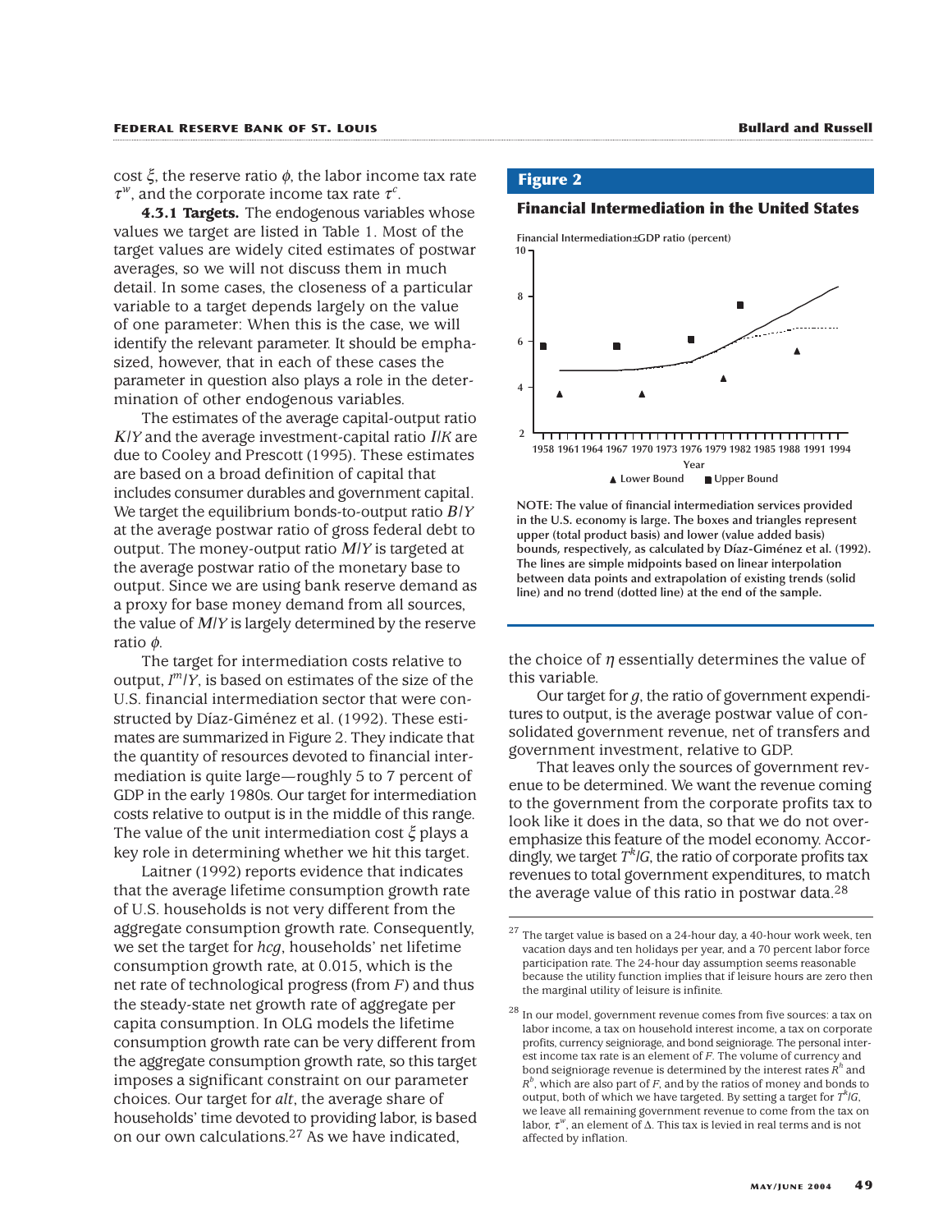cost $\xi$, the reserve ratio $\phi$, the labor income tax rate $\tau^w$, and the corporate income tax rate $\tau^c$.

**4.3.1 Targets.** The endogenous variables whose values we target are listed in Table 1. Most of the target values are widely cited estimates of postwar averages, so we will not discuss them in much detail. In some cases, the closeness of a particular variable to a target depends largely on the value of one parameter: When this is the case, we will identify the relevant parameter. It should be emphasized, however, that in each of these cases the parameter in question also plays a role in the determination of other endogenous variables.

The estimates of the average capital-output ratio $K/Y$ and the average investment-capital ratio $I/K$ are due to Cooley and Prescott (1995). These estimates are based on a broad definition of capital that includes consumer durables and government capital. We target the equilibrium bonds-to-output ratio $B/Y$ at the average postwar ratio of gross federal debt to output. The money-output ratio $M/Y$ is targeted at the average postwar ratio of the monetary base to output. Since we are using bank reserve demand as a proxy for base money demand from all sources, the value of $M/Y$ is largely determined by the reserve ratio $\phi$.

The target for intermediation costs relative to output, $I^m/Y$, is based on estimates of the size of the U.S. financial intermediation sector that were constructed by Díaz-Giménez et al. (1992). These estimates are summarized in Figure 2. They indicate that the quantity of resources devoted to financial intermediation is quite large—roughly 5 to 7 percent of GDP in the early 1980s. Our target for intermediation costs relative to output is in the middle of this range. The value of the unit intermediation cost $\xi$ plays a key role in determining whether we hit this target.

Laitner (1992) reports evidence that indicates that the average lifetime consumption growth rate of U.S. households is not very different from the aggregate consumption growth rate. Consequently, we set the target for *hcg*, households' net lifetime consumption growth rate, at 0.015, which is the net rate of technological progress (from $F$) and thus the steady-state net growth rate of aggregate per capita consumption. In OLG models the lifetime consumption growth rate can be very different from the aggregate consumption growth rate, so this target imposes a significant constraint on our parameter choices. Our target for *alt*, the average share of households' time devoted to providing labor, is based on our own calculations.[27] As we have indicated, the choice of $\eta$ essentially determines the value of this variable.

**Figure 2**

**Financial Intermediation in the United States**

NOTE: The value of financial intermediation services provided in the U.S. economy is large. The boxes and triangles represent upper (total product basis) and lower (value added basis) bounds, respectively, as calculated by Díaz-Giménez et al. (1992). The lines are simple midpoints based on linear interpolation between data points and extrapolation of existing trends (solid line) and no trend (dotted line) at the end of the sample.

Our target for $g$, the ratio of government expenditures to output, is the average postwar value of consolidated government revenue, net of transfers and government investment, relative to GDP.

That leaves only the sources of government revenue to be determined. We want the revenue coming to the government from the corporate profits tax to look like it does in the data, so that we do not overemphasize this feature of the model economy. Accordingly, we target $T^k/G$, the ratio of corporate profits tax revenues to total government expenditures, to match the average value of this ratio in postwar data.[28]

[27] The target value is based on a 24-hour day, a 40-hour work week, ten vacation days and ten holidays per year, and a 70 percent labor force participation rate. The 24-hour day assumption seems reasonable because the utility function implies that if leisure hours are zero then the marginal utility of leisure is infinite.

[28] In our model, government revenue comes from five sources: a tax on labor income, a tax on household interest income, a tax on corporate profits, currency seigniorage, and bond seigniorage. The personal interest income tax rate is an element of $F$. The volume of currency and bond seigniorage revenue is determined by the interest rates $R^h$ and $R^b$, which are also part of $F$, and by the ratios of money and bonds to output, both of which we have targeted. By setting a target for $T^k/G$, we leave all remaining government revenue to come from the tax on labor, $\tau^w$, an element of $\Delta$. This tax is levied in real terms and is not affected by inflation.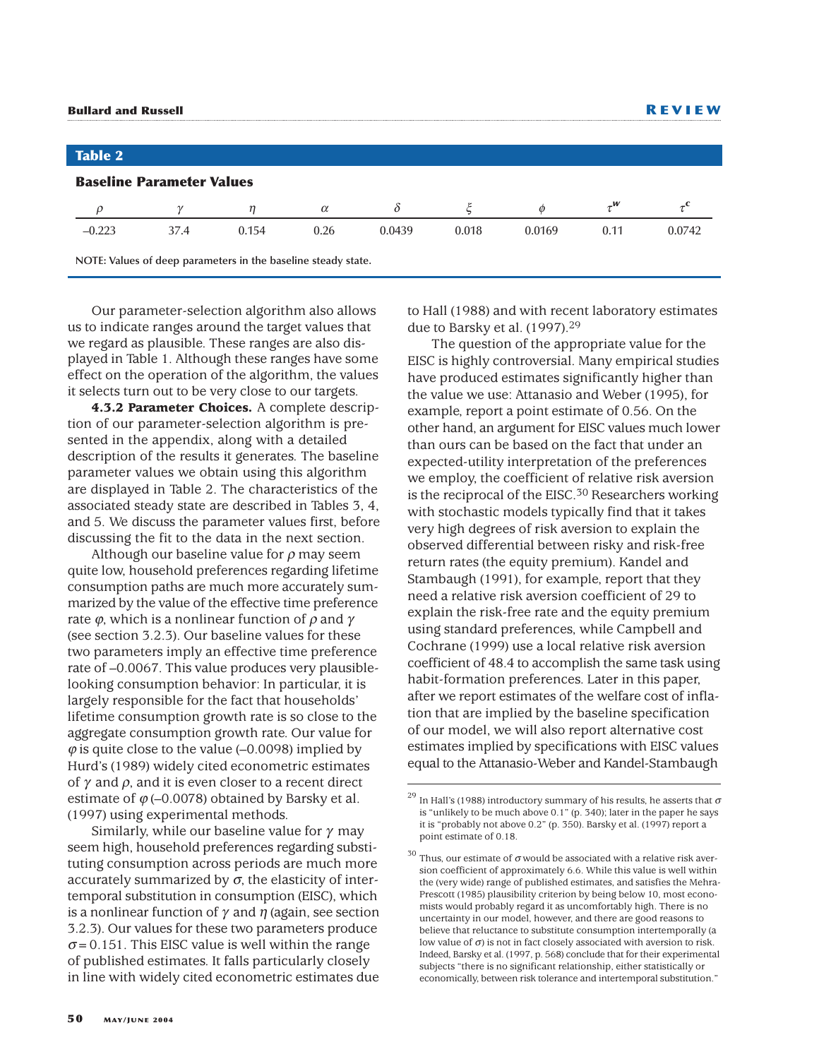**Table 2**

**Baseline Parameter Values**

| $\rho$ | $\gamma$ | $\eta$ | $\alpha$ | $\delta$ | $\xi$ | $\phi$ | $\tau^w$ | $\tau^c$ |
|---|---|---|---|---|---|---|---|---|
| –0.223 | 37.4 | 0.154 | 0.26 | 0.0439 | 0.018 | 0.0169 | 0.11 | 0.0742 |

NOTE: Values of deep parameters in the baseline steady state.

Our parameter-selection algorithm also allows us to indicate ranges around the target values that we regard as plausible. These ranges are also displayed in Table 1. Although these ranges have some effect on the operation of the algorithm, the values it selects turn out to be very close to our targets.

**4.3.2 Parameter Choices.** A complete description of our parameter-selection algorithm is presented in the appendix, along with a detailed description of the results it generates. The baseline parameter values we obtain using this algorithm are displayed in Table 2. The characteristics of the associated steady state are described in Tables 3, 4, and 5. We discuss the parameter values first, before discussing the fit to the data in the next section.

Although our baseline value for $\rho$ may seem quite low, household preferences regarding lifetime consumption paths are much more accurately summarized by the value of the effective time preference rate $\varphi$, which is a nonlinear function of $\rho$ and $\gamma$ (see section 3.2.3). Our baseline values for these two parameters imply an effective time preference rate of –0.0067. This value produces very plausible-looking consumption behavior: In particular, it is largely responsible for the fact that households' lifetime consumption growth rate is so close to the aggregate consumption growth rate. Our value for $\varphi$ is quite close to the value (–0.0098) implied by Hurd's (1989) widely cited econometric estimates of $\gamma$ and $\rho$, and it is even closer to a recent direct estimate of $\varphi$ (–0.0078) obtained by Barsky et al. (1997) using experimental methods.

Similarly, while our baseline value for $\gamma$ may seem high, household preferences regarding substituting consumption across periods are much more accurately summarized by $\sigma$, the elasticity of intertemporal substitution in consumption (EISC), which is a nonlinear function of $\gamma$ and $\eta$ (again, see section 3.2.3). Our values for these two parameters produce $\sigma = 0.151$. This EISC value is well within the range of published estimates. It falls particularly closely in line with widely cited econometric estimates due to Hall (1988) and with recent laboratory estimates due to Barsky et al. (1997).[29]

The question of the appropriate value for the EISC is highly controversial. Many empirical studies have produced estimates significantly higher than the value we use: Attanasio and Weber (1995), for example, report a point estimate of 0.56. On the other hand, an argument for EISC values much lower than ours can be based on the fact that under an expected-utility interpretation of the preferences we employ, the coefficient of relative risk aversion is the reciprocal of the EISC.[30] Researchers working with stochastic models typically find that it takes very high degrees of risk aversion to explain the observed differential between risky and risk-free return rates (the equity premium). Kandel and Stambaugh (1991), for example, report that they need a relative risk aversion coefficient of 29 to explain the risk-free rate and the equity premium using standard preferences, while Campbell and Cochrane (1999) use a local relative risk aversion coefficient of 48.4 to accomplish the same task using habit-formation preferences. Later in this paper, after we report estimates of the welfare cost of inflation that are implied by the baseline specification of our model, we will also report alternative cost estimates implied by specifications with EISC values equal to the Attanasio-Weber and Kandel-Stambaugh

---

[29] In Hall's (1988) introductory summary of his results, he asserts that $\sigma$ is "unlikely to be much above 0.1" (p. 340); later in the paper he says it is "probably not above 0.2" (p. 350). Barsky et al. (1997) report a point estimate of 0.18.

[30] Thus, our estimate of $\sigma$ would be associated with a relative risk aversion coefficient of approximately 6.6. While this value is well within the (very wide) range of published estimates, and satisfies the Mehra-Prescott (1985) plausibility criterion by being below 10, most economists would probably regard it as uncomfortably high. There is no uncertainty in our model, however, and there are good reasons to believe that reluctance to substitute consumption intertemporally (a low value of $\sigma$) is not in fact closely associated with aversion to risk. Indeed, Barsky et al. (1997, p. 568) conclude that for their experimental subjects "there is no significant relationship, either statistically or economically, between risk tolerance and intertemporal substitution."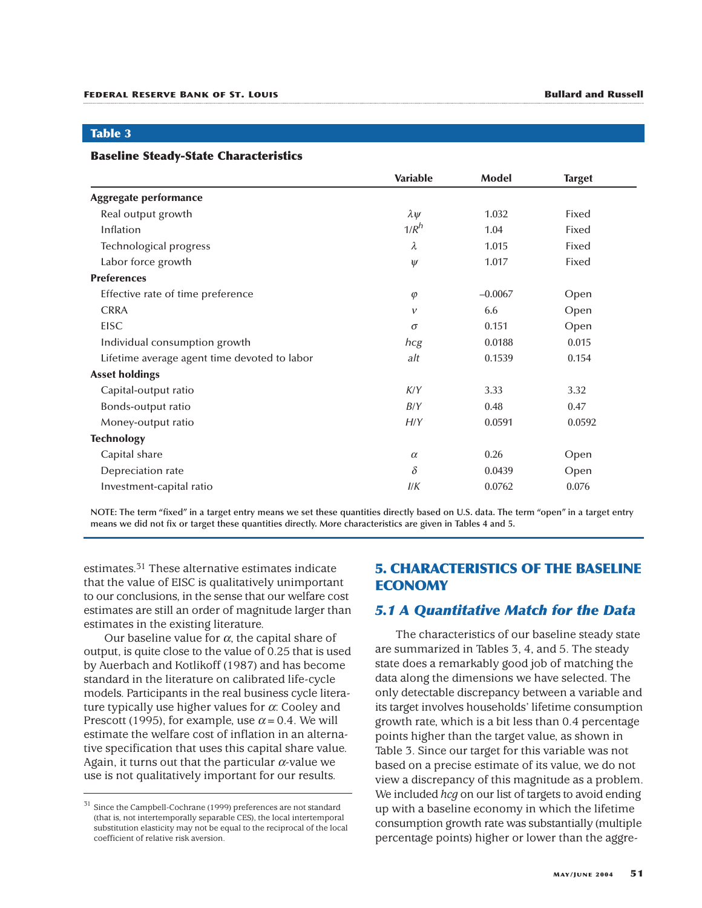**Table 3**

**Baseline Steady-State Characteristics**

| | Variable | Model | Target |
|---|---|---|---|
| **Aggregate performance** | | | |
| Real output growth | $\lambda\psi$ | 1.032 | Fixed |
| Inflation | $1/R^h$ | 1.04 | Fixed |
| Technological progress | $\lambda$ | 1.015 | Fixed |
| Labor force growth | $\psi$ | 1.017 | Fixed |
| **Preferences** | | | |
| Effective rate of time preference | $\varphi$ | –0.0067 | Open |
| CRRA | $\nu$ | 6.6 | Open |
| EISC | $\sigma$ | 0.151 | Open |
| Individual consumption growth | *hcg* | 0.0188 | 0.015 |
| Lifetime average agent time devoted to labor | *alt* | 0.1539 | 0.154 |
| **Asset holdings** | | | |
| Capital-output ratio | $K/Y$ | 3.33 | 3.32 |
| Bonds-output ratio | $B/Y$ | 0.48 | 0.47 |
| Money-output ratio | $H/Y$ | 0.0591 | 0.0592 |
| **Technology** | | | |
| Capital share | $\alpha$ | 0.26 | Open |
| Depreciation rate | $\delta$ | 0.0439 | Open |
| Investment-capital ratio | $I/K$ | 0.0762 | 0.076 |

NOTE: The term "fixed" in a target entry means we set these quantities directly based on U.S. data. The term "open" in a target entry means we did not fix or target these quantities directly. More characteristics are given in Tables 4 and 5.

estimates.[31] These alternative estimates indicate that the value of EISC is qualitatively unimportant to our conclusions, in the sense that our welfare cost estimates are still an order of magnitude larger than estimates in the existing literature.

Our baseline value for $\alpha$, the capital share of output, is quite close to the value of 0.25 that is used by Auerbach and Kotlikoff (1987) and has become standard in the literature on calibrated life-cycle models. Participants in the real business cycle literature typically use higher values for $\alpha$: Cooley and Prescott (1995), for example, use $\alpha = 0.4$. We will estimate the welfare cost of inflation in an alternative specification that uses this capital share value. Again, it turns out that the particular $\alpha$-value we use is not qualitatively important for our results.

[31] Since the Campbell-Cochrane (1999) preferences are not standard (that is, not intertemporally separable CES), the local intertemporal substitution elasticity may not be equal to the reciprocal of the local coefficient of relative risk aversion.

## 5. CHARACTERISTICS OF THE BASELINE ECONOMY

### 5.1 A Quantitative Match for the Data

The characteristics of our baseline steady state are summarized in Tables 3, 4, and 5. The steady state does a remarkably good job of matching the data along the dimensions we have selected. The only detectable discrepancy between a variable and its target involves households' lifetime consumption growth rate, which is a bit less than 0.4 percentage points higher than the target value, as shown in Table 3. Since our target for this variable was not based on a precise estimate of its value, we do not view a discrepancy of this magnitude as a problem. We included *hcg* on our list of targets to avoid ending up with a baseline economy in which the lifetime consumption growth rate was substantially (multiple percentage points) higher or lower than the aggre-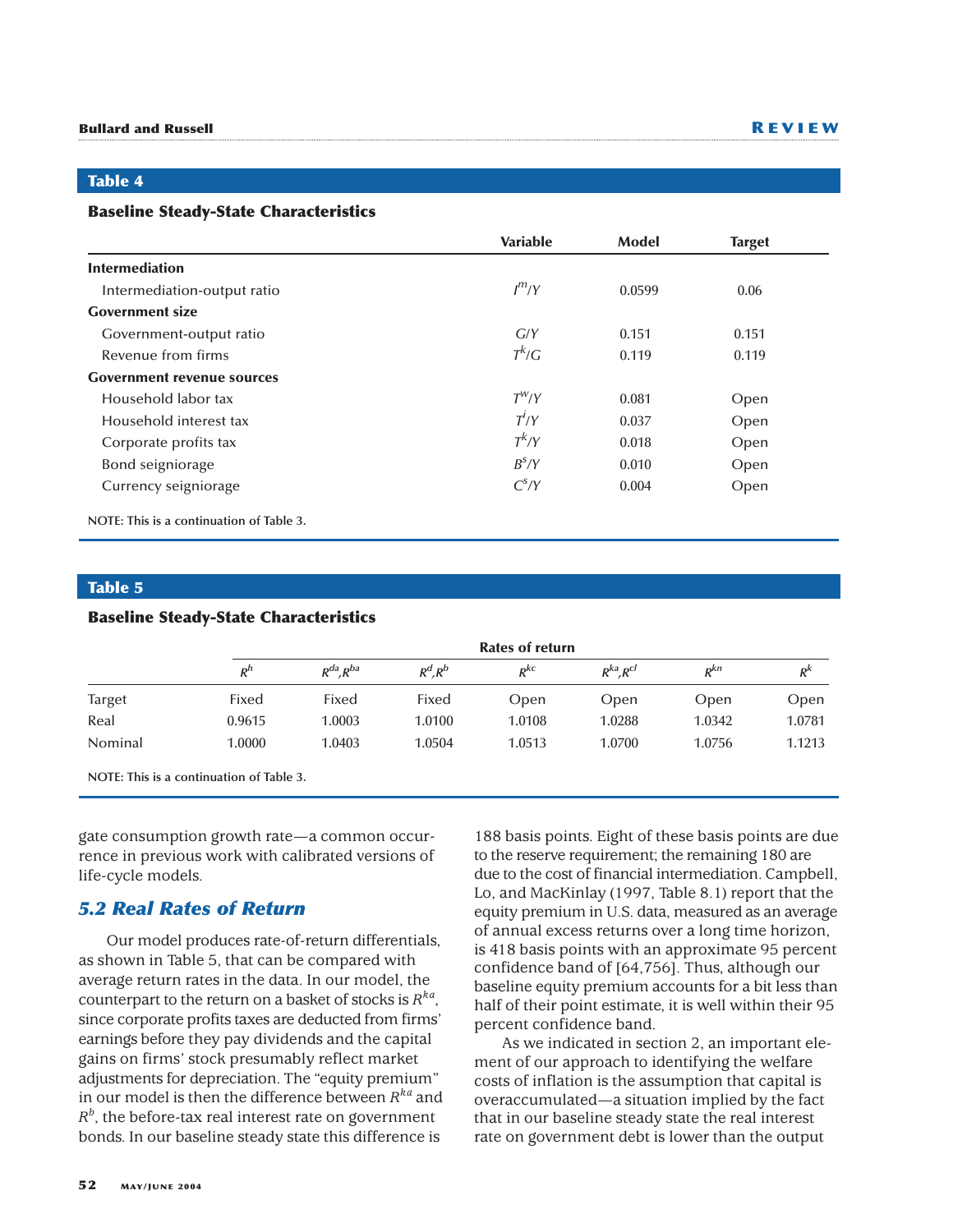## Table 4

**Baseline Steady-State Characteristics**

| | Variable | Model | Target |
|---|---|---|---|
| **Intermediation** | | | |
| Intermediation-output ratio | $I^m/Y$ | 0.0599 | 0.06 |
| **Government size** | | | |
| Government-output ratio | $G/Y$ | 0.151 | 0.151 |
| Revenue from firms | $T^k/G$ | 0.119 | 0.119 |
| **Government revenue sources** | | | |
| Household labor tax | $T^w/Y$ | 0.081 | Open |
| Household interest tax | $T^i/Y$ | 0.037 | Open |
| Corporate profits tax | $T^k/Y$ | 0.018 | Open |
| Bond seigniorage | $B^s/Y$ | 0.010 | Open |
| Currency seigniorage | $C^s/Y$ | 0.004 | Open |

NOTE: This is a continuation of Table 3.

## Table 5

**Baseline Steady-State Characteristics**

| | Rates of return | | | | | | |
|---|---|---|---|---|---|---|---|
| | $R^h$ | $R^{da},R^{ba}$ | $R^d,R^b$ | $R^{kc}$ | $R^{ka},R^{cl}$ | $R^{kn}$ | $R^k$ |
| Target | Fixed | Fixed | Fixed | Open | Open | Open | Open |
| Real | 0.9615 | 1.0003 | 1.0100 | 1.0108 | 1.0288 | 1.0342 | 1.0781 |
| Nominal | 1.0000 | 1.0403 | 1.0504 | 1.0513 | 1.0700 | 1.0756 | 1.1213 |

NOTE: This is a continuation of Table 3.

gate consumption growth rate—a common occurrence in previous work with calibrated versions of life-cycle models.

### 5.2 Real Rates of Return

Our model produces rate-of-return differentials, as shown in Table 5, that can be compared with average return rates in the data. In our model, the counterpart to the return on a basket of stocks is $R^{ka}$, since corporate profits taxes are deducted from firms' earnings before they pay dividends and the capital gains on firms' stock presumably reflect market adjustments for depreciation. The "equity premium" in our model is then the difference between $R^{ka}$ and $R^b$, the before-tax real interest rate on government bonds. In our baseline steady state this difference is 188 basis points. Eight of these basis points are due to the reserve requirement; the remaining 180 are due to the cost of financial intermediation. Campbell, Lo, and MacKinlay (1997, Table 8.1) report that the equity premium in U.S. data, measured as an average of annual excess returns over a long time horizon, is 418 basis points with an approximate 95 percent confidence band of [64,756]. Thus, although our baseline equity premium accounts for a bit less than half of their point estimate, it is well within their 95 percent confidence band.

As we indicated in section 2, an important element of our approach to identifying the welfare costs of inflation is the assumption that capital is overaccumulated—a situation implied by the fact that in our baseline steady state the real interest rate on government debt is lower than the output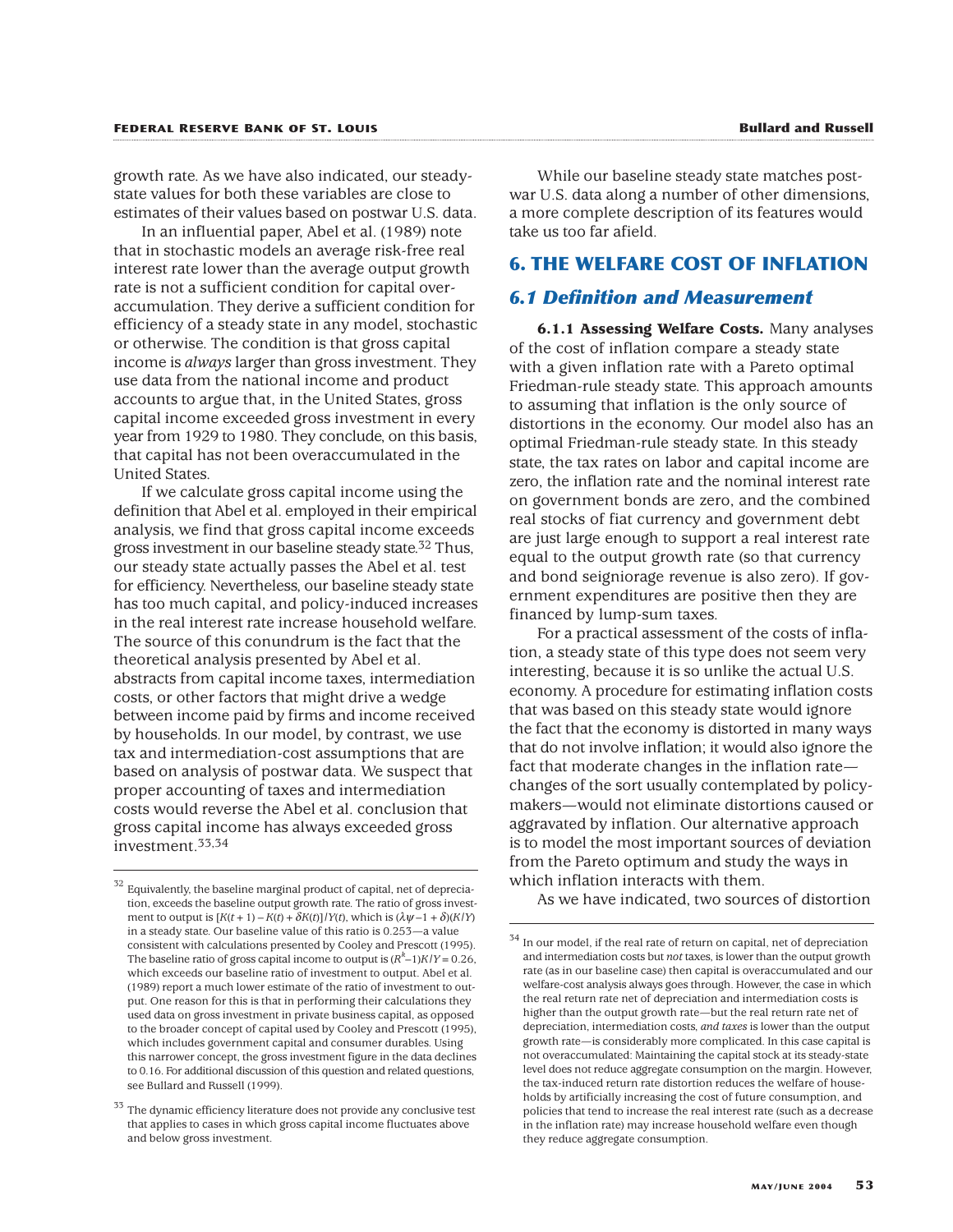growth rate. As we have also indicated, our steady-state values for both these variables are close to estimates of their values based on postwar U.S. data.

In an influential paper, Abel et al. (1989) note that in stochastic models an average risk-free real interest rate lower than the average output growth rate is not a sufficient condition for capital overaccumulation. They derive a sufficient condition for efficiency of a steady state in any model, stochastic or otherwise. The condition is that gross capital income is *always* larger than gross investment. They use data from the national income and product accounts to argue that, in the United States, gross capital income exceeded gross investment in every year from 1929 to 1980. They conclude, on this basis, that capital has not been overaccumulated in the United States.

If we calculate gross capital income using the definition that Abel et al. employed in their empirical analysis, we find that gross capital income exceeds gross investment in our baseline steady state.[32] Thus, our steady state actually passes the Abel et al. test for efficiency. Nevertheless, our baseline steady state has too much capital, and policy-induced increases in the real interest rate increase household welfare. The source of this conundrum is the fact that the theoretical analysis presented by Abel et al. abstracts from capital income taxes, intermediation costs, or other factors that might drive a wedge between income paid by firms and income received by households. In our model, by contrast, we use tax and intermediation-cost assumptions that are based on analysis of postwar data. We suspect that proper accounting of taxes and intermediation costs would reverse the Abel et al. conclusion that gross capital income has always exceeded gross investment.[33,34]

While our baseline steady state matches postwar U.S. data along a number of other dimensions, a more complete description of its features would take us too far afield.

# 6. THE WELFARE COST OF INFLATION

## 6.1 Definition and Measurement

**6.1.1 Assessing Welfare Costs.** Many analyses of the cost of inflation compare a steady state with a given inflation rate with a Pareto optimal Friedman-rule steady state. This approach amounts to assuming that inflation is the only source of distortions in the economy. Our model also has an optimal Friedman-rule steady state. In this steady state, the tax rates on labor and capital income are zero, the inflation rate and the nominal interest rate on government bonds are zero, and the combined real stocks of fiat currency and government debt are just large enough to support a real interest rate equal to the output growth rate (so that currency and bond seigniorage revenue is also zero). If government expenditures are positive then they are financed by lump-sum taxes.

For a practical assessment of the costs of inflation, a steady state of this type does not seem very interesting, because it is so unlike the actual U.S. economy. A procedure for estimating inflation costs that was based on this steady state would ignore the fact that the economy is distorted in many ways that do not involve inflation; it would also ignore the fact that moderate changes in the inflation rate—changes of the sort usually contemplated by policymakers—would not eliminate distortions caused or aggravated by inflation. Our alternative approach is to model the most important sources of deviation from the Pareto optimum and study the ways in which inflation interacts with them.

As we have indicated, two sources of distortion

---

[32] Equivalently, the baseline marginal product of capital, net of depreciation, exceeds the baseline output growth rate. The ratio of gross investment to output is $[K(t+1)-K(t)+\delta K(t)]/Y(t)$, which is $(\lambda\psi-1+\delta)(K/Y)$ in a steady state. Our baseline value of this ratio is 0.253—a value consistent with calculations presented by Cooley and Prescott (1995). The baseline ratio of gross capital income to output is $(R^k-1)K/Y = 0.26$, which exceeds our baseline ratio of investment to output. Abel et al. (1989) report a much lower estimate of the ratio of investment to output. One reason for this is that in performing their calculations they used data on gross investment in private business capital, as opposed to the broader concept of capital used by Cooley and Prescott (1995), which includes government capital and consumer durables. Using this narrower concept, the gross investment figure in the data declines to 0.16. For additional discussion of this question and related questions, see Bullard and Russell (1999).

[33] The dynamic efficiency literature does not provide any conclusive test that applies to cases in which gross capital income fluctuates above and below gross investment.

[34] In our model, if the real rate of return on capital, net of depreciation and intermediation costs but *not* taxes, is lower than the output growth rate (as in our baseline case) then capital is overaccumulated and our welfare-cost analysis always goes through. However, the case in which the real return rate net of depreciation and intermediation costs is higher than the output growth rate—but the real return rate net of depreciation, intermediation costs, *and taxes* is lower than the output growth rate—is considerably more complicated. In this case capital is not overaccumulated: Maintaining the capital stock at its steady-state level does not reduce aggregate consumption on the margin. However, the tax-induced return rate distortion reduces the welfare of households by artificially increasing the cost of future consumption, and policies that tend to increase the real interest rate (such as a decrease in the inflation rate) may increase household welfare even though they reduce aggregate consumption.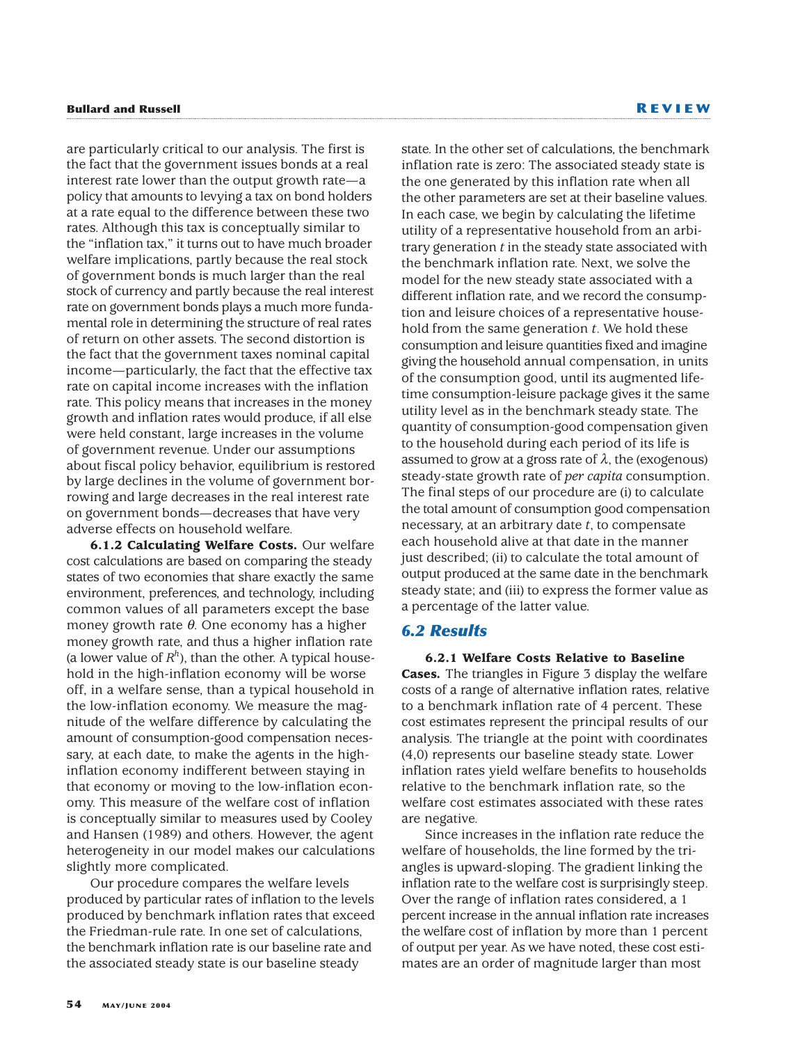are particularly critical to our analysis. The first is the fact that the government issues bonds at a real interest rate lower than the output growth rate—a policy that amounts to levying a tax on bond holders at a rate equal to the difference between these two rates. Although this tax is conceptually similar to the "inflation tax," it turns out to have much broader welfare implications, partly because the real stock of government bonds is much larger than the real stock of currency and partly because the real interest rate on government bonds plays a much more fundamental role in determining the structure of real rates of return on other assets. The second distortion is the fact that the government taxes nominal capital income—particularly, the fact that the effective tax rate on capital income increases with the inflation rate. This policy means that increases in the money growth and inflation rates would produce, if all else were held constant, large increases in the volume of government revenue. Under our assumptions about fiscal policy behavior, equilibrium is restored by large declines in the volume of government borrowing and large decreases in the real interest rate on government bonds—decreases that have very adverse effects on household welfare.

**6.1.2 Calculating Welfare Costs.** Our welfare cost calculations are based on comparing the steady states of two economies that share exactly the same environment, preferences, and technology, including common values of all parameters except the base money growth rate $\theta$. One economy has a higher money growth rate, and thus a higher inflation rate (a lower value of $R^h$), than the other. A typical household in the high-inflation economy will be worse off, in a welfare sense, than a typical household in the low-inflation economy. We measure the magnitude of the welfare difference by calculating the amount of consumption-good compensation necessary, at each date, to make the agents in the high-inflation economy indifferent between staying in that economy or moving to the low-inflation economy. This measure of the welfare cost of inflation is conceptually similar to measures used by Cooley and Hansen (1989) and others. However, the agent heterogeneity in our model makes our calculations slightly more complicated.

Our procedure compares the welfare levels produced by particular rates of inflation to the levels produced by benchmark inflation rates that exceed the Friedman-rule rate. In one set of calculations, the benchmark inflation rate is our baseline rate and the associated steady state is our baseline steady state. In the other set of calculations, the benchmark inflation rate is zero: The associated steady state is the one generated by this inflation rate when all the other parameters are set at their baseline values. In each case, we begin by calculating the lifetime utility of a representative household from an arbitrary generation $t$ in the steady state associated with the benchmark inflation rate. Next, we solve the model for the new steady state associated with a different inflation rate, and we record the consumption and leisure choices of a representative household from the same generation $t$. We hold these consumption and leisure quantities fixed and imagine giving the household annual compensation, in units of the consumption good, until its augmented lifetime consumption-leisure package gives it the same utility level as in the benchmark steady state. The quantity of consumption-good compensation given to the household during each period of its life is assumed to grow at a gross rate of $\lambda$, the (exogenous) steady-state growth rate of *per capita* consumption. The final steps of our procedure are (i) to calculate the total amount of consumption good compensation necessary, at an arbitrary date $t$, to compensate each household alive at that date in the manner just described; (ii) to calculate the total amount of output produced at the same date in the benchmark steady state; and (iii) to express the former value as a percentage of the latter value.

## 6.2 Results

**6.2.1 Welfare Costs Relative to Baseline Cases.** The triangles in Figure 3 display the welfare costs of a range of alternative inflation rates, relative to a benchmark inflation rate of 4 percent. These cost estimates represent the principal results of our analysis. The triangle at the point with coordinates (4,0) represents our baseline steady state. Lower inflation rates yield welfare benefits to households relative to the benchmark inflation rate, so the welfare cost estimates associated with these rates are negative.

Since increases in the inflation rate reduce the welfare of households, the line formed by the triangles is upward-sloping. The gradient linking the inflation rate to the welfare cost is surprisingly steep. Over the range of inflation rates considered, a 1 percent increase in the annual inflation rate increases the welfare cost of inflation by more than 1 percent of output per year. As we have noted, these cost estimates are an order of magnitude larger than most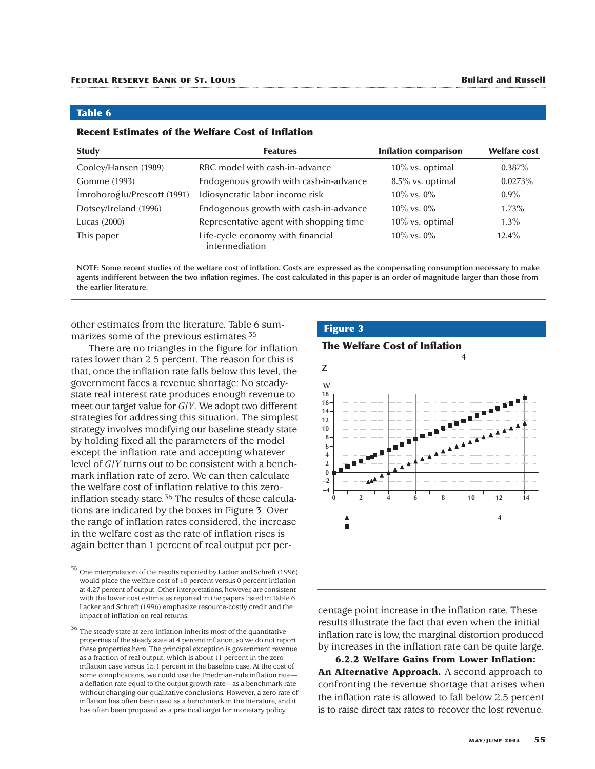## Table 6

**Recent Estimates of the Welfare Cost of Inflation**

| Study | Features | Inflation comparison | Welfare cost |
|---|---|---|---|
| Cooley/Hansen (1989) | RBC model with cash-in-advance | 10% vs. optimal | 0.387% |
| Gomme (1993) | Endogenous growth with cash-in-advance | 8.5% vs. optimal | 0.0273% |
| İmrohoroğlu/Prescott (1991) | Idiosyncratic labor income risk | 10% vs. 0% | 0.9% |
| Dotsey/Ireland (1996) | Endogenous growth with cash-in-advance | 10% vs. 0% | 1.73% |
| Lucas (2000) | Representative agent with shopping time | 10% vs. optimal | 1.3% |
| This paper | Life-cycle economy with financial intermediation | 10% vs. 0% | 12.4% |

**NOTE: Some recent studies of the welfare cost of inflation. Costs are expressed as the compensating consumption necessary to make agents indifferent between the two inflation regimes. The cost calculated in this paper is an order of magnitude larger than those from the earlier literature.**

other estimates from the literature. Table 6 summarizes some of the previous estimates.[35]

There are no triangles in the figure for inflation rates lower than 2.5 percent. The reason for this is that, once the inflation rate falls below this level, the government faces a revenue shortage: No steady-state real interest rate produces enough revenue to meet our target value for $G/Y$. We adopt two different strategies for addressing this situation. The simplest strategy involves modifying our baseline steady state by holding fixed all the parameters of the model except the inflation rate and accepting whatever level of $G/Y$ turns out to be consistent with a benchmark inflation rate of zero. We can then calculate the welfare cost of inflation relative to this zero-inflation steady state.[36] The results of these calculations are indicated by the boxes in Figure 3. Over the range of inflation rates considered, the increase in the welfare cost as the rate of inflation rises is again better than 1 percent of real output per percentage point increase in the inflation rate. These results illustrate the fact that even when the initial inflation rate is low, the marginal distortion produced by increases in the inflation rate can be quite large.

## Figure 3

**The Welfare Cost of Inflation**

**6.2.2 Welfare Gains from Lower Inflation: An Alternative Approach.** A second approach to confronting the revenue shortage that arises when the inflation rate is allowed to fall below 2.5 percent is to raise direct tax rates to recover the lost revenue.

---

[35] One interpretation of the results reported by Lacker and Schreft (1996) would place the welfare cost of 10 percent versus 0 percent inflation at 4.27 percent of output. Other interpretations, however, are consistent with the lower cost estimates reported in the papers listed in Table 6. Lacker and Schreft (1996) emphasize resource-costly credit and the impact of inflation on real returns.

[36] The steady state at zero inflation inherits most of the quantitative properties of the steady state at 4 percent inflation, so we do not report these properties here. The principal exception is government revenue as a fraction of real output, which is about 11 percent in the zero inflation case versus 15.1 percent in the baseline case. At the cost of some complications, we could use the Friedman-rule inflation rate—a deflation rate equal to the output growth rate—as a benchmark rate without changing our qualitative conclusions. However, a zero rate of inflation has often been used as a benchmark in the literature, and it has often been proposed as a practical target for monetary policy.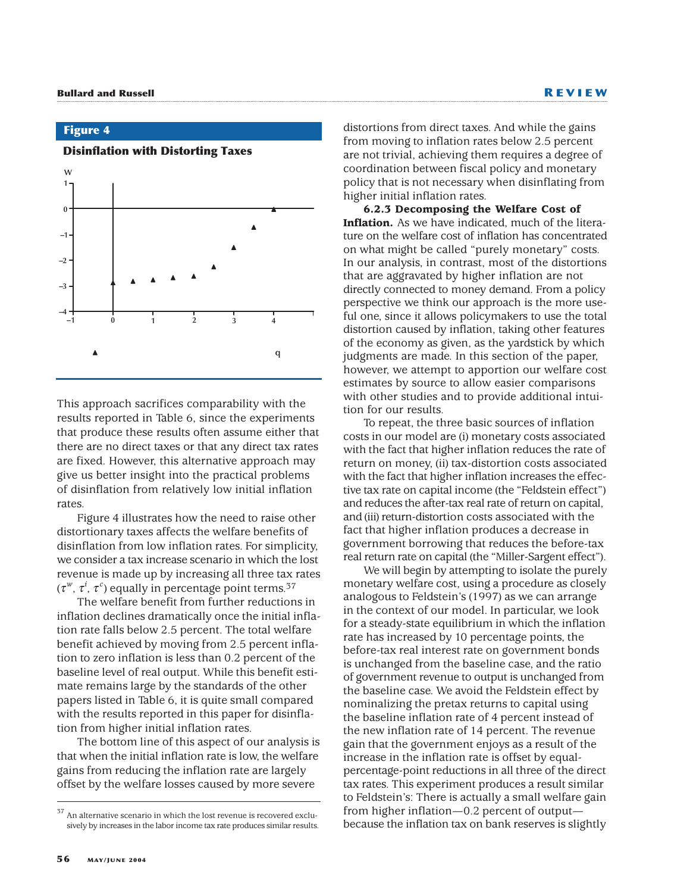**Figure 4**

**Disinflation with Distorting Taxes**

This approach sacrifices comparability with the results reported in Table 6, since the experiments that produce these results often assume either that there are no direct taxes or that any direct tax rates are fixed. However, this alternative approach may give us better insight into the practical problems of disinflation from relatively low initial inflation rates.

Figure 4 illustrates how the need to raise other distortionary taxes affects the welfare benefits of disinflation from low inflation rates. For simplicity, we consider a tax increase scenario in which the lost revenue is made up by increasing all three tax rates ($\tau^w$, $\tau^i$, $\tau^c$) equally in percentage point terms.[37]

The welfare benefit from further reductions in inflation declines dramatically once the initial inflation rate falls below 2.5 percent. The total welfare benefit achieved by moving from 2.5 percent inflation to zero inflation is less than 0.2 percent of the baseline level of real output. While this benefit estimate remains large by the standards of the other papers listed in Table 6, it is quite small compared with the results reported in this paper for disinflation from higher initial inflation rates.

The bottom line of this aspect of our analysis is that when the initial inflation rate is low, the welfare gains from reducing the inflation rate are largely offset by the welfare losses caused by more severe distortions from direct taxes. And while the gains from moving to inflation rates below 2.5 percent are not trivial, achieving them requires a degree of coordination between fiscal policy and monetary policy that is not necessary when disinflating from higher initial inflation rates.

**6.2.3 Decomposing the Welfare Cost of Inflation.** As we have indicated, much of the literature on the welfare cost of inflation has concentrated on what might be called "purely monetary" costs. In our analysis, in contrast, most of the distortions that are aggravated by higher inflation are not directly connected to money demand. From a policy perspective we think our approach is the more useful one, since it allows policymakers to use the total distortion caused by inflation, taking other features of the economy as given, as the yardstick by which judgments are made. In this section of the paper, however, we attempt to apportion our welfare cost estimates by source to allow easier comparisons with other studies and to provide additional intuition for our results.

To repeat, the three basic sources of inflation costs in our model are (i) monetary costs associated with the fact that higher inflation reduces the rate of return on money, (ii) tax-distortion costs associated with the fact that higher inflation increases the effective tax rate on capital income (the "Feldstein effect") and reduces the after-tax real rate of return on capital, and (iii) return-distortion costs associated with the fact that higher inflation produces a decrease in government borrowing that reduces the before-tax real return rate on capital (the "Miller-Sargent effect").

We will begin by attempting to isolate the purely monetary welfare cost, using a procedure as closely analogous to Feldstein's (1997) as we can arrange in the context of our model. In particular, we look for a steady-state equilibrium in which the inflation rate has increased by 10 percentage points, the before-tax real interest rate on government bonds is unchanged from the baseline case, and the ratio of government revenue to output is unchanged from the baseline case. We avoid the Feldstein effect by nominalizing the pretax returns to capital using the baseline inflation rate of 4 percent instead of the new inflation rate of 14 percent. The revenue gain that the government enjoys as a result of the increase in the inflation rate is offset by equal-percentage-point reductions in all three of the direct tax rates. This experiment produces a result similar to Feldstein's: There is actually a small welfare gain from higher inflation—0.2 percent of output—because the inflation tax on bank reserves is slightly

[37] An alternative scenario in which the lost revenue is recovered exclusively by increases in the labor income tax rate produces similar results.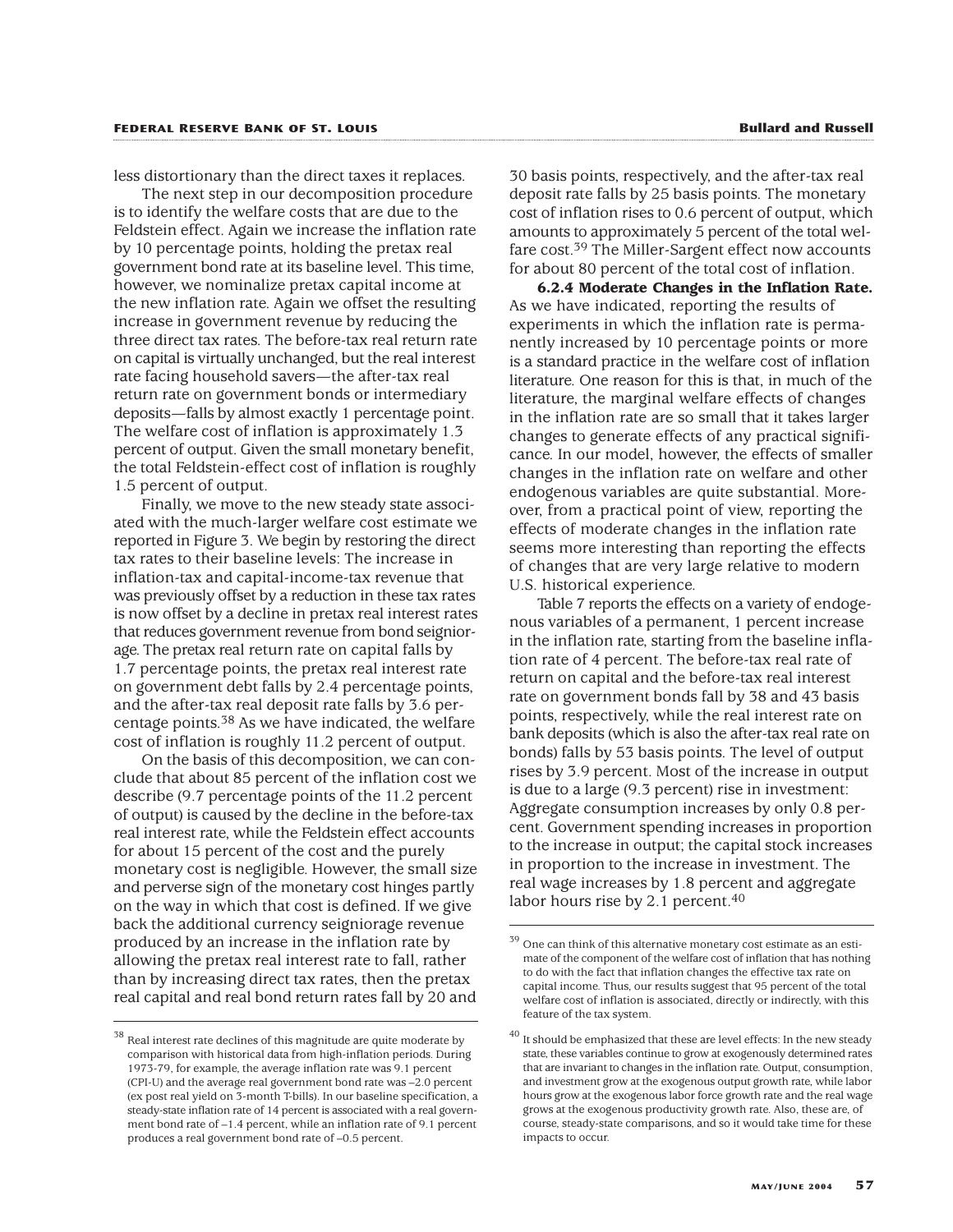less distortionary than the direct taxes it replaces.

The next step in our decomposition procedure is to identify the welfare costs that are due to the Feldstein effect. Again we increase the inflation rate by 10 percentage points, holding the pretax real government bond rate at its baseline level. This time, however, we nominalize pretax capital income at the new inflation rate. Again we offset the resulting increase in government revenue by reducing the three direct tax rates. The before-tax real return rate on capital is virtually unchanged, but the real interest rate facing household savers—the after-tax real return rate on government bonds or intermediary deposits—falls by almost exactly 1 percentage point. The welfare cost of inflation is approximately 1.3 percent of output. Given the small monetary benefit, the total Feldstein-effect cost of inflation is roughly 1.5 percent of output.

Finally, we move to the new steady state associated with the much-larger welfare cost estimate we reported in Figure 3. We begin by restoring the direct tax rates to their baseline levels: The increase in inflation-tax and capital-income-tax revenue that was previously offset by a reduction in these tax rates is now offset by a decline in pretax real interest rates that reduces government revenue from bond seigniorage. The pretax real return rate on capital falls by 1.7 percentage points, the pretax real interest rate on government debt falls by 2.4 percentage points, and the after-tax real deposit rate falls by 3.6 percentage points.[38] As we have indicated, the welfare cost of inflation is roughly 11.2 percent of output.

On the basis of this decomposition, we can conclude that about 85 percent of the inflation cost we describe (9.7 percentage points of the 11.2 percent of output) is caused by the decline in the before-tax real interest rate, while the Feldstein effect accounts for about 15 percent of the cost and the purely monetary cost is negligible. However, the small size and perverse sign of the monetary cost hinges partly on the way in which that cost is defined. If we give back the additional currency seigniorage revenue produced by an increase in the inflation rate by allowing the pretax real interest rate to fall, rather than by increasing direct tax rates, then the pretax real capital and real bond return rates fall by 20 and 30 basis points, respectively, and the after-tax real deposit rate falls by 25 basis points. The monetary cost of inflation rises to 0.6 percent of output, which amounts to approximately 5 percent of the total welfare cost.[39] The Miller-Sargent effect now accounts for about 80 percent of the total cost of inflation.

**6.2.4 Moderate Changes in the Inflation Rate.** As we have indicated, reporting the results of experiments in which the inflation rate is permanently increased by 10 percentage points or more is a standard practice in the welfare cost of inflation literature. One reason for this is that, in much of the literature, the marginal welfare effects of changes in the inflation rate are so small that it takes larger changes to generate effects of any practical significance. In our model, however, the effects of smaller changes in the inflation rate on welfare and other endogenous variables are quite substantial. Moreover, from a practical point of view, reporting the effects of moderate changes in the inflation rate seems more interesting than reporting the effects of changes that are very large relative to modern U.S. historical experience.

Table 7 reports the effects on a variety of endogenous variables of a permanent, 1 percent increase in the inflation rate, starting from the baseline inflation rate of 4 percent. The before-tax real rate of return on capital and the before-tax real interest rate on government bonds fall by 38 and 43 basis points, respectively, while the real interest rate on bank deposits (which is also the after-tax real rate on bonds) falls by 53 basis points. The level of output rises by 3.9 percent. Most of the increase in output is due to a large (9.3 percent) rise in investment: Aggregate consumption increases by only 0.8 percent. Government spending increases in proportion to the increase in output; the capital stock increases in proportion to the increase in investment. The real wage increases by 1.8 percent and aggregate labor hours rise by 2.1 percent.[40]

---

[38] Real interest rate declines of this magnitude are quite moderate by comparison with historical data from high-inflation periods. During 1973-79, for example, the average inflation rate was 9.1 percent (CPI-U) and the average real government bond rate was –2.0 percent (ex post real yield on 3-month T-bills). In our baseline specification, a steady-state inflation rate of 14 percent is associated with a real government bond rate of –1.4 percent, while an inflation rate of 9.1 percent produces a real government bond rate of –0.5 percent.

[39] One can think of this alternative monetary cost estimate as an estimate of the component of the welfare cost of inflation that has nothing to do with the fact that inflation changes the effective tax rate on capital income. Thus, our results suggest that 95 percent of the total welfare cost of inflation is associated, directly or indirectly, with this feature of the tax system.

[40] It should be emphasized that these are level effects: In the new steady state, these variables continue to grow at exogenously determined rates that are invariant to changes in the inflation rate. Output, consumption, and investment grow at the exogenous output growth rate, while labor hours grow at the exogenous labor force growth rate and the real wage grows at the exogenous productivity growth rate. Also, these are, of course, steady-state comparisons, and so it would take time for these impacts to occur.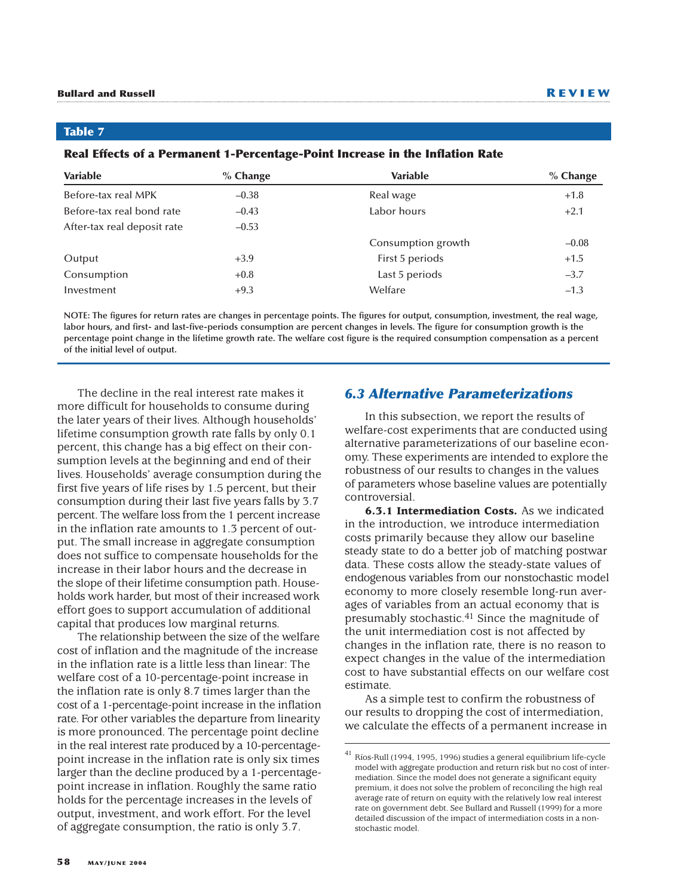**Table 7**

**Real Effects of a Permanent 1-Percentage-Point Increase in the Inflation Rate**

| Variable | % Change | Variable | % Change |
|---|---|---|---|
| Before-tax real MPK | –0.38 | Real wage | +1.8 |
| Before-tax real bond rate | –0.43 | Labor hours | +2.1 |
| After-tax real deposit rate | –0.53 | | |
| | | Consumption growth | –0.08 |
| Output | +3.9 | First 5 periods | +1.5 |
| Consumption | +0.8 | Last 5 periods | –3.7 |
| Investment | +9.3 | Welfare | –1.3 |

NOTE: The figures for return rates are changes in percentage points. The figures for output, consumption, investment, the real wage, labor hours, and first- and last-five-periods consumption are percent changes in levels. The figure for consumption growth is the percentage point change in the lifetime growth rate. The welfare cost figure is the required consumption compensation as a percent of the initial level of output.

The decline in the real interest rate makes it more difficult for households to consume during the later years of their lives. Although households' lifetime consumption growth rate falls by only 0.1 percent, this change has a big effect on their consumption levels at the beginning and end of their lives. Households' average consumption during the first five years of life rises by 1.5 percent, but their consumption during their last five years falls by 3.7 percent. The welfare loss from the 1 percent increase in the inflation rate amounts to 1.3 percent of output. The small increase in aggregate consumption does not suffice to compensate households for the increase in their labor hours and the decrease in the slope of their lifetime consumption path. Households work harder, but most of their increased work effort goes to support accumulation of additional capital that produces low marginal returns.

The relationship between the size of the welfare cost of inflation and the magnitude of the increase in the inflation rate is a little less than linear: The welfare cost of a 10-percentage-point increase in the inflation rate is only 8.7 times larger than the cost of a 1-percentage-point increase in the inflation rate. For other variables the departure from linearity is more pronounced. The percentage point decline in the real interest rate produced by a 10-percentage-point increase in the inflation rate is only six times larger than the decline produced by a 1-percentage-point increase in inflation. Roughly the same ratio holds for the percentage increases in the levels of output, investment, and work effort. For the level of aggregate consumption, the ratio is only 3.7.

## 6.3 Alternative Parameterizations

In this subsection, we report the results of welfare-cost experiments that are conducted using alternative parameterizations of our baseline economy. These experiments are intended to explore the robustness of our results to changes in the values of parameters whose baseline values are potentially controversial.

**6.3.1 Intermediation Costs.** As we indicated in the introduction, we introduce intermediation costs primarily because they allow our baseline steady state to do a better job of matching postwar data. These costs allow the steady-state values of endogenous variables from our nonstochastic model economy to more closely resemble long-run averages of variables from an actual economy that is presumably stochastic.[41] Since the magnitude of the unit intermediation cost is not affected by changes in the inflation rate, there is no reason to expect changes in the value of the intermediation cost to have substantial effects on our welfare cost estimate.

As a simple test to confirm the robustness of our results to dropping the cost of intermediation, we calculate the effects of a permanent increase in

[41] Ríos-Rull (1994, 1995, 1996) studies a general equilibrium life-cycle model with aggregate production and return risk but no cost of intermediation. Since the model does not generate a significant equity premium, it does not solve the problem of reconciling the high real average rate of return on equity with the relatively low real interest rate on government debt. See Bullard and Russell (1999) for a more detailed discussion of the impact of intermediation costs in a nonstochastic model.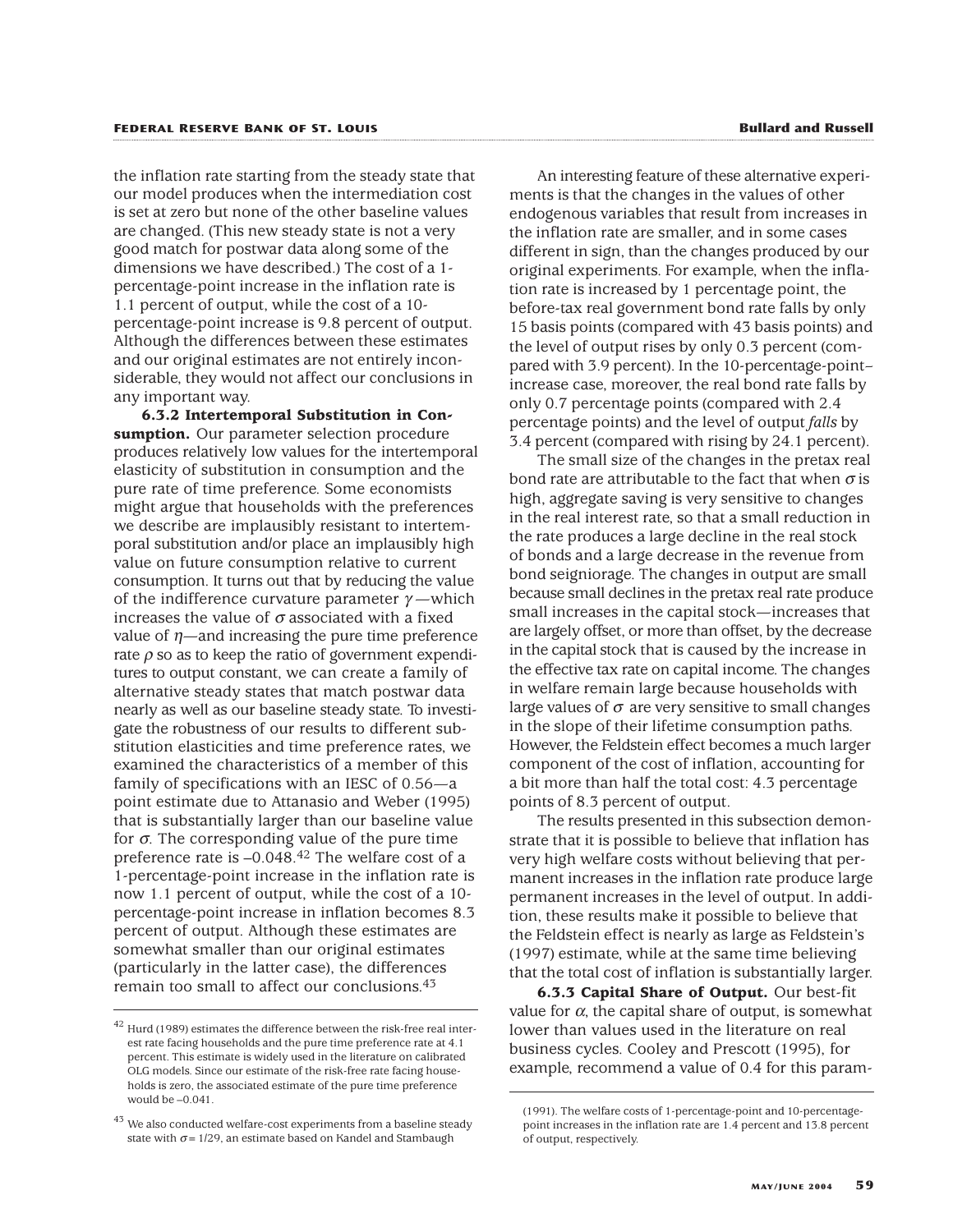the inflation rate starting from the steady state that our model produces when the intermediation cost is set at zero but none of the other baseline values are changed. (This new steady state is not a very good match for postwar data along some of the dimensions we have described.) The cost of a 1-percentage-point increase in the inflation rate is 1.1 percent of output, while the cost of a 10-percentage-point increase is 9.8 percent of output. Although the differences between these estimates and our original estimates are not entirely inconsiderable, they would not affect our conclusions in any important way.

**6.3.2 Intertemporal Substitution in Consumption.** Our parameter selection procedure produces relatively low values for the intertemporal elasticity of substitution in consumption and the pure rate of time preference. Some economists might argue that households with the preferences we describe are implausibly resistant to intertemporal substitution and/or place an implausibly high value on future consumption relative to current consumption. It turns out that by reducing the value of the indifference curvature parameter $\gamma$—which increases the value of $\sigma$ associated with a fixed value of $\eta$—and increasing the pure time preference rate $\rho$ so as to keep the ratio of government expenditures to output constant, we can create a family of alternative steady states that match postwar data nearly as well as our baseline steady state. To investigate the robustness of our results to different substitution elasticities and time preference rates, we examined the characteristics of a member of this family of specifications with an IESC of 0.56—a point estimate due to Attanasio and Weber (1995) that is substantially larger than our baseline value for $\sigma$. The corresponding value of the pure time preference rate is –0.048.[42] The welfare cost of a 1-percentage-point increase in the inflation rate is now 1.1 percent of output, while the cost of a 10-percentage-point increase in inflation becomes 8.3 percent of output. Although these estimates are somewhat smaller than our original estimates (particularly in the latter case), the differences remain too small to affect our conclusions.[43]

An interesting feature of these alternative experiments is that the changes in the values of other endogenous variables that result from increases in the inflation rate are smaller, and in some cases different in sign, than the changes produced by our original experiments. For example, when the inflation rate is increased by 1 percentage point, the before-tax real government bond rate falls by only 15 basis points (compared with 43 basis points) and the level of output rises by only 0.3 percent (compared with 3.9 percent). In the 10-percentage-point–increase case, moreover, the real bond rate falls by only 0.7 percentage points (compared with 2.4 percentage points) and the level of output *falls* by 3.4 percent (compared with rising by 24.1 percent).

The small size of the changes in the pretax real bond rate are attributable to the fact that when $\sigma$ is high, aggregate saving is very sensitive to changes in the real interest rate, so that a small reduction in the rate produces a large decline in the real stock of bonds and a large decrease in the revenue from bond seigniorage. The changes in output are small because small declines in the pretax real rate produce small increases in the capital stock—increases that are largely offset, or more than offset, by the decrease in the capital stock that is caused by the increase in the effective tax rate on capital income. The changes in welfare remain large because households with large values of $\sigma$ are very sensitive to small changes in the slope of their lifetime consumption paths. However, the Feldstein effect becomes a much larger component of the cost of inflation, accounting for a bit more than half the total cost: 4.3 percentage points of 8.3 percent of output.

The results presented in this subsection demonstrate that it is possible to believe that inflation has very high welfare costs without believing that permanent increases in the inflation rate produce large permanent increases in the level of output. In addition, these results make it possible to believe that the Feldstein effect is nearly as large as Feldstein's (1997) estimate, while at the same time believing that the total cost of inflation is substantially larger.

**6.3.3 Capital Share of Output.** Our best-fit value for $\alpha$, the capital share of output, is somewhat lower than values used in the literature on real business cycles. Cooley and Prescott (1995), for example, recommend a value of 0.4 for this param-

---

[42] Hurd (1989) estimates the difference between the risk-free real interest rate facing households and the pure time preference rate at 4.1 percent. This estimate is widely used in the literature on calibrated OLG models. Since our estimate of the risk-free rate facing households is zero, the associated estimate of the pure time preference would be –0.041.

[43] We also conducted welfare-cost experiments from a baseline steady state with $\sigma = 1/29$, an estimate based on Kandel and Stambaugh (1991). The welfare costs of 1-percentage-point and 10-percentage-point increases in the inflation rate are 1.4 percent and 13.8 percent of output, respectively.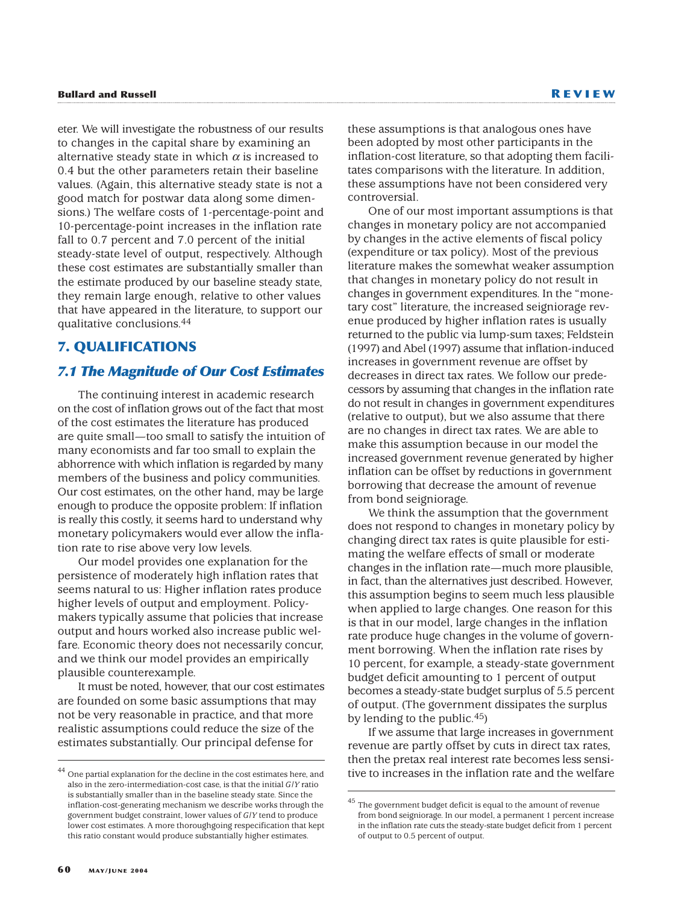eter. We will investigate the robustness of our results to changes in the capital share by examining an alternative steady state in which $\alpha$ is increased to 0.4 but the other parameters retain their baseline values. (Again, this alternative steady state is not a good match for postwar data along some dimensions.) The welfare costs of 1-percentage-point and 10-percentage-point increases in the inflation rate fall to 0.7 percent and 7.0 percent of the initial steady-state level of output, respectively. Although these cost estimates are substantially smaller than the estimate produced by our baseline steady state, they remain large enough, relative to other values that have appeared in the literature, to support our qualitative conclusions.[44]

## 7. QUALIFICATIONS

### 7.1 The Magnitude of Our Cost Estimates

The continuing interest in academic research on the cost of inflation grows out of the fact that most of the cost estimates the literature has produced are quite small—too small to satisfy the intuition of many economists and far too small to explain the abhorrence with which inflation is regarded by many members of the business and policy communities. Our cost estimates, on the other hand, may be large enough to produce the opposite problem: If inflation is really this costly, it seems hard to understand why monetary policymakers would ever allow the inflation rate to rise above very low levels.

Our model provides one explanation for the persistence of moderately high inflation rates that seems natural to us: Higher inflation rates produce higher levels of output and employment. Policymakers typically assume that policies that increase output and hours worked also increase public welfare. Economic theory does not necessarily concur, and we think our model provides an empirically plausible counterexample.

It must be noted, however, that our cost estimates are founded on some basic assumptions that may not be very reasonable in practice, and that more realistic assumptions could reduce the size of the estimates substantially. Our principal defense for these assumptions is that analogous ones have been adopted by most other participants in the inflation-cost literature, so that adopting them facilitates comparisons with the literature. In addition, these assumptions have not been considered very controversial.

One of our most important assumptions is that changes in monetary policy are not accompanied by changes in the active elements of fiscal policy (expenditure or tax policy). Most of the previous literature makes the somewhat weaker assumption that changes in monetary policy do not result in changes in government expenditures. In the "monetary cost" literature, the increased seigniorage revenue produced by higher inflation rates is usually returned to the public via lump-sum taxes; Feldstein (1997) and Abel (1997) assume that inflation-induced increases in government revenue are offset by decreases in direct tax rates. We follow our predecessors by assuming that changes in the inflation rate do not result in changes in government expenditures (relative to output), but we also assume that there are no changes in direct tax rates. We are able to make this assumption because in our model the increased government revenue generated by higher inflation can be offset by reductions in government borrowing that decrease the amount of revenue from bond seigniorage.

We think the assumption that the government does not respond to changes in monetary policy by changing direct tax rates is quite plausible for estimating the welfare effects of small or moderate changes in the inflation rate—much more plausible, in fact, than the alternatives just described. However, this assumption begins to seem much less plausible when applied to large changes. One reason for this is that in our model, large changes in the inflation rate produce huge changes in the volume of government borrowing. When the inflation rate rises by 10 percent, for example, a steady-state government budget deficit amounting to 1 percent of output becomes a steady-state budget surplus of 5.5 percent of output. (The government dissipates the surplus by lending to the public.[45])

If we assume that large increases in government revenue are partly offset by cuts in direct tax rates, then the pretax real interest rate becomes less sensitive to increases in the inflation rate and the welfare

---

[44] One partial explanation for the decline in the cost estimates here, and also in the zero-intermediation-cost case, is that the initial $G/Y$ ratio is substantially smaller than in the baseline steady state. Since the inflation-cost-generating mechanism we describe works through the government budget constraint, lower values of $G/Y$ tend to produce lower cost estimates. A more thoroughgoing respecification that kept this ratio constant would produce substantially higher estimates.

[45] The government budget deficit is equal to the amount of revenue from bond seigniorage. In our model, a permanent 1 percent increase in the inflation rate cuts the steady-state budget deficit from 1 percent of output to 0.5 percent of output.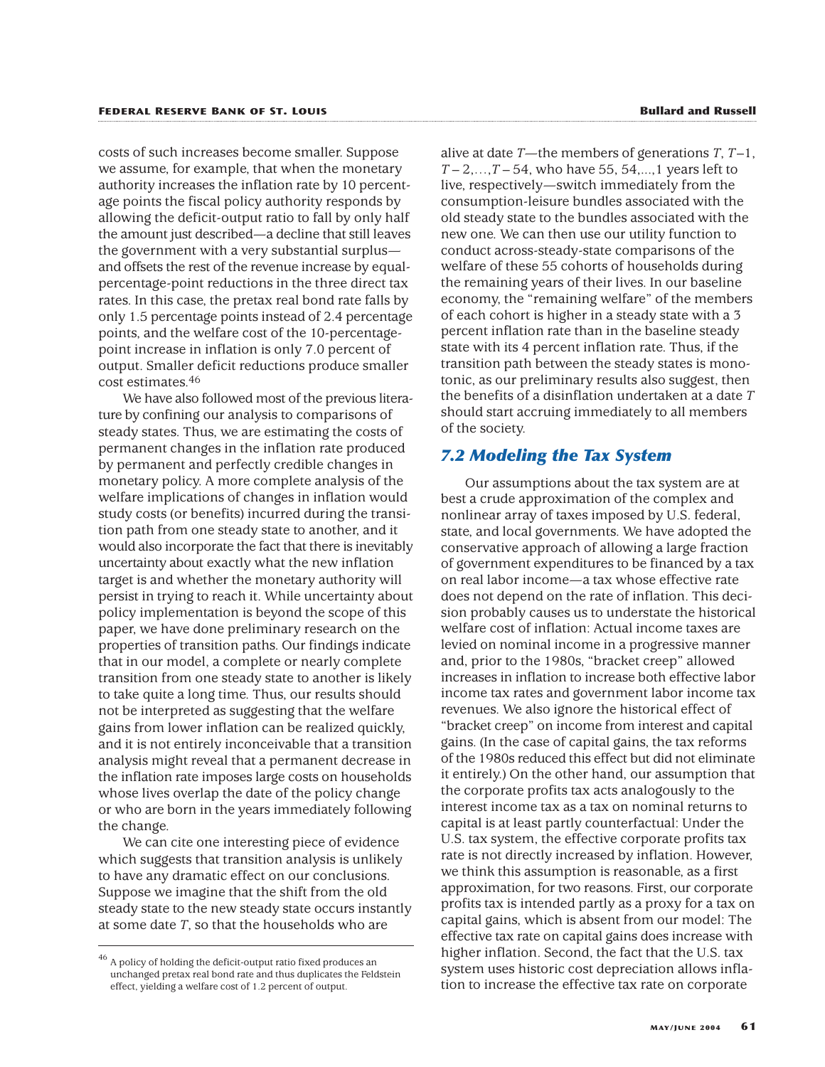costs of such increases become smaller. Suppose we assume, for example, that when the monetary authority increases the inflation rate by 10 percentage points the fiscal policy authority responds by allowing the deficit-output ratio to fall by only half the amount just described—a decline that still leaves the government with a very substantial surplus—and offsets the rest of the revenue increase by equal-percentage-point reductions in the three direct tax rates. In this case, the pretax real bond rate falls by only 1.5 percentage points instead of 2.4 percentage points, and the welfare cost of the 10-percentage-point increase in inflation is only 7.0 percent of output. Smaller deficit reductions produce smaller cost estimates.[46]

We have also followed most of the previous literature by confining our analysis to comparisons of steady states. Thus, we are estimating the costs of permanent changes in the inflation rate produced by permanent and perfectly credible changes in monetary policy. A more complete analysis of the welfare implications of changes in inflation would study costs (or benefits) incurred during the transition path from one steady state to another, and it would also incorporate the fact that there is inevitably uncertainty about exactly what the new inflation target is and whether the monetary authority will persist in trying to reach it. While uncertainty about policy implementation is beyond the scope of this paper, we have done preliminary research on the properties of transition paths. Our findings indicate that in our model, a complete or nearly complete transition from one steady state to another is likely to take quite a long time. Thus, our results should not be interpreted as suggesting that the welfare gains from lower inflation can be realized quickly, and it is not entirely inconceivable that a transition analysis might reveal that a permanent decrease in the inflation rate imposes large costs on households whose lives overlap the date of the policy change or who are born in the years immediately following the change.

We can cite one interesting piece of evidence which suggests that transition analysis is unlikely to have any dramatic effect on our conclusions. Suppose we imagine that the shift from the old steady state to the new steady state occurs instantly at some date $T$, so that the households who are alive at date $T$—the members of generations $T, T-1, T-2, \ldots, T-54$, who have 55, 54,...,1 years left to live, respectively—switch immediately from the consumption-leisure bundles associated with the old steady state to the bundles associated with the new one. We can then use our utility function to conduct across-steady-state comparisons of the welfare of these 55 cohorts of households during the remaining years of their lives. In our baseline economy, the "remaining welfare" of the members of each cohort is higher in a steady state with a 3 percent inflation rate than in the baseline steady state with its 4 percent inflation rate. Thus, if the transition path between the steady states is monotonic, as our preliminary results also suggest, then the benefits of a disinflation undertaken at a date $T$ should start accruing immediately to all members of the society.

## 7.2 Modeling the Tax System

Our assumptions about the tax system are at best a crude approximation of the complex and nonlinear array of taxes imposed by U.S. federal, state, and local governments. We have adopted the conservative approach of allowing a large fraction of government expenditures to be financed by a tax on real labor income—a tax whose effective rate does not depend on the rate of inflation. This decision probably causes us to understate the historical welfare cost of inflation: Actual income taxes are levied on nominal income in a progressive manner and, prior to the 1980s, "bracket creep" allowed increases in inflation to increase both effective labor income tax rates and government labor income tax revenues. We also ignore the historical effect of "bracket creep" on income from interest and capital gains. (In the case of capital gains, the tax reforms of the 1980s reduced this effect but did not eliminate it entirely.) On the other hand, our assumption that the corporate profits tax acts analogously to the interest income tax as a tax on nominal returns to capital is at least partly counterfactual: Under the U.S. tax system, the effective corporate profits tax rate is not directly increased by inflation. However, we think this assumption is reasonable, as a first approximation, for two reasons. First, our corporate profits tax is intended partly as a proxy for a tax on capital gains, which is absent from our model: The effective tax rate on capital gains does increase with higher inflation. Second, the fact that the U.S. tax system uses historic cost depreciation allows inflation to increase the effective tax rate on corporate

[46] A policy of holding the deficit-output ratio fixed produces an unchanged pretax real bond rate and thus duplicates the Feldstein effect, yielding a welfare cost of 1.2 percent of output.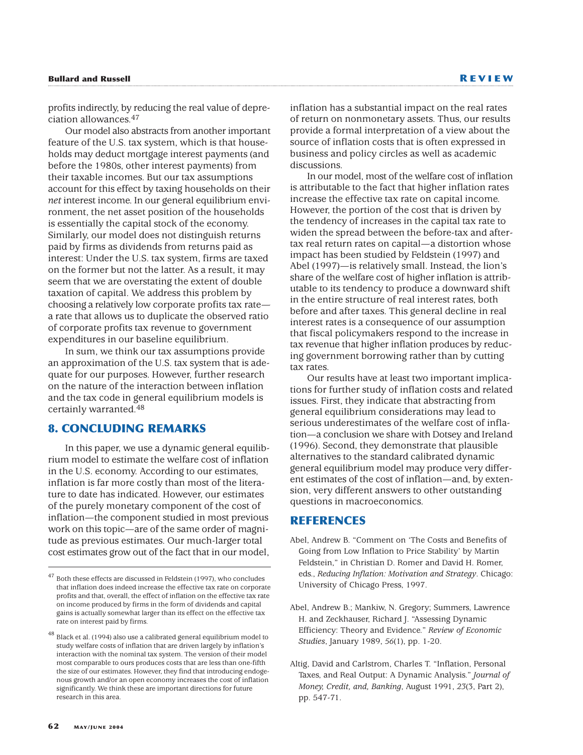profits indirectly, by reducing the real value of depreciation allowances.[47]

Our model also abstracts from another important feature of the U.S. tax system, which is that households may deduct mortgage interest payments (and before the 1980s, other interest payments) from their taxable incomes. But our tax assumptions account for this effect by taxing households on their *net* interest income. In our general equilibrium environment, the net asset position of the households is essentially the capital stock of the economy. Similarly, our model does not distinguish returns paid by firms as dividends from returns paid as interest: Under the U.S. tax system, firms are taxed on the former but not the latter. As a result, it may seem that we are overstating the extent of double taxation of capital. We address this problem by choosing a relatively low corporate profits tax rate—a rate that allows us to duplicate the observed ratio of corporate profits tax revenue to government expenditures in our baseline equilibrium.

In sum, we think our tax assumptions provide an approximation of the U.S. tax system that is adequate for our purposes. However, further research on the nature of the interaction between inflation and the tax code in general equilibrium models is certainly warranted.[48]

## 8. CONCLUDING REMARKS

In this paper, we use a dynamic general equilibrium model to estimate the welfare cost of inflation in the U.S. economy. According to our estimates, inflation is far more costly than most of the literature to date has indicated. However, our estimates of the purely monetary component of the cost of inflation—the component studied in most previous work on this topic—are of the same order of magnitude as previous estimates. Our much-larger total cost estimates grow out of the fact that in our model, inflation has a substantial impact on the real rates of return on nonmonetary assets. Thus, our results provide a formal interpretation of a view about the source of inflation costs that is often expressed in business and policy circles as well as academic discussions.

In our model, most of the welfare cost of inflation is attributable to the fact that higher inflation rates increase the effective tax rate on capital income. However, the portion of the cost that is driven by the tendency of increases in the capital tax rate to widen the spread between the before-tax and after-tax real return rates on capital—a distortion whose impact has been studied by Feldstein (1997) and Abel (1997)—is relatively small. Instead, the lion's share of the welfare cost of higher inflation is attributable to its tendency to produce a downward shift in the entire structure of real interest rates, both before and after taxes. This general decline in real interest rates is a consequence of our assumption that fiscal policymakers respond to the increase in tax revenue that higher inflation produces by reducing government borrowing rather than by cutting tax rates.

Our results have at least two important implications for further study of inflation costs and related issues. First, they indicate that abstracting from general equilibrium considerations may lead to serious underestimates of the welfare cost of inflation—a conclusion we share with Dotsey and Ireland (1996). Second, they demonstrate that plausible alternatives to the standard calibrated dynamic general equilibrium model may produce very different estimates of the cost of inflation—and, by extension, very different answers to other outstanding questions in macroeconomics.

## REFERENCES

Abel, Andrew B. "Comment on 'The Costs and Benefits of Going from Low Inflation to Price Stability' by Martin Feldstein," in Christian D. Romer and David H. Romer, eds., *Reducing Inflation: Motivation and Strategy*. Chicago: University of Chicago Press, 1997.

Abel, Andrew B.; Mankiw, N. Gregory; Summers, Lawrence H. and Zeckhauser, Richard J. "Assessing Dynamic Efficiency: Theory and Evidence." *Review of Economic Studies*, January 1989, *56*(1), pp. 1-20.

Altig, David and Carlstrom, Charles T. "Inflation, Personal Taxes, and Real Output: A Dynamic Analysis." *Journal of Money, Credit, and Banking*, August 1991, *23*(3, Part 2), pp. 547-71.

---

[47] Both these effects are discussed in Feldstein (1997), who concludes that inflation does indeed increase the effective tax rate on corporate profits and that, overall, the effect of inflation on the effective tax rate on income produced by firms in the form of dividends and capital gains is actually somewhat larger than its effect on the effective tax rate on interest paid by firms.

[48] Black et al. (1994) also use a calibrated general equilibrium model to study welfare costs of inflation that are driven largely by inflation's interaction with the nominal tax system. The version of their model most comparable to ours produces costs that are less than one-fifth the size of our estimates. However, they find that introducing endogenous growth and/or an open economy increases the cost of inflation significantly. We think these are important directions for future research in this area.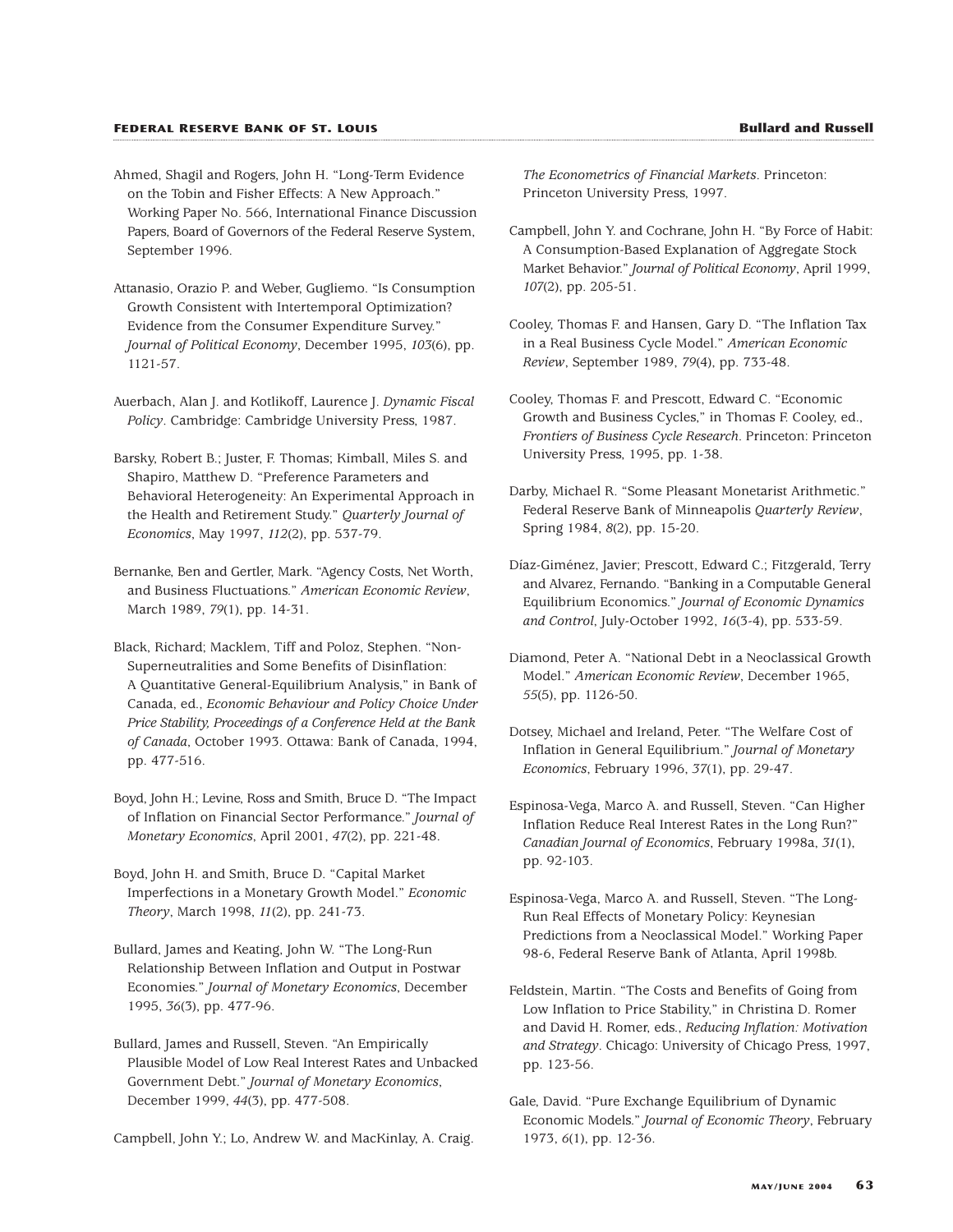Ahmed, Shagil and Rogers, John H. "Long-Term Evidence on the Tobin and Fisher Effects: A New Approach." Working Paper No. 566, International Finance Discussion Papers, Board of Governors of the Federal Reserve System, September 1996.

Attanasio, Orazio P. and Weber, Gugliemo. "Is Consumption Growth Consistent with Intertemporal Optimization? Evidence from the Consumer Expenditure Survey." *Journal of Political Economy*, December 1995, *103*(6), pp. 1121-57.

Auerbach, Alan J. and Kotlikoff, Laurence J. *Dynamic Fiscal Policy*. Cambridge: Cambridge University Press, 1987.

Barsky, Robert B.; Juster, F. Thomas; Kimball, Miles S. and Shapiro, Matthew D. "Preference Parameters and Behavioral Heterogeneity: An Experimental Approach in the Health and Retirement Study." *Quarterly Journal of Economics*, May 1997, *112*(2), pp. 537-79.

Bernanke, Ben and Gertler, Mark. "Agency Costs, Net Worth, and Business Fluctuations." *American Economic Review*, March 1989, *79*(1), pp. 14-31.

Black, Richard; Macklem, Tiff and Poloz, Stephen. "Non-Superneutralities and Some Benefits of Disinflation: A Quantitative General-Equilibrium Analysis," in Bank of Canada, ed., *Economic Behaviour and Policy Choice Under Price Stability, Proceedings of a Conference Held at the Bank of Canada*, October 1993. Ottawa: Bank of Canada, 1994, pp. 477-516.

Boyd, John H.; Levine, Ross and Smith, Bruce D. "The Impact of Inflation on Financial Sector Performance." *Journal of Monetary Economics*, April 2001, *47*(2), pp. 221-48.

Boyd, John H. and Smith, Bruce D. "Capital Market Imperfections in a Monetary Growth Model." *Economic Theory*, March 1998, *11*(2), pp. 241-73.

Bullard, James and Keating, John W. "The Long-Run Relationship Between Inflation and Output in Postwar Economies." *Journal of Monetary Economics*, December 1995, *36*(3), pp. 477-96.

Bullard, James and Russell, Steven. "An Empirically Plausible Model of Low Real Interest Rates and Unbacked Government Debt." *Journal of Monetary Economics*, December 1999, *44*(3), pp. 477-508.

Campbell, John Y.; Lo, Andrew W. and MacKinlay, A. Craig. *The Econometrics of Financial Markets*. Princeton: Princeton University Press, 1997.

Campbell, John Y. and Cochrane, John H. "By Force of Habit: A Consumption-Based Explanation of Aggregate Stock Market Behavior." *Journal of Political Economy*, April 1999, *107*(2), pp. 205-51.

Cooley, Thomas F. and Hansen, Gary D. "The Inflation Tax in a Real Business Cycle Model." *American Economic Review*, September 1989, *79*(4), pp. 733-48.

Cooley, Thomas F. and Prescott, Edward C. "Economic Growth and Business Cycles," in Thomas F. Cooley, ed., *Frontiers of Business Cycle Research*. Princeton: Princeton University Press, 1995, pp. 1-38.

Darby, Michael R. "Some Pleasant Monetarist Arithmetic." Federal Reserve Bank of Minneapolis *Quarterly Review*, Spring 1984, *8*(2), pp. 15-20.

Díaz-Giménez, Javier; Prescott, Edward C.; Fitzgerald, Terry and Alvarez, Fernando. "Banking in a Computable General Equilibrium Economics." *Journal of Economic Dynamics and Control*, July-October 1992, *16*(3-4), pp. 533-59.

Diamond, Peter A. "National Debt in a Neoclassical Growth Model." *American Economic Review*, December 1965, *55*(5), pp. 1126-50.

Dotsey, Michael and Ireland, Peter. "The Welfare Cost of Inflation in General Equilibrium." *Journal of Monetary Economics*, February 1996, *37*(1), pp. 29-47.

Espinosa-Vega, Marco A. and Russell, Steven. "Can Higher Inflation Reduce Real Interest Rates in the Long Run?" *Canadian Journal of Economics*, February 1998a, *31*(1), pp. 92-103.

Espinosa-Vega, Marco A. and Russell, Steven. "The Long-Run Real Effects of Monetary Policy: Keynesian Predictions from a Neoclassical Model." Working Paper 98-6, Federal Reserve Bank of Atlanta, April 1998b.

Feldstein, Martin. "The Costs and Benefits of Going from Low Inflation to Price Stability," in Christina D. Romer and David H. Romer, eds., *Reducing Inflation: Motivation and Strategy*. Chicago: University of Chicago Press, 1997, pp. 123-56.

Gale, David. "Pure Exchange Equilibrium of Dynamic Economic Models." *Journal of Economic Theory*, February 1973, *6*(1), pp. 12-36.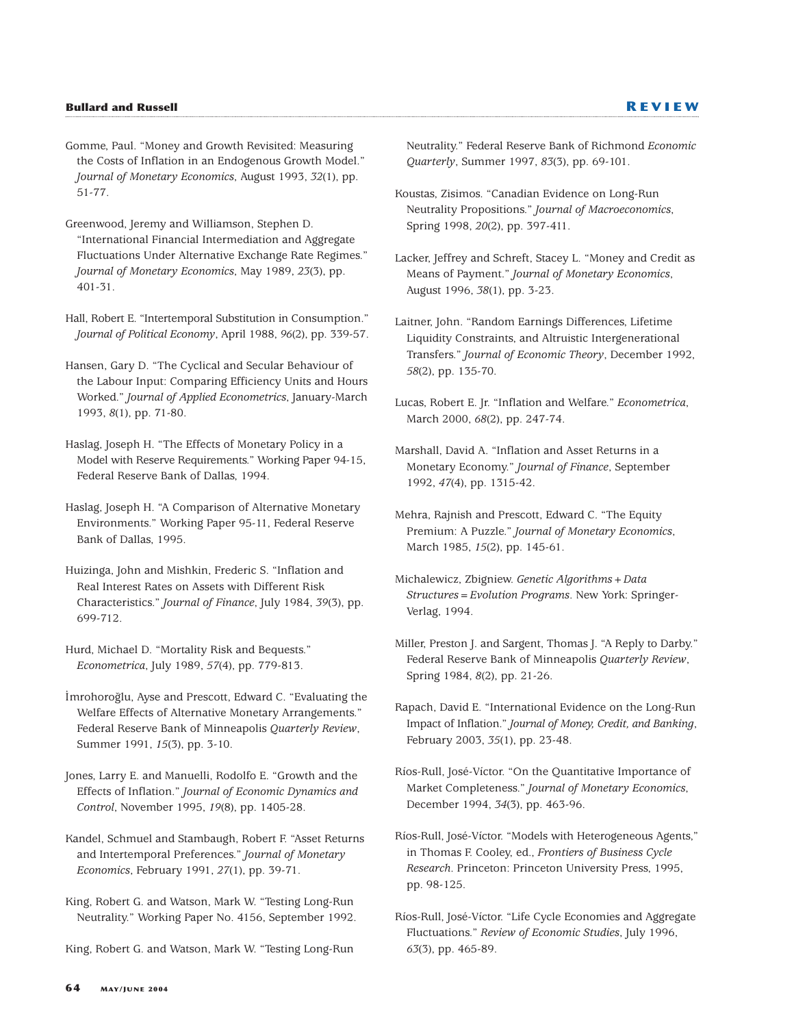Gomme, Paul. "Money and Growth Revisited: Measuring the Costs of Inflation in an Endogenous Growth Model." *Journal of Monetary Economics*, August 1993, *32*(1), pp. 51-77.

Greenwood, Jeremy and Williamson, Stephen D. "International Financial Intermediation and Aggregate Fluctuations Under Alternative Exchange Rate Regimes." *Journal of Monetary Economics*, May 1989, *23*(3), pp. 401-31.

Hall, Robert E. "Intertemporal Substitution in Consumption." *Journal of Political Economy*, April 1988, *96*(2), pp. 339-57.

Hansen, Gary D. "The Cyclical and Secular Behaviour of the Labour Input: Comparing Efficiency Units and Hours Worked." *Journal of Applied Econometrics*, January-March 1993, *8*(1), pp. 71-80.

Haslag, Joseph H. "The Effects of Monetary Policy in a Model with Reserve Requirements." Working Paper 94-15, Federal Reserve Bank of Dallas, 1994.

Haslag, Joseph H. "A Comparison of Alternative Monetary Environments." Working Paper 95-11, Federal Reserve Bank of Dallas, 1995.

Huizinga, John and Mishkin, Frederic S. "Inflation and Real Interest Rates on Assets with Different Risk Characteristics." *Journal of Finance*, July 1984, *39*(3), pp. 699-712.

Hurd, Michael D. "Mortality Risk and Bequests." *Econometrica*, July 1989, *57*(4), pp. 779-813.

İmrohoroğlu, Ayse and Prescott, Edward C. "Evaluating the Welfare Effects of Alternative Monetary Arrangements." Federal Reserve Bank of Minneapolis *Quarterly Review*, Summer 1991, *15*(3), pp. 3-10.

Jones, Larry E. and Manuelli, Rodolfo E. "Growth and the Effects of Inflation." *Journal of Economic Dynamics and Control*, November 1995, *19*(8), pp. 1405-28.

Kandel, Schmuel and Stambaugh, Robert F. "Asset Returns and Intertemporal Preferences." *Journal of Monetary Economics*, February 1991, *27*(1), pp. 39-71.

King, Robert G. and Watson, Mark W. "Testing Long-Run Neutrality." Working Paper No. 4156, September 1992.

King, Robert G. and Watson, Mark W. "Testing Long-Run Neutrality." Federal Reserve Bank of Richmond *Economic Quarterly*, Summer 1997, *83*(3), pp. 69-101.

Koustas, Zisimos. "Canadian Evidence on Long-Run Neutrality Propositions." *Journal of Macroeconomics*, Spring 1998, *20*(2), pp. 397-411.

Lacker, Jeffrey and Schreft, Stacey L. "Money and Credit as Means of Payment." *Journal of Monetary Economics*, August 1996, *38*(1), pp. 3-23.

Laitner, John. "Random Earnings Differences, Lifetime Liquidity Constraints, and Altruistic Intergenerational Transfers." *Journal of Economic Theory*, December 1992, *58*(2), pp. 135-70.

Lucas, Robert E. Jr. "Inflation and Welfare." *Econometrica*, March 2000, *68*(2), pp. 247-74.

Marshall, David A. "Inflation and Asset Returns in a Monetary Economy." *Journal of Finance*, September 1992, *47*(4), pp. 1315-42.

Mehra, Rajnish and Prescott, Edward C. "The Equity Premium: A Puzzle." *Journal of Monetary Economics*, March 1985, *15*(2), pp. 145-61.

Michalewicz, Zbigniew. *Genetic Algorithms + Data Structures = Evolution Programs*. New York: Springer-Verlag, 1994.

Miller, Preston J. and Sargent, Thomas J. "A Reply to Darby." Federal Reserve Bank of Minneapolis *Quarterly Review*, Spring 1984, *8*(2), pp. 21-26.

Rapach, David E. "International Evidence on the Long-Run Impact of Inflation." *Journal of Money, Credit, and Banking*, February 2003, *35*(1), pp. 23-48.

Ríos-Rull, José-Víctor. "On the Quantitative Importance of Market Completeness." *Journal of Monetary Economics*, December 1994, *34*(3), pp. 463-96.

Ríos-Rull, José-Víctor. "Models with Heterogeneous Agents," in Thomas F. Cooley, ed., *Frontiers of Business Cycle Research*. Princeton: Princeton University Press, 1995, pp. 98-125.

Ríos-Rull, José-Víctor. "Life Cycle Economies and Aggregate Fluctuations." *Review of Economic Studies*, July 1996, *63*(3), pp. 465-89.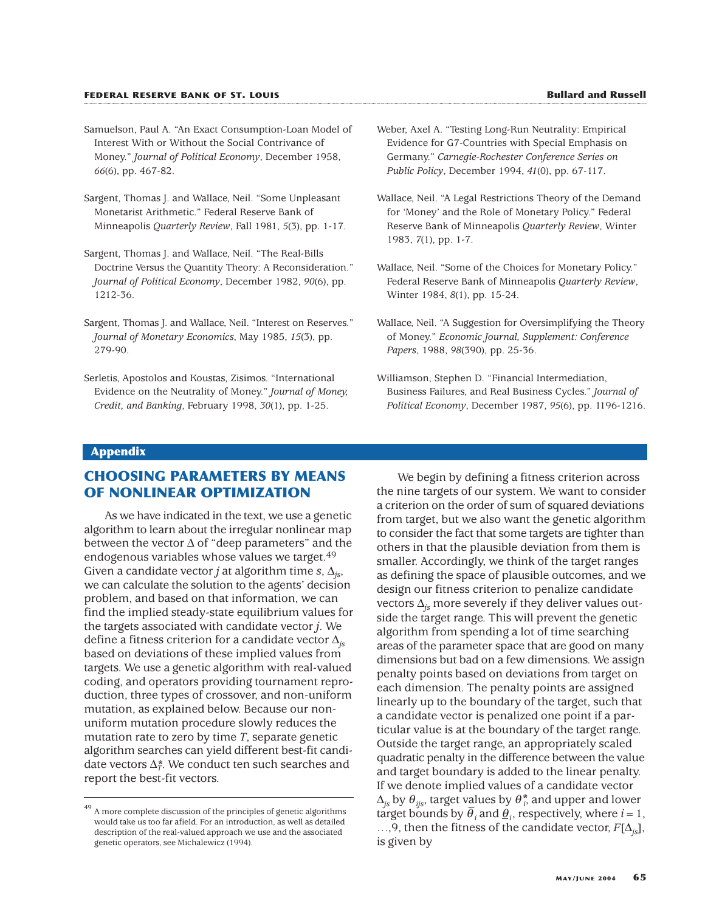Samuelson, Paul A. "An Exact Consumption-Loan Model of Interest With or Without the Social Contrivance of Money." *Journal of Political Economy*, December 1958, *66*(6), pp. 467-82.

Sargent, Thomas J. and Wallace, Neil. "Some Unpleasant Monetarist Arithmetic." Federal Reserve Bank of Minneapolis *Quarterly Review*, Fall 1981, *5*(3), pp. 1-17.

Sargent, Thomas J. and Wallace, Neil. "The Real-Bills Doctrine Versus the Quantity Theory: A Reconsideration." *Journal of Political Economy*, December 1982, *90*(6), pp. 1212-36.

Sargent, Thomas J. and Wallace, Neil. "Interest on Reserves." *Journal of Monetary Economics*, May 1985, *15*(3), pp. 279-90.

Serletis, Apostolos and Koustas, Zisimos. "International Evidence on the Neutrality of Money." *Journal of Money, Credit, and Banking*, February 1998, *30*(1), pp. 1-25.

Weber, Axel A. "Testing Long-Run Neutrality: Empirical Evidence for G7-Countries with Special Emphasis on Germany." *Carnegie-Rochester Conference Series on Public Policy*, December 1994, *41*(0), pp. 67-117.

Wallace, Neil. "A Legal Restrictions Theory of the Demand for 'Money' and the Role of Monetary Policy." Federal Reserve Bank of Minneapolis *Quarterly Review*, Winter 1983, *7*(1), pp. 1-7.

Wallace, Neil. "Some of the Choices for Monetary Policy." Federal Reserve Bank of Minneapolis *Quarterly Review*, Winter 1984, *8*(1), pp. 15-24.

Wallace, Neil. "A Suggestion for Oversimplifying the Theory of Money." *Economic Journal, Supplement: Conference Papers*, 1988, *98*(390), pp. 25-36.

Williamson, Stephen D. "Financial Intermediation, Business Failures, and Real Business Cycles." *Journal of Political Economy*, December 1987, *95*(6), pp. 1196-1216.

## Appendix

### CHOOSING PARAMETERS BY MEANS OF NONLINEAR OPTIMIZATION

As we have indicated in the text, we use a genetic algorithm to learn about the irregular nonlinear map between the vector $\Delta$ of "deep parameters" and the endogenous variables whose values we target.[49] Given a candidate vector $j$ at algorithm time $s$, $\Delta_{js}$, we can calculate the solution to the agents' decision problem, and based on that information, we can find the implied steady-state equilibrium values for the targets associated with candidate vector $j$. We define a fitness criterion for a candidate vector $\Delta_{js}$ based on deviations of these implied values from targets. We use a genetic algorithm with real-valued coding, and operators providing tournament reproduction, three types of crossover, and non-uniform mutation, as explained below. Because our non-uniform mutation procedure slowly reduces the mutation rate to zero by time $T$, separate genetic algorithm searches can yield different best-fit candidate vectors $\Delta_T^*$. We conduct ten such searches and report the best-fit vectors.

We begin by defining a fitness criterion across the nine targets of our system. We want to consider a criterion on the order of sum of squared deviations from target, but we also want the genetic algorithm to consider the fact that some targets are tighter than others in that the plausible deviation from them is smaller. Accordingly, we think of the target ranges as defining the space of plausible outcomes, and we design our fitness criterion to penalize candidate vectors $\Delta_{js}$ more severely if they deliver values outside the target range. This will prevent the genetic algorithm from spending a lot of time searching areas of the parameter space that are good on many dimensions but bad on a few dimensions. We assign penalty points based on deviations from target on each dimension. The penalty points are assigned linearly up to the boundary of the target, such that a candidate vector is penalized one point if a particular value is at the boundary of the target range. Outside the target range, an appropriately scaled quadratic penalty in the difference between the value and target boundary is added to the linear penalty. If we denote implied values of a candidate vector $\Delta_{js}$ by $\theta_{ijs}$, target values by $\theta_i^*$, and upper and lower target bounds by $\bar{\theta}_i$ and $\underline{\theta}_i$, respectively, where $i = 1, \ldots, 9$, then the fitness of the candidate vector, $F[\Delta_{js}]$, is given by

[49] A more complete discussion of the principles of genetic algorithms would take us too far afield. For an introduction, as well as detailed description of the real-valued approach we use and the associated genetic operators, see Michalewicz (1994).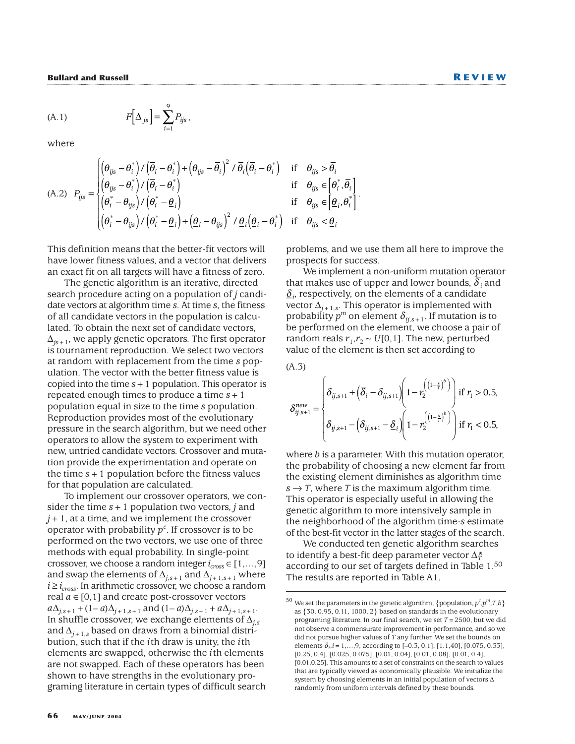$$\text{(A.1)} \qquad F\left[\Delta_{js}\right] = \sum_{i=1}^{9} P_{ijs},$$

where

$$\text{(A.2)} \quad P_{ijs} = \begin{cases} \left(\theta_{ijs} - \theta_i^*\right) / \left(\overline{\theta}_i - \theta_i^*\right) + \left(\theta_{ijs} - \overline{\theta}_i\right)^2 / \overline{\theta}_i \left(\overline{\theta}_i - \theta_i^*\right) & \text{if} \quad \theta_{ijs} > \overline{\theta}_i \\ \left(\theta_{ijs} - \theta_i^*\right) / \left(\overline{\theta}_i - \theta_i^*\right) & \text{if} \quad \theta_{ijs} \in \left[\theta_i^*, \overline{\theta}_i\right] \\ \left(\theta_i^* - \theta_{ijs}\right) / \left(\theta_i^* - \underline{\theta}_i\right) & \text{if} \quad \theta_{ijs} \in \left[\underline{\theta}_i, \theta_i^*\right] \\ \left(\theta_i^* - \theta_{ijs}\right) / \left(\theta_i^* - \underline{\theta}_i\right) + \left(\underline{\theta}_i - \theta_{ijs}\right)^2 / \underline{\theta}_i \left(\underline{\theta}_i - \theta_i^*\right) & \text{if} \quad \theta_{ijs} < \underline{\theta}_i \end{cases}.$$

This definition means that the better-fit vectors will have lower fitness values, and a vector that delivers an exact fit on all targets will have a fitness of zero.

The genetic algorithm is an iterative, directed search procedure acting on a population of $j$ candidate vectors at algorithm time $s$. At time $s$, the fitness of all candidate vectors in the population is calculated. To obtain the next set of candidate vectors, $\Delta_{js+1}$, we apply genetic operators. The first operator is tournament reproduction. We select two vectors at random with replacement from the time $s$ population. The vector with the better fitness value is copied into the time $s+1$ population. This operator is repeated enough times to produce a time $s+1$ population equal in size to the time $s$ population. Reproduction provides most of the evolutionary pressure in the search algorithm, but we need other operators to allow the system to experiment with new, untried candidate vectors. Crossover and mutation provide the experimentation and operate on the time $s+1$ population before the fitness values for that population are calculated.

To implement our crossover operators, we consider the time $s+1$ population two vectors, $j$ and $j+1$, at a time, and we implement the crossover operator with probability $p^c$. If crossover is to be performed on the two vectors, we use one of three methods with equal probability. In single-point crossover, we choose a random integer $i_{cross} \in [1,\ldots,9]$ and swap the elements of $\Delta_{j,s+1}$ and $\Delta_{j+1,s+1}$ where $i \geq i_{cross}$. In arithmetic crossover, we choose a random real $a \in [0,1]$ and create post-crossover vectors $a\Delta_{j,s+1} + (1-a)\Delta_{j+1,s+1}$ and $(1-a)\Delta_{j,s+1} + a\Delta_{j+1,s+1}$. In shuffle crossover, we exchange elements of $\Delta_{j,s}$ and $\Delta_{j+1,s}$ based on draws from a binomial distribution, such that if the $i$th draw is unity, the $i$th elements are swapped, otherwise the $i$th elements are not swapped. Each of these operators has been shown to have strengths in the evolutionary programing literature in certain types of difficult search problems, and we use them all here to improve the prospects for success.

We implement a non-uniform mutation operator that makes use of upper and lower bounds, $\overline{\delta}_i$ and $\underline{\delta}_i$, respectively, on the elements of a candidate vector $\Delta_{j+1,s}$. This operator is implemented with probability $p^m$ on element $\delta_{ij,s+1}$. If mutation is to be performed on the element, we choose a pair of random reals $r_1, r_2 \sim U[0,1]$. The new, perturbed value of the element is then set according to

(A.3)

$$\delta_{ij,s+1}^{new} = \begin{cases} \delta_{ij,s+1} + \left(\overline{\delta}_i - \delta_{ij,s+1}\right)\left(1 - r_2^{\left(\left(1-\frac{s}{T}\right)^b\right)}\right) & \text{if } r_1 > 0.5, \\ \delta_{ij,s+1} - \left(\delta_{ij,s+1} - \underline{\delta}_i\right)\left(1 - r_2^{\left(\left(1-\frac{s}{T}\right)^b\right)}\right) & \text{if } r_1 < 0.5, \end{cases}$$

where $b$ is a parameter. With this mutation operator, the probability of choosing a new element far from the existing element diminishes as algorithm time $s \rightarrow T$, where $T$ is the maximum algorithm time. This operator is especially useful in allowing the genetic algorithm to more intensively sample in the neighborhood of the algorithm time-$s$ estimate of the best-fit vector in the latter stages of the search.

We conducted ten genetic algorithm searches to identify a best-fit deep parameter vector $\Delta_T^*$ according to our set of targets defined in Table 1.[50] The results are reported in Table A1.

[50] We set the parameters in the genetic algorithm, {population, $p^c$, $p^m$, $T$, $b$} as {30, 0.95, 0.11, 1000, 2} based on standards in the evolutionary programing literature. In our final search, we set $T = 2500$, but we did not observe a commensurate improvement in performance, and so we did not pursue higher values of $T$ any further. We set the bounds on elements $\delta_i, i = 1,\ldots,9$, according to [–0.3, 0.1], [1.1,40], [0.075, 0.33], [0.25, 0.4], [0.025, 0.075], [0.01, 0.04], [0.01, 0.08], [0.01, 0.4], [0.01,0.25]. This amounts to a set of constraints on the search to values that are typically viewed as economically plausible. We initialize the system by choosing elements in an initial population of vectors $\Delta$ randomly from uniform intervals defined by these bounds.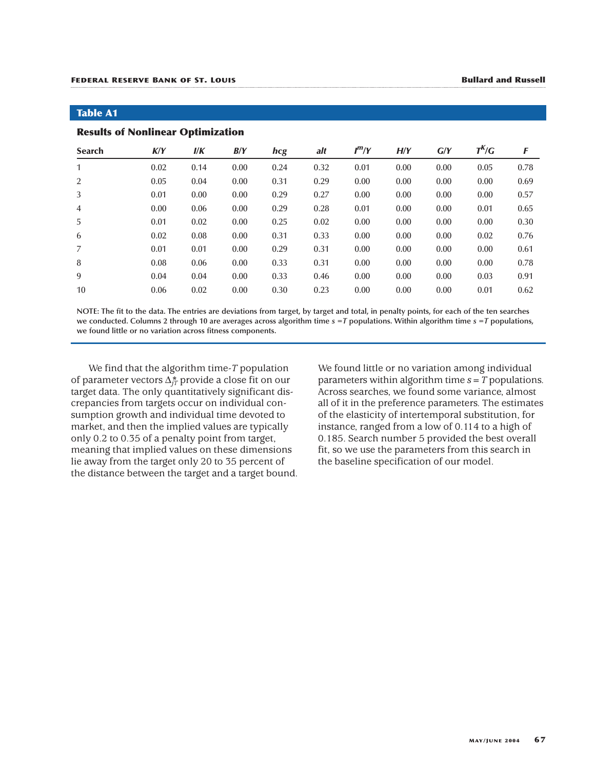## Table A1

### Results of Nonlinear Optimization

| Search | $K/Y$ | $I/K$ | $B/Y$ | $hcg$ | $alt$ | $I^m/Y$ | $H/Y$ | $G/Y$ | $T^K/G$ | $F$ |
|---|---|---|---|---|---|---|---|---|---|---|
| 1 | 0.02 | 0.14 | 0.00 | 0.24 | 0.32 | 0.01 | 0.00 | 0.00 | 0.05 | 0.78 |
| 2 | 0.05 | 0.04 | 0.00 | 0.31 | 0.29 | 0.00 | 0.00 | 0.00 | 0.00 | 0.69 |
| 3 | 0.01 | 0.00 | 0.00 | 0.29 | 0.27 | 0.00 | 0.00 | 0.00 | 0.00 | 0.57 |
| 4 | 0.00 | 0.06 | 0.00 | 0.29 | 0.28 | 0.01 | 0.00 | 0.00 | 0.01 | 0.65 |
| 5 | 0.01 | 0.02 | 0.00 | 0.25 | 0.02 | 0.00 | 0.00 | 0.00 | 0.00 | 0.30 |
| 6 | 0.02 | 0.08 | 0.00 | 0.31 | 0.33 | 0.00 | 0.00 | 0.00 | 0.02 | 0.76 |
| 7 | 0.01 | 0.01 | 0.00 | 0.29 | 0.31 | 0.00 | 0.00 | 0.00 | 0.00 | 0.61 |
| 8 | 0.08 | 0.06 | 0.00 | 0.33 | 0.31 | 0.00 | 0.00 | 0.00 | 0.00 | 0.78 |
| 9 | 0.04 | 0.04 | 0.00 | 0.33 | 0.46 | 0.00 | 0.00 | 0.00 | 0.03 | 0.91 |
| 10 | 0.06 | 0.02 | 0.00 | 0.30 | 0.23 | 0.00 | 0.00 | 0.00 | 0.01 | 0.62 |

**NOTE: The fit to the data. The entries are deviations from target, by target and total, in penalty points, for each of the ten searches we conducted. Columns 2 through 10 are averages across algorithm time $s = T$ populations. Within algorithm time $s = T$ populations, we found little or no variation across fitness components.**

We find that the algorithm time-$T$ population of parameter vectors $\Delta^*_{jT}$ provide a close fit on our target data. The only quantitatively significant discrepancies from targets occur on individual consumption growth and individual time devoted to market, and then the implied values are typically only 0.2 to 0.35 of a penalty point from target, meaning that implied values on these dimensions lie away from the target only 20 to 35 percent of the distance between the target and a target bound. We found little or no variation among individual parameters within algorithm time $s = T$ populations. Across searches, we found some variance, almost all of it in the preference parameters. The estimates of the elasticity of intertemporal substitution, for instance, ranged from a low of 0.114 to a high of 0.185. Search number 5 provided the best overall fit, so we use the parameters from this search in the baseline specification of our model.